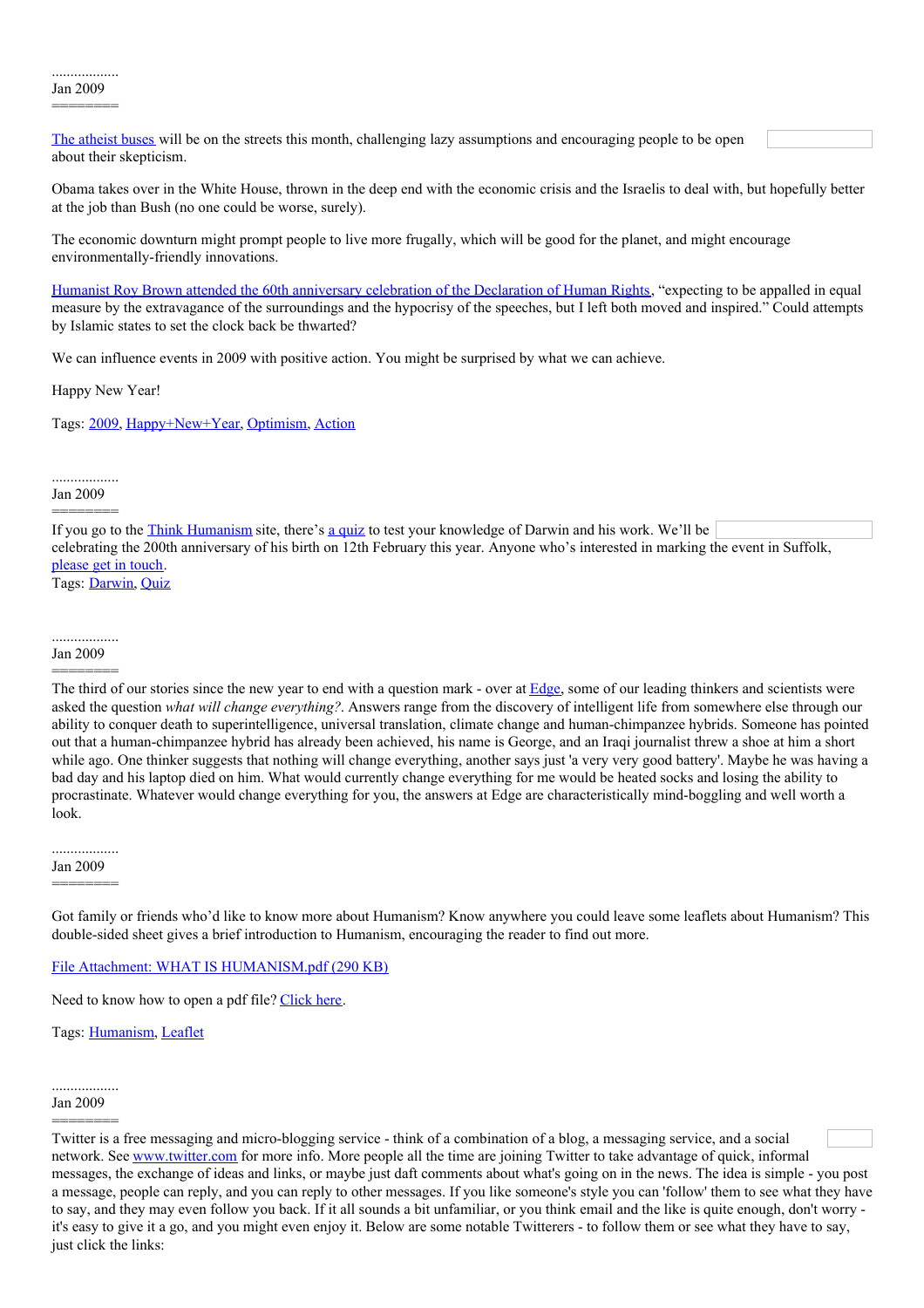..................
Jan 2009
========

The atheist buses will be on the streets this month, challenging lazy assumptions and encouraging people to be open about their skepticism.

Obama takes over in the White House, thrown in the deep end with the economic crisis and the Israelis to deal with, but hopefully better at the job than Bush (no one could be worse, surely).

The economic downturn might prompt people to live more frugally, which will be good for the planet, and might encourage environmentally-friendly innovations.

Humanist Roy Brown attended the 60th anniversary celebration of the Declaration of Human Rights, "expecting to be appalled in equal measure by the extravagance of the surroundings and the hypocrisy of the speeches, but I left both moved and inspired." Could attempts by Islamic states to set the clock back be thwarted?

We can influence events in 2009 with positive action. You might be surprised by what we can achieve.

Happy New Year!

Tags: 2009, Happy+New+Year, Optimism, Action

..................
Jan 2009
========

If you go to the Think Humanism site, there's a quiz to test your knowledge of Darwin and his work. We'll be celebrating the 200th anniversary of his birth on 12th February this year. Anyone who's interested in marking the event in Suffolk, please get in touch.
Tags: Darwin, Quiz

..................
Jan 2009
========

The third of our stories since the new year to end with a question mark - over at Edge, some of our leading thinkers and scientists were asked the question *what will change everything?*. Answers range from the discovery of intelligent life from somewhere else through our ability to conquer death to superintelligence, universal translation, climate change and human-chimpanzee hybrids. Someone has pointed out that a human-chimpanzee hybrid has already been achieved, his name is George, and an Iraqi journalist threw a shoe at him a short while ago. One thinker suggests that nothing will change everything, another says just 'a very very good battery'. Maybe he was having a bad day and his laptop died on him. What would currently change everything for me would be heated socks and losing the ability to procrastinate. Whatever would change everything for you, the answers at Edge are characteristically mind-boggling and well worth a look.

..................
Jan 2009
========

Got family or friends who'd like to know more about Humanism? Know anywhere you could leave some leaflets about Humanism? This double-sided sheet gives a brief introduction to Humanism, encouraging the reader to find out more.

File Attachment: WHAT IS HUMANISM.pdf (290 KB)

Need to know how to open a pdf file? Click here.

Tags: Humanism, Leaflet

..................
Jan 2009
========

Twitter is a free messaging and micro-blogging service - think of a combination of a blog, a messaging service, and a social network. See www.twitter.com for more info. More people all the time are joining Twitter to take advantage of quick, informal messages, the exchange of ideas and links, or maybe just daft comments about what's going on in the news. The idea is simple - you post a message, people can reply, and you can reply to other messages. If you like someone's style you can 'follow' them to see what they have to say, and they may even follow you back. If it all sounds a bit unfamiliar, or you think email and the like is quite enough, don't worry - it's easy to give it a go, and you might even enjoy it. Below are some notable Twitterers - to follow them or see what they have to say, just click the links: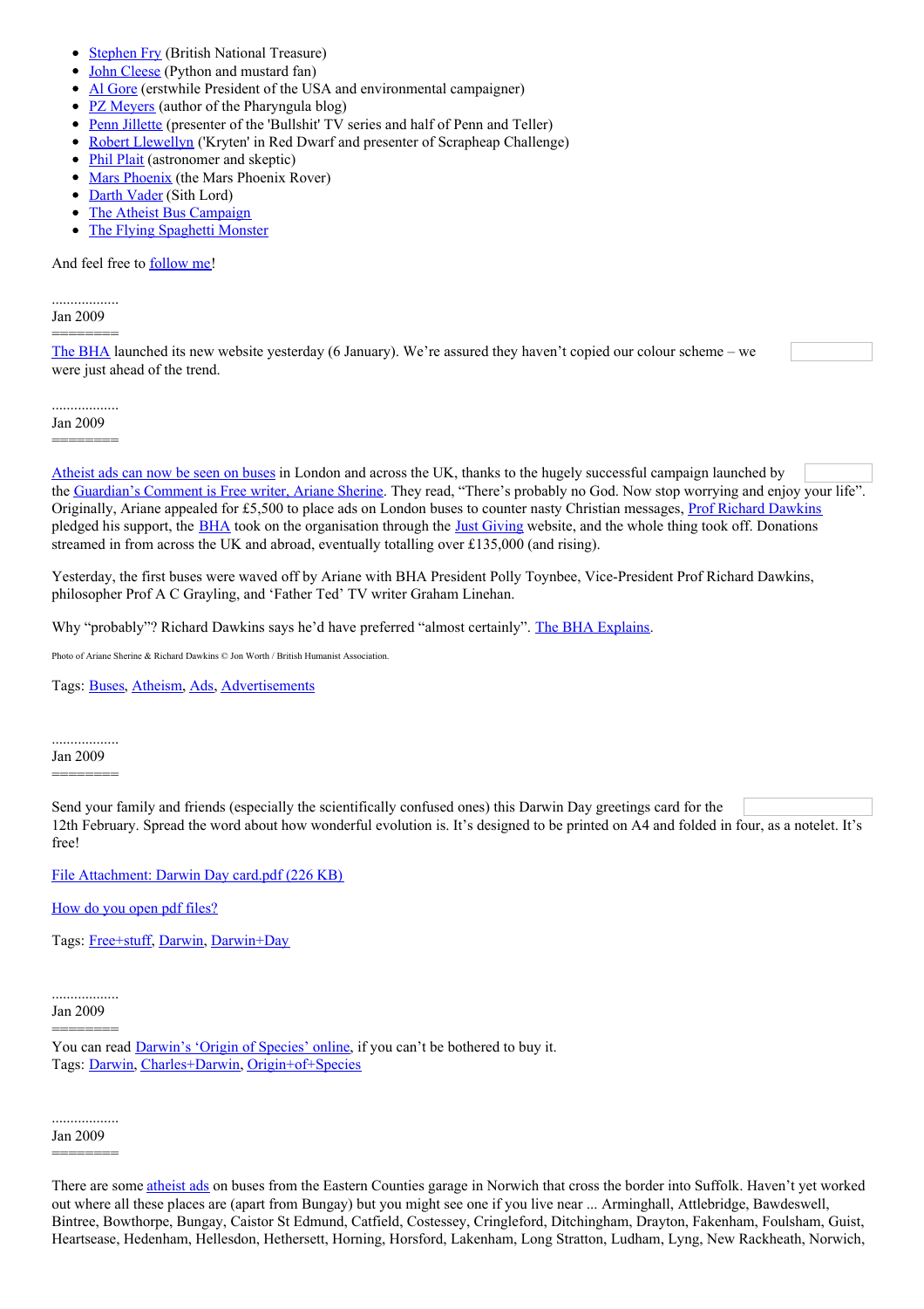- Stephen Fry (British National Treasure)
- John Cleese (Python and mustard fan)
- Al Gore (erstwhile President of the USA and environmental campaigner)
- PZ Meyers (author of the Pharyngula blog)
- Penn Jillette (presenter of the 'Bullshit' TV series and half of Penn and Teller)
- Robert Llewellyn ('Kryten' in Red Dwarf and presenter of Scrapheap Challenge)
- Phil Plait (astronomer and skeptic)
- Mars Phoenix (the Mars Phoenix Rover)
- Darth Vader (Sith Lord)
- The Atheist Bus Campaign
- The Flying Spaghetti Monster

And feel free to follow me!

..................
Jan 2009
========

The BHA launched its new website yesterday (6 January). We're assured they haven't copied our colour scheme – we were just ahead of the trend.

..................
Jan 2009
========

Atheist ads can now be seen on buses in London and across the UK, thanks to the hugely successful campaign launched by the Guardian's Comment is Free writer, Ariane Sherine. They read, "There's probably no God. Now stop worrying and enjoy your life". Originally, Ariane appealed for £5,500 to place ads on London buses to counter nasty Christian messages, Prof Richard Dawkins pledged his support, the BHA took on the organisation through the Just Giving website, and the whole thing took off. Donations streamed in from across the UK and abroad, eventually totalling over £135,000 (and rising).

Yesterday, the first buses were waved off by Ariane with BHA President Polly Toynbee, Vice-President Prof Richard Dawkins, philosopher Prof A C Grayling, and 'Father Ted' TV writer Graham Linehan.

Why "probably"? Richard Dawkins says he'd have preferred "almost certainly". The BHA Explains.

Photo of Ariane Sherine & Richard Dawkins © Jon Worth / British Humanist Association.

Tags: Buses, Atheism, Ads, Advertisements

..................
Jan 2009
========

Send your family and friends (especially the scientifically confused ones) this Darwin Day greetings card for the 12th February. Spread the word about how wonderful evolution is. It's designed to be printed on A4 and folded in four, as a notelet. It's free!

File Attachment: Darwin Day card.pdf (226 KB)

How do you open pdf files?

Tags: Free+stuff, Darwin, Darwin+Day

..................
Jan 2009
========

You can read Darwin's 'Origin of Species' online, if you can't be bothered to buy it.
Tags: Darwin, Charles+Darwin, Origin+of+Species

..................
Jan 2009
========

There are some atheist ads on buses from the Eastern Counties garage in Norwich that cross the border into Suffolk. Haven't yet worked out where all these places are (apart from Bungay) but you might see one if you live near ... Arminghall, Attlebridge, Bawdeswell, Bintree, Bowthorpe, Bungay, Caistor St Edmund, Catfield, Costessey, Cringleford, Ditchingham, Drayton, Fakenham, Foulsham, Guist, Heartsease, Hedenham, Hellesdon, Hethersett, Horning, Horsford, Lakenham, Long Stratton, Ludham, Lyng, New Rackheath, Norwich,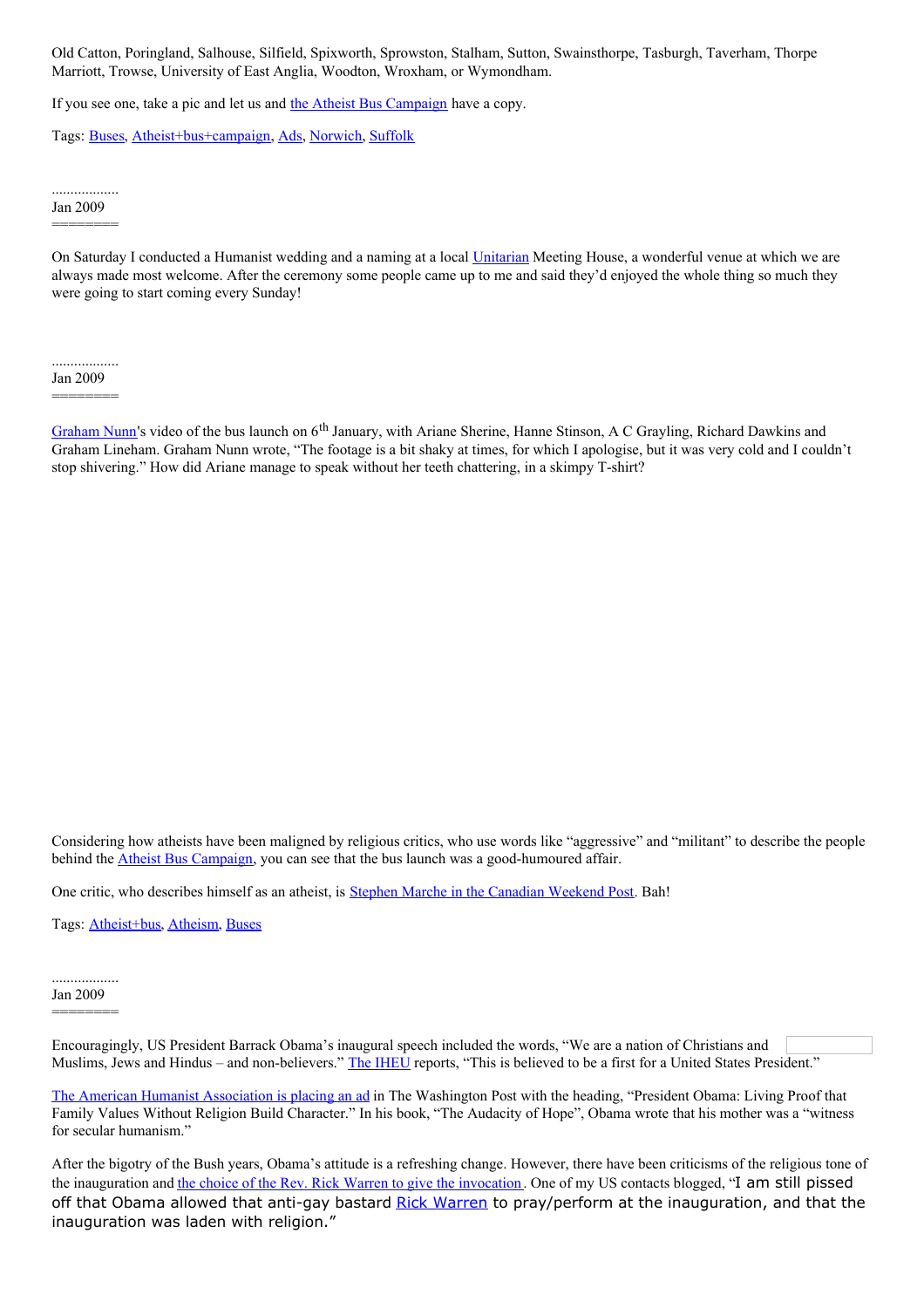Old Catton, Poringland, Salhouse, Silfield, Spixworth, Sprowston, Stalham, Sutton, Swainsthorpe, Tasburgh, Taverham, Thorpe Marriott, Trowse, University of East Anglia, Wootton, Wroxham, or Wymondham.

If you see one, take a pic and let us and the Atheist Bus Campaign have a copy.

Tags: Buses, Atheist+bus+campaign, Ads, Norwich, Suffolk

..................
Jan 2009
========

On Saturday I conducted a Humanist wedding and a naming at a local Unitarian Meeting House, a wonderful venue at which we are always made most welcome. After the ceremony some people came up to me and said they'd enjoyed the whole thing so much they were going to start coming every Sunday!

..................
Jan 2009
========

Graham Nunn's video of the bus launch on 6th January, with Ariane Sherine, Hanne Stinson, A C Grayling, Richard Dawkins and Graham Lineham. Graham Nunn wrote, "The footage is a bit shaky at times, for which I apologise, but it was very cold and I couldn't stop shivering." How did Ariane manage to speak without her teeth chattering, in a skimpy T-shirt?

Considering how atheists have been maligned by religious critics, who use words like "aggressive" and "militant" to describe the people behind the Atheist Bus Campaign, you can see that the bus launch was a good-humoured affair.

One critic, who describes himself as an atheist, is Stephen Marche in the Canadian Weekend Post. Bah!

Tags: Atheist+bus, Atheism, Buses

..................
Jan 2009
========

Encouragingly, US President Barrack Obama's inaugural speech included the words, "We are a nation of Christians and Muslims, Jews and Hindus – and non-believers." The IHEU reports, "This is believed to be a first for a United States President."

The American Humanist Association is placing an ad in The Washington Post with the heading, "President Obama: Living Proof that Family Values Without Religion Build Character." In his book, "The Audacity of Hope", Obama wrote that his mother was a "witness for secular humanism."

After the bigotry of the Bush years, Obama's attitude is a refreshing change. However, there have been criticisms of the religious tone of the inauguration and the choice of the Rev. Rick Warren to give the invocation. One of my US contacts blogged, "I am still pissed off that Obama allowed that anti-gay bastard Rick Warren to pray/perform at the inauguration, and that the inauguration was laden with religion."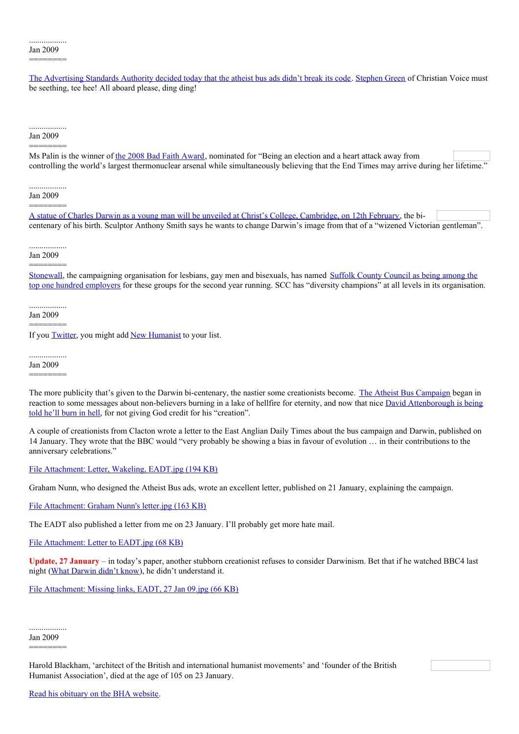..................
Jan 2009
========

The Advertising Standards Authority decided today that the atheist bus ads didn't break its code. Stephen Green of Christian Voice must be seething, tee hee! All aboard please, ding ding!

..................
Jan 2009
========

Ms Palin is the winner of the 2008 Bad Faith Award, nominated for "Being an election and a heart attack away from controlling the world's largest thermonuclear arsenal while simultaneously believing that the End Times may arrive during her lifetime."

..................
Jan 2009
========

A statue of Charles Darwin as a young man will be unveiled at Christ's College, Cambridge, on 12th February, the bi-centenary of his birth. Sculptor Anthony Smith says he wants to change Darwin's image from that of a "wizened Victorian gentleman".

..................
Jan 2009
========

Stonewall, the campaigning organisation for lesbians, gay men and bisexuals, has named Suffolk County Council as being among the top one hundred employers for these groups for the second year running. SCC has "diversity champions" at all levels in its organisation.

..................
Jan 2009
========

If you Twitter, you might add New Humanist to your list.

..................
Jan 2009
========

The more publicity that's given to the Darwin bi-centenary, the nastier some creationists become. The Atheist Bus Campaign began in reaction to some messages about non-believers burning in a lake of hellfire for eternity, and now that nice David Attenborough is being told he'll burn in hell, for not giving God credit for his "creation".

A couple of creationists from Clacton wrote a letter to the East Anglian Daily Times about the bus campaign and Darwin, published on 14 January. They wrote that the BBC would "very probably be showing a bias in favour of evolution … in their contributions to the anniversary celebrations."

File Attachment: Letter, Wakeling, EADT.jpg (194 KB)

Graham Nunn, who designed the Atheist Bus ads, wrote an excellent letter, published on 21 January, explaining the campaign.

File Attachment: Graham Nunn's letter.jpg (163 KB)

The EADT also published a letter from me on 23 January. I'll probably get more hate mail.

File Attachment: Letter to EADT.jpg (68 KB)

**Update, 27 January** – in today's paper, another stubborn creationist refuses to consider Darwinism. Bet that if he watched BBC4 last night (What Darwin didn't know), he didn't understand it.

File Attachment: Missing links, EADT, 27 Jan 09.jpg (66 KB)

..................
Jan 2009
========

Harold Blackham, 'architect of the British and international humanist movements' and 'founder of the British Humanist Association', died at the age of 105 on 23 January.

Read his obituary on the BHA website.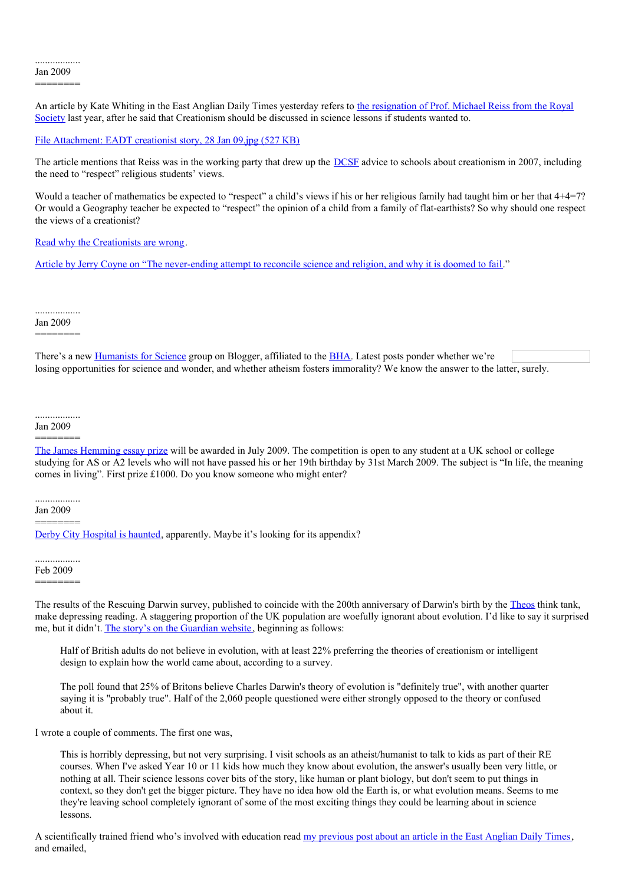..................
Jan 2009
========

An article by Kate Whiting in the East Anglian Daily Times yesterday refers to the resignation of Prof. Michael Reiss from the Royal Society last year, after he said that Creationism should be discussed in science lessons if students wanted to.

File Attachment: EADT creationist story, 28 Jan 09.jpg (527 KB)

The article mentions that Reiss was in the working party that drew up the DCSF advice to schools about creationism in 2007, including the need to "respect" religious students' views.

Would a teacher of mathematics be expected to "respect" a child's views if his or her religious family had taught him or her that 4+4=7? Or would a Geography teacher be expected to "respect" the opinion of a child from a family of flat-earthists? So why should one respect the views of a creationist?

Read why the Creationists are wrong.

Article by Jerry Coyne on "The never-ending attempt to reconcile science and religion, and why it is doomed to fail."

..................
Jan 2009
========

There's a new Humanists for Science group on Blogger, affiliated to the BHA. Latest posts ponder whether we're losing opportunities for science and wonder, and whether atheism fosters immorality? We know the answer to the latter, surely.

..................
Jan 2009
========

The James Hemming essay prize will be awarded in July 2009. The competition is open to any student at a UK school or college studying for AS or A2 levels who will not have passed his or her 19th birthday by 31st March 2009. The subject is "In life, the meaning comes in living". First prize £1000. Do you know someone who might enter?

..................
Jan 2009
========

Derby City Hospital is haunted, apparently. Maybe it's looking for its appendix?

..................
Feb 2009
========

The results of the Rescuing Darwin survey, published to coincide with the 200th anniversary of Darwin's birth by the Theos think tank, make depressing reading. A staggering proportion of the UK population are woefully ignorant about evolution. I'd like to say it surprised me, but it didn't. The story's on the Guardian website, beginning as follows:

> Half of British adults do not believe in evolution, with at least 22% preferring the theories of creationism or intelligent design to explain how the world came about, according to a survey.
>
> The poll found that 25% of Britons believe Charles Darwin's theory of evolution is "definitely true", with another quarter saying it is "probably true". Half of the 2,060 people questioned were either strongly opposed to the theory or confused about it.

I wrote a couple of comments. The first one was,

> This is horribly depressing, but not very surprising. I visit schools as an atheist/humanist to talk to kids as part of their RE courses. When I've asked Year 10 or 11 kids how much they know about evolution, the answer's usually been very little, or nothing at all. Their science lessons cover bits of the story, like human or plant biology, but don't seem to put things in context, so they don't get the bigger picture. They have no idea how old the Earth is, or what evolution means. Seems to me they're leaving school completely ignorant of some of the most exciting things they could be learning about in science lessons.

A scientifically trained friend who's involved with education read my previous post about an article in the East Anglian Daily Times, and emailed,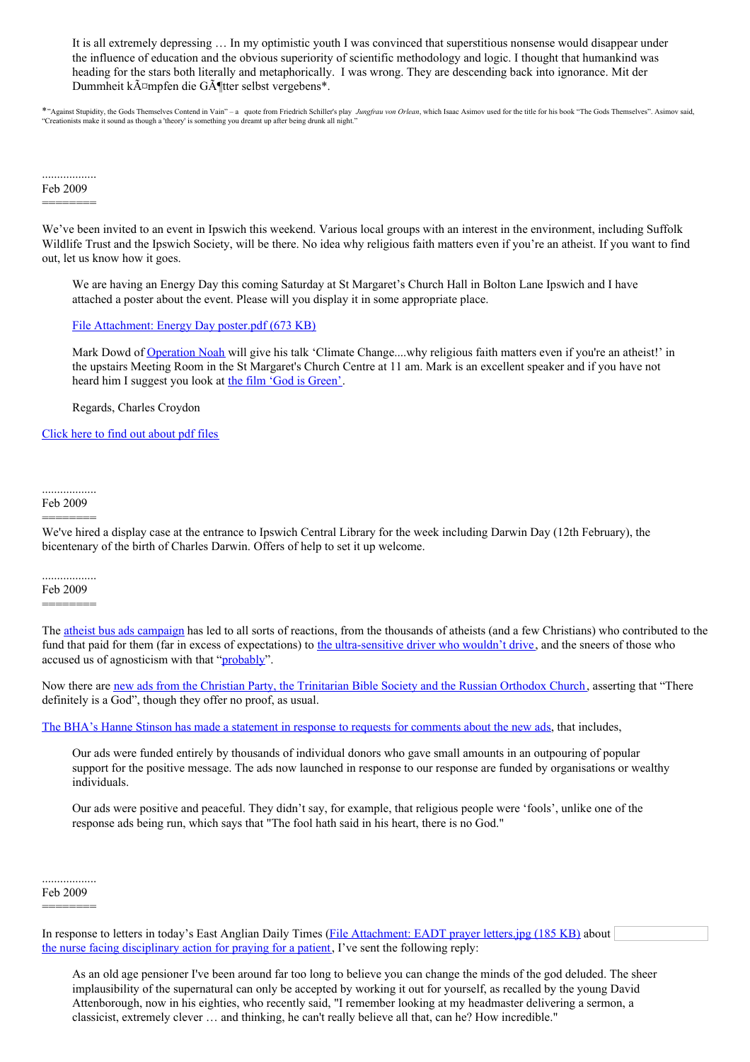> It is all extremely depressing … In my optimistic youth I was convinced that superstitious nonsense would disappear under the influence of education and the obvious superiority of scientific methodology and logic. I thought that humankind was heading for the stars both literally and metaphorically. I was wrong. They are descending back into ignorance. Mit der Dummheit kÃ¤mpfen die GÃ¶tter selbst vergebens*.

*"Against Stupidity, the Gods Themselves Contend in Vain" – a quote from Friedrich Schiller's play *Jungfrau von Orlean*, which Isaac Asimov used for the title for his book "The Gods Themselves". Asimov said, "Creationists make it sound as though a 'theory' is something you dreamt up after being drunk all night."

..................
Feb 2009
========

We've been invited to an event in Ipswich this weekend. Various local groups with an interest in the environment, including Suffolk Wildlife Trust and the Ipswich Society, will be there. No idea why religious faith matters even if you're an atheist. If you want to find out, let us know how it goes.

> We are having an Energy Day this coming Saturday at St Margaret's Church Hall in Bolton Lane Ipswich and I have attached a poster about the event. Please will you display it in some appropriate place.
>
> [File Attachment: Energy Day poster.pdf (673 KB)]
>
> Mark Dowd of [Operation Noah] will give his talk 'Climate Change....why religious faith matters even if you're an atheist!' in the upstairs Meeting Room in the St Margaret's Church Centre at 11 am. Mark is an excellent speaker and if you have not heard him I suggest you look at [the film 'God is Green'].
>
> Regards, Charles Croydon

[Click here to find out about pdf files]

..................
Feb 2009
========

We've hired a display case at the entrance to Ipswich Central Library for the week including Darwin Day (12th February), the bicentenary of the birth of Charles Darwin. Offers of help to set it up welcome.

..................
Feb 2009
========

The [atheist bus ads campaign] has led to all sorts of reactions, from the thousands of atheists (and a few Christians) who contributed to the fund that paid for them (far in excess of expectations) to [the ultra-sensitive driver who wouldn't drive], and the sneers of those who accused us of agnosticism with that "[probably]".

Now there are [new ads from the Christian Party, the Trinitarian Bible Society and the Russian Orthodox Church], asserting that "There definitely is a God", though they offer no proof, as usual.

[The BHA's Hanne Stinson has made a statement in response to requests for comments about the new ads], that includes,

> Our ads were funded entirely by thousands of individual donors who gave small amounts in an outpouring of popular support for the positive message. The ads now launched in response to our response are funded by organisations or wealthy individuals.
>
> Our ads were positive and peaceful. They didn't say, for example, that religious people were 'fools', unlike one of the response ads being run, which says that "The fool hath said in his heart, there is no God."

..................
Feb 2009
========

In response to letters in today's East Anglian Daily Times ([File Attachment: EADT prayer letters.jpg (185 KB)] about [the nurse facing disciplinary action for praying for a patient], I've sent the following reply:

> As an old age pensioner I've been around far too long to believe you can change the minds of the god deluded. The sheer implausibility of the supernatural can only be accepted by working it out for yourself, as recalled by the young David Attenborough, now in his eighties, who recently said, "I remember looking at my headmaster delivering a sermon, a classicist, extremely clever … and thinking, he can't really believe all that, can he? How incredible."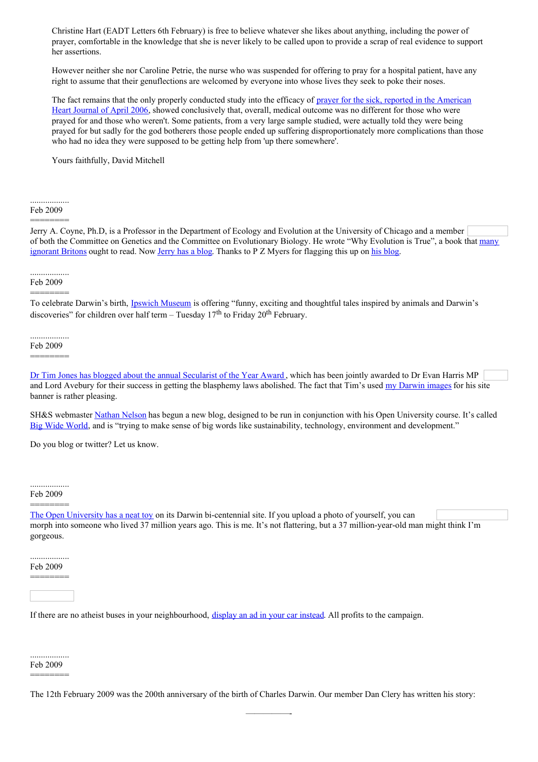Christine Hart (EADT Letters 6th February) is free to believe whatever she likes about anything, including the power of prayer, comfortable in the knowledge that she is never likely to be called upon to provide a scrap of real evidence to support her assertions.

However neither she nor Caroline Petrie, the nurse who was suspended for offering to pray for a hospital patient, have any right to assume that their genuflections are welcomed by everyone into whose lives they seek to poke their noses.

The fact remains that the only properly conducted study into the efficacy of prayer for the sick, reported in the American Heart Journal of April 2006, showed conclusively that, overall, medical outcome was no different for those who were prayed for and those who weren't. Some patients, from a very large sample studied, were actually told they were being prayed for but sadly for the god botherers those people ended up suffering disproportionately more complications than those who had no idea they were supposed to be getting help from 'up there somewhere'.

Yours faithfully, David Mitchell

..................
Feb 2009
========

Jerry A. Coyne, Ph.D, is a Professor in the Department of Ecology and Evolution at the University of Chicago and a member of both the Committee on Genetics and the Committee on Evolutionary Biology. He wrote "Why Evolution is True", a book that many ignorant Britons ought to read. Now Jerry has a blog. Thanks to P Z Myers for flagging this up on his blog.

..................
Feb 2009
========

To celebrate Darwin's birth, Ipswich Museum is offering "funny, exciting and thoughtful tales inspired by animals and Darwin's discoveries" for children over half term – Tuesday 17th to Friday 20th February.

..................
Feb 2009
========

Dr Tim Jones has blogged about the annual Secularist of the Year Award, which has been jointly awarded to Dr Evan Harris MP and Lord Avebury for their success in getting the blasphemy laws abolished. The fact that Tim's used my Darwin images for his site banner is rather pleasing.

SH&S webmaster Nathan Nelson has begun a new blog, designed to be run in conjunction with his Open University course. It's called Big Wide World, and is "trying to make sense of big words like sustainability, technology, environment and development."

Do you blog or twitter? Let us know.

..................
Feb 2009
========

The Open University has a neat toy on its Darwin bi-centennial site. If you upload a photo of yourself, you can morph into someone who lived 37 million years ago. This is me. It's not flattering, but a 37 million-year-old man might think I'm gorgeous.

..................
Feb 2009
========

If there are no atheist buses in your neighbourhood, display an ad in your car instead. All profits to the campaign.

..................
Feb 2009
========

The 12th February 2009 was the 200th anniversary of the birth of Charles Darwin. Our member Dan Clery has written his story: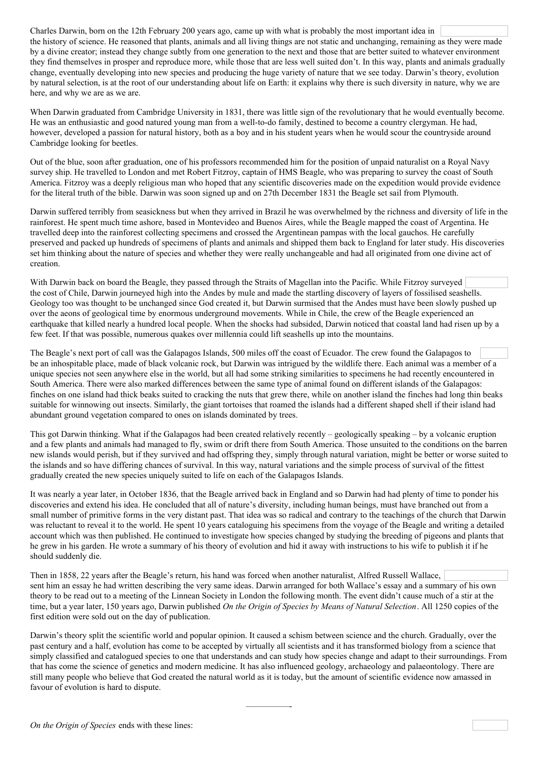Charles Darwin, born on the 12th February 200 years ago, came up with what is probably the most important idea in the history of science. He reasoned that plants, animals and all living things are not static and unchanging, remaining as they were made by a divine creator; instead they change subtly from one generation to the next and those that are better suited to whatever environment they find themselves in prosper and reproduce more, while those that are less well suited don't. In this way, plants and animals gradually change, eventually developing into new species and producing the huge variety of nature that we see today. Darwin's theory, evolution by natural selection, is at the root of our understanding about life on Earth: it explains why there is such diversity in nature, why we are here, and why we are as we are.

When Darwin graduated from Cambridge University in 1831, there was little sign of the revolutionary that he would eventually become. He was an enthusiastic and good natured young man from a well-to-do family, destined to become a country clergyman. He had, however, developed a passion for natural history, both as a boy and in his student years when he would scour the countryside around Cambridge looking for beetles.

Out of the blue, soon after graduation, one of his professors recommended him for the position of unpaid naturalist on a Royal Navy survey ship. He travelled to London and met Robert Fitzroy, captain of HMS Beagle, who was preparing to survey the coast of South America. Fitzroy was a deeply religious man who hoped that any scientific discoveries made on the expedition would provide evidence for the literal truth of the bible. Darwin was soon signed up and on 27th December 1831 the Beagle set sail from Plymouth.

Darwin suffered terribly from seasickness but when they arrived in Brazil he was overwhelmed by the richness and diversity of life in the rainforest. He spent much time ashore, based in Montevideo and Buenos Aires, while the Beagle mapped the coast of Argentina. He travelled deep into the rainforest collecting specimens and crossed the Argentinean pampas with the local gauchos. He carefully preserved and packed up hundreds of specimens of plants and animals and shipped them back to England for later study. His discoveries set him thinking about the nature of species and whether they were really unchangeable and had all originated from one divine act of creation.

With Darwin back on board the Beagle, they passed through the Straits of Magellan into the Pacific. While Fitzroy surveyed the cost of Chile, Darwin journeyed high into the Andes by mule and made the startling discovery of layers of fossilised seashells. Geology too was thought to be unchanged since God created it, but Darwin surmised that the Andes must have been slowly pushed up over the aeons of geological time by enormous underground movements. While in Chile, the crew of the Beagle experienced an earthquake that killed nearly a hundred local people. When the shocks had subsided, Darwin noticed that coastal land had risen up by a few feet. If that was possible, numerous quakes over millennia could lift seashells up into the mountains.

The Beagle's next port of call was the Galapagos Islands, 500 miles off the coast of Ecuador. The crew found the Galapagos to be an inhospitable place, made of black volcanic rock, but Darwin was intrigued by the wildlife there. Each animal was a member of a unique species not seen anywhere else in the world, but all had some striking similarities to specimens he had recently encountered in South America. There were also marked differences between the same type of animal found on different islands of the Galapagos: finches on one island had thick beaks suited to cracking the nuts that grew there, while on another island the finches had long thin beaks suitable for winnowing out insects. Similarly, the giant tortoises that roamed the islands had a different shaped shell if their island had abundant ground vegetation compared to ones on islands dominated by trees.

This got Darwin thinking. What if the Galapagos had been created relatively recently – geologically speaking – by a volcanic eruption and a few plants and animals had managed to fly, swim or drift there from South America. Those unsuited to the conditions on the barren new islands would perish, but if they survived and had offspring they, simply through natural variation, might be better or worse suited to the islands and so have differing chances of survival. In this way, natural variations and the simple process of survival of the fittest gradually created the new species uniquely suited to life on each of the Galapagos Islands.

It was nearly a year later, in October 1836, that the Beagle arrived back in England and so Darwin had had plenty of time to ponder his discoveries and extend his idea. He concluded that all of nature's diversity, including human beings, must have branched out from a small number of primitive forms in the very distant past. That idea was so radical and contrary to the teachings of the church that Darwin was reluctant to reveal it to the world. He spent 10 years cataloguing his specimens from the voyage of the Beagle and writing a detailed account which was then published. He continued to investigate how species changed by studying the breeding of pigeons and plants that he grew in his garden. He wrote a summary of his theory of evolution and hid it away with instructions to his wife to publish it if he should suddenly die.

Then in 1858, 22 years after the Beagle's return, his hand was forced when another naturalist, Alfred Russell Wallace, sent him an essay he had written describing the very same ideas. Darwin arranged for both Wallace's essay and a summary of his own theory to be read out to a meeting of the Linnean Society in London the following month. The event didn't cause much of a stir at the time, but a year later, 150 years ago, Darwin published *On the Origin of Species by Means of Natural Selection*. All 1250 copies of the first edition were sold out on the day of publication.

Darwin's theory split the scientific world and popular opinion. It caused a schism between science and the church. Gradually, over the past century and a half, evolution has come to be accepted by virtually all scientists and it has transformed biology from a science that simply classified and catalogued species to one that understands and can study how species change and adapt to their surroundings. From that has come the science of genetics and modern medicine. It has also influenced geology, archaeology and palaeontology. There are still many people who believe that God created the natural world as it is today, but the amount of scientific evidence now amassed in favour of evolution is hard to dispute.

---

*On the Origin of Species* ends with these lines: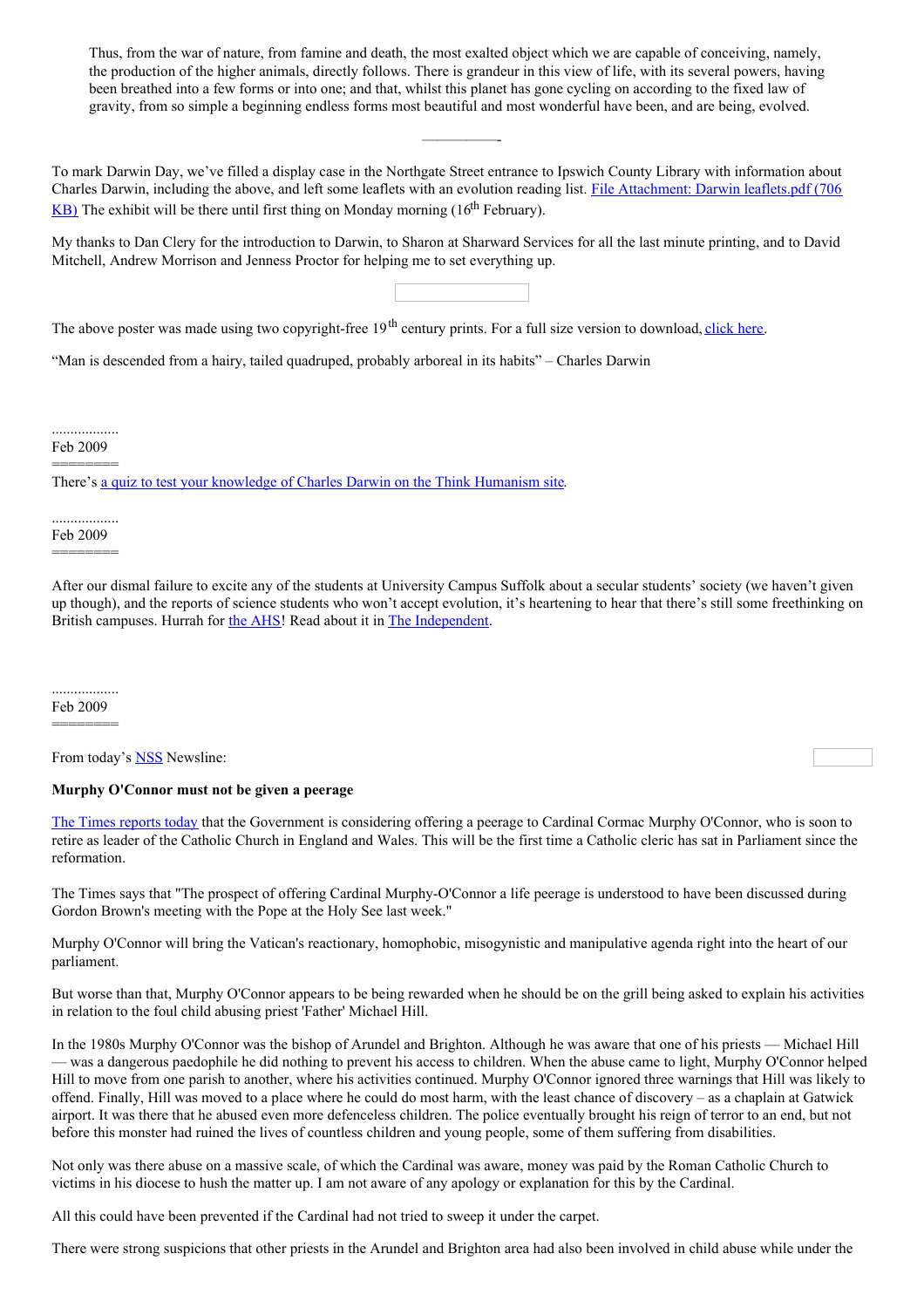> Thus, from the war of nature, from famine and death, the most exalted object which we are capable of conceiving, namely, the production of the higher animals, directly follows. There is grandeur in this view of life, with its several powers, having been breathed into a few forms or into one; and that, whilst this planet has gone cycling on according to the fixed law of gravity, from so simple a beginning endless forms most beautiful and most wonderful have been, and are being, evolved.

———————-

To mark Darwin Day, we've filled a display case in the Northgate Street entrance to Ipswich County Library with information about Charles Darwin, including the above, and left some leaflets with an evolution reading list. File Attachment: Darwin leaflets.pdf (706 KB) The exhibit will be there until first thing on Monday morning (16th February).

My thanks to Dan Clery for the introduction to Darwin, to Sharon at Sharward Services for all the last minute printing, and to David Mitchell, Andrew Morrison and Jenness Proctor for helping me to set everything up.

The above poster was made using two copyright-free 19th century prints. For a full size version to download, click here.

"Man is descended from a hairy, tailed quadruped, probably arboreal in its habits" – Charles Darwin

..................
Feb 2009
========

There's a quiz to test your knowledge of Charles Darwin on the Think Humanism site.

..................
Feb 2009
========

After our dismal failure to excite any of the students at University Campus Suffolk about a secular students' society (we haven't given up though), and the reports of science students who won't accept evolution, it's heartening to hear that there's still some freethinking on British campuses. Hurrah for the AHS! Read about it in The Independent.

..................
Feb 2009
========

From today's NSS Newsline:

**Murphy O'Connor must not be given a peerage**

The Times reports today that the Government is considering offering a peerage to Cardinal Cormac Murphy O'Connor, who is soon to retire as leader of the Catholic Church in England and Wales. This will be the first time a Catholic cleric has sat in Parliament since the reformation.

The Times says that "The prospect of offering Cardinal Murphy-O'Connor a life peerage is understood to have been discussed during Gordon Brown's meeting with the Pope at the Holy See last week."

Murphy O'Connor will bring the Vatican's reactionary, homophobic, misogynistic and manipulative agenda right into the heart of our parliament.

But worse than that, Murphy O'Connor appears to be being rewarded when he should be on the grill being asked to explain his activities in relation to the foul child abusing priest 'Father' Michael Hill.

In the 1980s Murphy O'Connor was the bishop of Arundel and Brighton. Although he was aware that one of his priests — Michael Hill — was a dangerous paedophile he did nothing to prevent his access to children. When the abuse came to light, Murphy O'Connor helped Hill to move from one parish to another, where his activities continued. Murphy O'Connor ignored three warnings that Hill was likely to offend. Finally, Hill was moved to a place where he could do most harm, with the least chance of discovery – as a chaplain at Gatwick airport. It was there that he abused even more defenceless children. The police eventually brought his reign of terror to an end, but not before this monster had ruined the lives of countless children and young people, some of them suffering from disabilities.

Not only was there abuse on a massive scale, of which the Cardinal was aware, money was paid by the Roman Catholic Church to victims in his diocese to hush the matter up. I am not aware of any apology or explanation for this by the Cardinal.

All this could have been prevented if the Cardinal had not tried to sweep it under the carpet.

There were strong suspicions that other priests in the Arundel and Brighton area had also been involved in child abuse while under the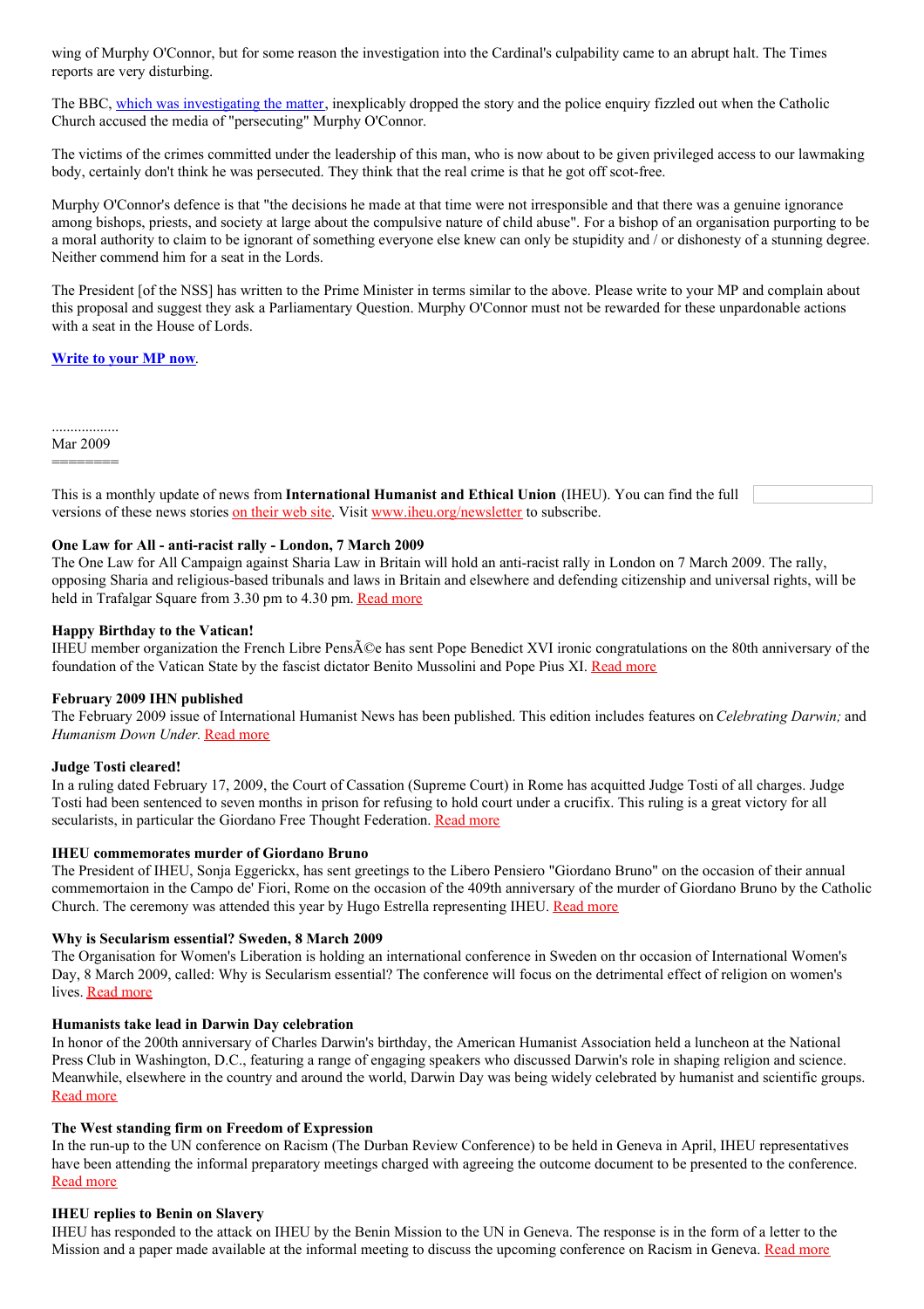wing of Murphy O'Connor, but for some reason the investigation into the Cardinal's culpability came to an abrupt halt. The Times reports are very disturbing.

The BBC, which was investigating the matter, inexplicably dropped the story and the police enquiry fizzled out when the Catholic Church accused the media of "persecuting" Murphy O'Connor.

The victims of the crimes committed under the leadership of this man, who is now about to be given privileged access to our lawmaking body, certainly don't think he was persecuted. They think that the real crime is that he got off scot-free.

Murphy O'Connor's defence is that "the decisions he made at that time were not irresponsible and that there was a genuine ignorance among bishops, priests, and society at large about the compulsive nature of child abuse". For a bishop of an organisation purporting to be a moral authority to claim to be ignorant of something everyone else knew can only be stupidity and / or dishonesty of a stunning degree. Neither commend him for a seat in the Lords.

The President [of the NSS] has written to the Prime Minister in terms similar to the above. Please write to your MP and complain about this proposal and suggest they ask a Parliamentary Question. Murphy O'Connor must not be rewarded for these unpardonable actions with a seat in the House of Lords.

**Write to your MP now**.

..................
Mar 2009
========

This is a monthly update of news from **International Humanist and Ethical Union** (IHEU). You can find the full versions of these news stories on their web site. Visit www.iheu.org/newsletter to subscribe.

**One Law for All - anti-racist rally - London, 7 March 2009**
The One Law for All Campaign against Sharia Law in Britain will hold an anti-racist rally in London on 7 March 2009. The rally, opposing Sharia and religious-based tribunals and laws in Britain and elsewhere and defending citizenship and universal rights, will be held in Trafalgar Square from 3.30 pm to 4.30 pm. Read more

**Happy Birthday to the Vatican!**
IHEU member organization the French Libre PensÃ©e has sent Pope Benedict XVI ironic congratulations on the 80th anniversary of the foundation of the Vatican State by the fascist dictator Benito Mussolini and Pope Pius XI. Read more

**February 2009 IHN published**
The February 2009 issue of International Humanist News has been published. This edition includes features on *Celebrating Darwin;* and *Humanism Down Under.* Read more

**Judge Tosti cleared!**
In a ruling dated February 17, 2009, the Court of Cassation (Supreme Court) in Rome has acquitted Judge Tosti of all charges. Judge Tosti had been sentenced to seven months in prison for refusing to hold court under a crucifix. This ruling is a great victory for all secularists, in particular the Giordano Free Thought Federation. Read more

**IHEU commemorates murder of Giordano Bruno**
The President of IHEU, Sonja Eggerickx, has sent greetings to the Libero Pensiero "Giordano Bruno" on the occasion of their annual commemortaion in the Campo de' Fiori, Rome on the occasion of the 409th anniversary of the murder of Giordano Bruno by the Catholic Church. The ceremony was attended this year by Hugo Estrella representing IHEU. Read more

**Why is Secularism essential? Sweden, 8 March 2009**
The Organisation for Women's Liberation is holding an international conference in Sweden on thr occasion of International Women's Day, 8 March 2009, called: Why is Secularism essential? The conference will focus on the detrimental effect of religion on women's lives. Read more

**Humanists take lead in Darwin Day celebration**
In honor of the 200th anniversary of Charles Darwin's birthday, the American Humanist Association held a luncheon at the National Press Club in Washington, D.C., featuring a range of engaging speakers who discussed Darwin's role in shaping religion and science. Meanwhile, elsewhere in the country and around the world, Darwin Day was being widely celebrated by humanist and scientific groups. Read more

**The West standing firm on Freedom of Expression**
In the run-up to the UN conference on Racism (The Durban Review Conference) to be held in Geneva in April, IHEU representatives have been attending the informal preparatory meetings charged with agreeing the outcome document to be presented to the conference. Read more

**IHEU replies to Benin on Slavery**
IHEU has responded to the attack on IHEU by the Benin Mission to the UN in Geneva. The response is in the form of a letter to the Mission and a paper made available at the informal meeting to discuss the upcoming conference on Racism in Geneva. Read more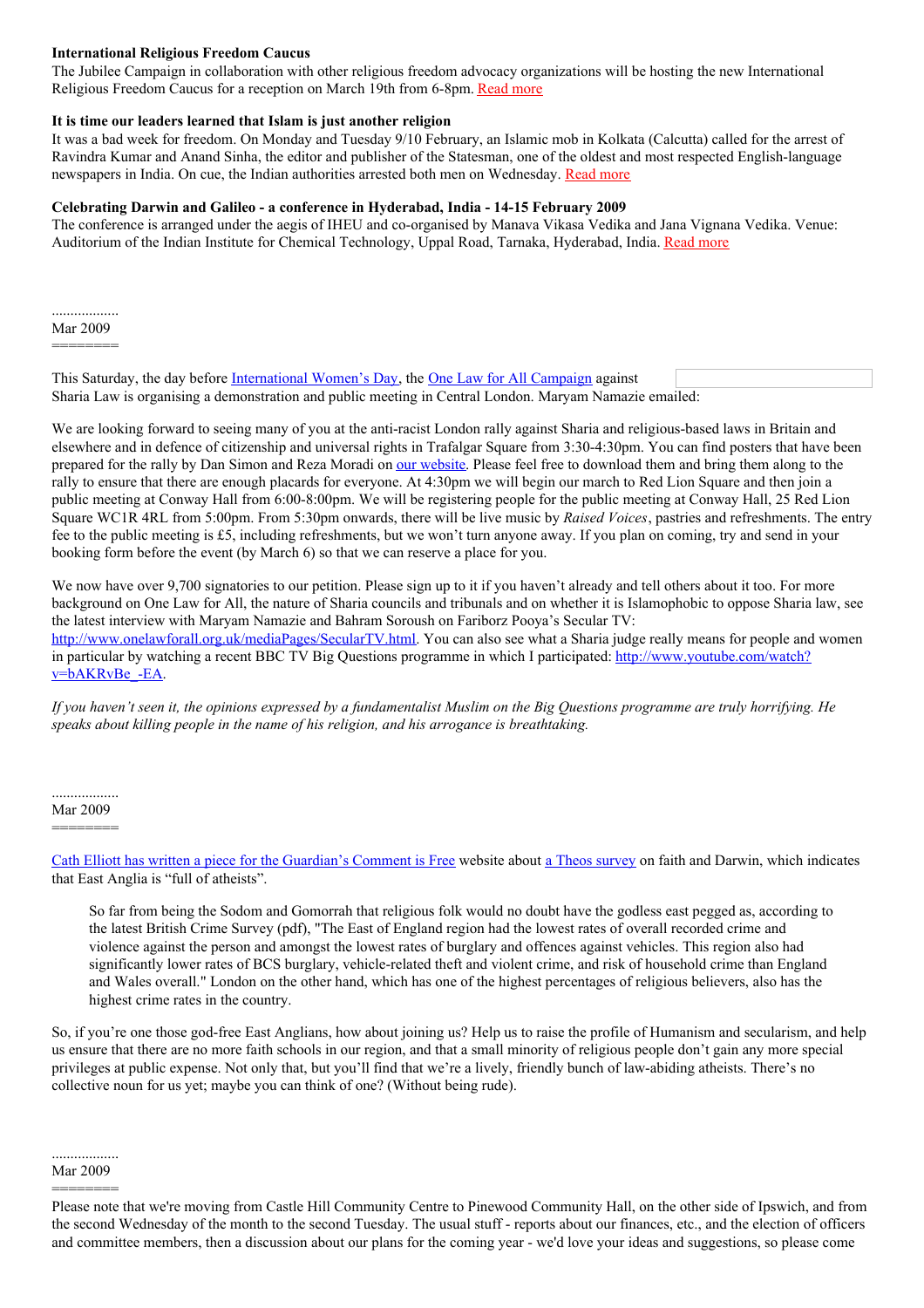**International Religious Freedom Caucus**
The Jubilee Campaign in collaboration with other religious freedom advocacy organizations will be hosting the new International Religious Freedom Caucus for a reception on March 19th from 6-8pm. Read more

**It is time our leaders learned that Islam is just another religion**
It was a bad week for freedom. On Monday and Tuesday 9/10 February, an Islamic mob in Kolkata (Calcutta) called for the arrest of Ravindra Kumar and Anand Sinha, the editor and publisher of the Statesman, one of the oldest and most respected English-language newspapers in India. On cue, the Indian authorities arrested both men on Wednesday. Read more

**Celebrating Darwin and Galileo - a conference in Hyderabad, India - 14-15 February 2009**
The conference is arranged under the aegis of IHEU and co-organised by Manava Vikasa Vedika and Jana Vignana Vedika. Venue: Auditorium of the Indian Institute for Chemical Technology, Uppal Road, Tarnaka, Hyderabad, India. Read more

..................
Mar 2009
========

This Saturday, the day before International Women's Day, the One Law for All Campaign against Sharia Law is organising a demonstration and public meeting in Central London. Maryam Namazie emailed:

We are looking forward to seeing many of you at the anti-racist London rally against Sharia and religious-based laws in Britain and elsewhere and in defence of citizenship and universal rights in Trafalgar Square from 3:30-4:30pm. You can find posters that have been prepared for the rally by Dan Simon and Reza Moradi on our website. Please feel free to download them and bring them along to the rally to ensure that there are enough placards for everyone. At 4:30pm we will begin our march to Red Lion Square and then join a public meeting at Conway Hall from 6:00-8:00pm. We will be registering people for the public meeting at Conway Hall, 25 Red Lion Square WC1R 4RL from 5:00pm. From 5:30pm onwards, there will be live music by *Raised Voices*, pastries and refreshments. The entry fee to the public meeting is £5, including refreshments, but we won't turn anyone away. If you plan on coming, try and send in your booking form before the event (by March 6) so that we can reserve a place for you.

We now have over 9,700 signatories to our petition. Please sign up to it if you haven't already and tell others about it too. For more background on One Law for All, the nature of Sharia councils and tribunals and on whether it is Islamophobic to oppose Sharia law, see the latest interview with Maryam Namazie and Bahram Soroush on Fariborz Pooya's Secular TV: http://www.onelawforall.org.uk/mediaPages/SecularTV.html. You can also see what a Sharia judge really means for people and women in particular by watching a recent BBC TV Big Questions programme in which I participated: http://www.youtube.com/watch?v=bAKRvBe_-EA.

*If you haven't seen it, the opinions expressed by a fundamentalist Muslim on the Big Questions programme are truly horrifying. He speaks about killing people in the name of his religion, and his arrogance is breathtaking.*

..................
Mar 2009
========

Cath Elliott has written a piece for the Guardian's Comment is Free website about a Theos survey on faith and Darwin, which indicates that East Anglia is "full of atheists".

> So far from being the Sodom and Gomorrah that religious folk would no doubt have the godless east pegged as, according to the latest British Crime Survey (pdf), "The East of England region had the lowest rates of overall recorded crime and violence against the person and amongst the lowest rates of burglary and offences against vehicles. This region also had significantly lower rates of BCS burglary, vehicle-related theft and violent crime, and risk of household crime than England and Wales overall." London on the other hand, which has one of the highest percentages of religious believers, also has the highest crime rates in the country.

So, if you're one those god-free East Anglians, how about joining us? Help us to raise the profile of Humanism and secularism, and help us ensure that there are no more faith schools in our region, and that a small minority of religious people don't gain any more special privileges at public expense. Not only that, but you'll find that we're a lively, friendly bunch of law-abiding atheists. There's no collective noun for us yet; maybe you can think of one? (Without being rude).

..................
Mar 2009
========

Please note that we're moving from Castle Hill Community Centre to Pinewood Community Hall, on the other side of Ipswich, and from the second Wednesday of the month to the second Tuesday. The usual stuff - reports about our finances, etc., and the election of officers and committee members, then a discussion about our plans for the coming year - we'd love your ideas and suggestions, so please come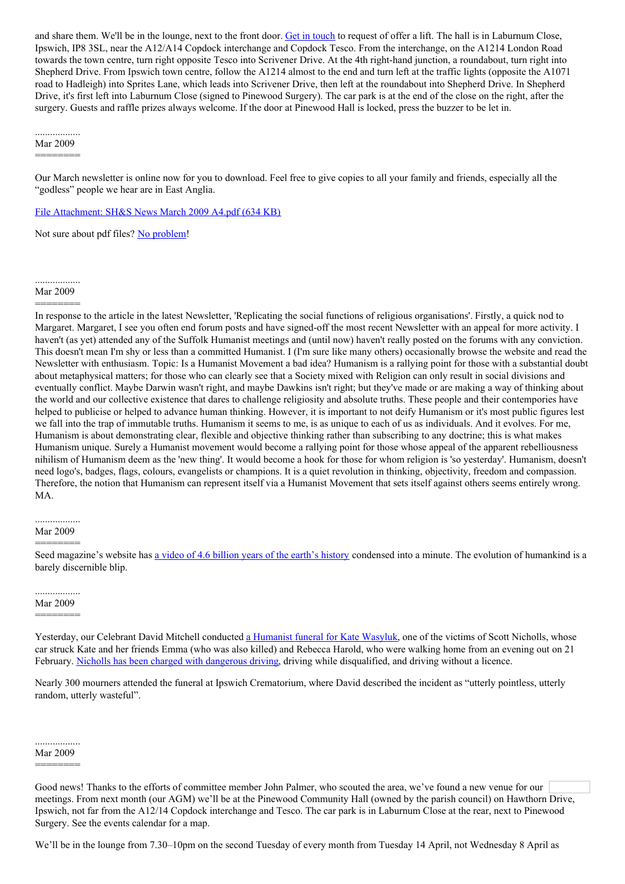and share them. We'll be in the lounge, next to the front door. Get in touch to request of offer a lift. The hall is in Laburnum Close, Ipswich, IP8 3SL, near the A12/A14 Copdock interchange and Copdock Tesco. From the interchange, on the A1214 London Road towards the town centre, turn right opposite Tesco into Scrivener Drive. At the 4th right-hand junction, a roundabout, turn right into Shepherd Drive. From Ipswich town centre, follow the A1214 almost to the end and turn left at the traffic lights (opposite the A1071 road to Hadleigh) into Sprites Lane, which leads into Scrivener Drive, then left at the roundabout into Shepherd Drive. In Shepherd Drive, it's first left into Laburnum Close (signed to Pinewood Surgery). The car park is at the end of the close on the right, after the surgery. Guests and raffle prizes always welcome. If the door at Pinewood Hall is locked, press the buzzer to be let in.

..................
Mar 2009
========

Our March newsletter is online now for you to download. Feel free to give copies to all your family and friends, especially all the "godless" people we hear are in East Anglia.

File Attachment: SH&S News March 2009 A4.pdf (634 KB)

Not sure about pdf files? No problem!

..................
Mar 2009
========

In response to the article in the latest Newsletter, 'Replicating the social functions of religious organisations'. Firstly, a quick nod to Margaret. Margaret, I see you often end forum posts and have signed-off the most recent Newsletter with an appeal for more activity. I haven't (as yet) attended any of the Suffolk Humanist meetings and (until now) haven't really posted on the forums with any conviction. This doesn't mean I'm shy or less than a committed Humanist. I (I'm sure like many others) occasionally browse the website and read the Newsletter with enthusiasm. Topic: Is a Humanist Movement a bad idea? Humanism is a rallying point for those with a substantial doubt about metaphysical matters; for those who can clearly see that a Society mixed with Religion can only result in social divisions and eventually conflict. Maybe Darwin wasn't right, and maybe Dawkins isn't right; but they've made or are making a way of thinking about the world and our collective existence that dares to challenge religiosity and absolute truths. These people and their contempories have helped to publicise or helped to advance human thinking. However, it is important to not deify Humanism or it's most public figures lest we fall into the trap of immutable truths. Humanism it seems to me, is as unique to each of us as individuals. And it evolves. For me, Humanism is about demonstrating clear, flexible and objective thinking rather than subscribing to any doctrine; this is what makes Humanism unique. Surely a Humanist movement would become a rallying point for those whose appeal of the apparent rebelliousness nihilism of Humanism deem as the 'new thing'. It would become a hook for those for whom religion is 'so yesterday'. Humanism, doesn't need logo's, badges, flags, colours, evangelists or champions. It is a quiet revolution in thinking, objectivity, freedom and compassion. Therefore, the notion that Humanism can represent itself via a Humanist Movement that sets itself against others seems entirely wrong. MA.

..................
Mar 2009
========

Seed magazine's website has a video of 4.6 billion years of the earth's history condensed into a minute. The evolution of humankind is a barely discernible blip.

..................
Mar 2009
========

Yesterday, our Celebrant David Mitchell conducted a Humanist funeral for Kate Wasyluk, one of the victims of Scott Nicholls, whose car struck Kate and her friends Emma (who was also killed) and Rebecca Harold, who were walking home from an evening out on 21 February. Nicholls has been charged with dangerous driving, driving while disqualified, and driving without a licence.

Nearly 300 mourners attended the funeral at Ipswich Crematorium, where David described the incident as "utterly pointless, utterly random, utterly wasteful".

..................
Mar 2009
========

Good news! Thanks to the efforts of committee member John Palmer, who scouted the area, we've found a new venue for our meetings. From next month (our AGM) we'll be at the Pinewood Community Hall (owned by the parish council) on Hawthorn Drive, Ipswich, not far from the A12/14 Copdock interchange and Tesco. The car park is in Laburnum Close at the rear, next to Pinewood Surgery. See the events calendar for a map.

We'll be in the lounge from 7.30–10pm on the second Tuesday of every month from Tuesday 14 April, not Wednesday 8 April as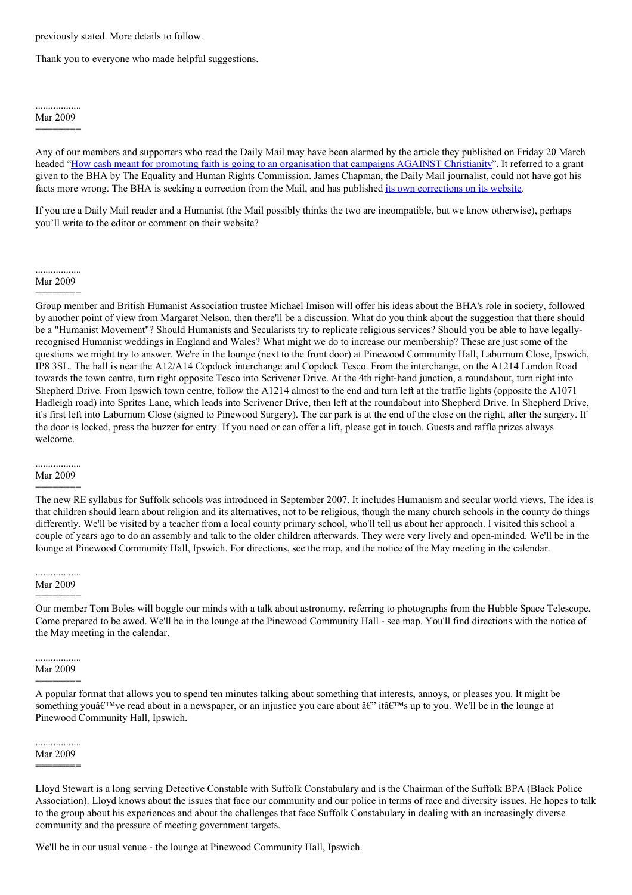previously stated. More details to follow.

Thank you to everyone who made helpful suggestions.

..................
Mar 2009
========

Any of our members and supporters who read the Daily Mail may have been alarmed by the article they published on Friday 20 March headed "How cash meant for promoting faith is going to an organisation that campaigns AGAINST Christianity". It referred to a grant given to the BHA by The Equality and Human Rights Commission. James Chapman, the Daily Mail journalist, could not have got his facts more wrong. The BHA is seeking a correction from the Mail, and has published its own corrections on its website.

If you are a Daily Mail reader and a Humanist (the Mail possibly thinks the two are incompatible, but we know otherwise), perhaps you'll write to the editor or comment on their website?

..................
Mar 2009
========

Group member and British Humanist Association trustee Michael Imison will offer his ideas about the BHA's role in society, followed by another point of view from Margaret Nelson, then there'll be a discussion. What do you think about the suggestion that there should be a "Humanist Movement"? Should Humanists and Secularists try to replicate religious services? Should you be able to have legally-recognised Humanist weddings in England and Wales? What might we do to increase our membership? These are just some of the questions we might try to answer. We're in the lounge (next to the front door) at Pinewood Community Hall, Laburnum Close, Ipswich, IP8 3SL. The hall is near the A12/A14 Copdock interchange and Copdock Tesco. From the interchange, on the A1214 London Road towards the town centre, turn right opposite Tesco into Scrivener Drive. At the 4th right-hand junction, a roundabout, turn right into Shepherd Drive. From Ipswich town centre, follow the A1214 almost to the end and turn left at the traffic lights (opposite the A1071 Hadleigh road) into Sprites Lane, which leads into Scrivener Drive, then left at the roundabout into Shepherd Drive. In Shepherd Drive, it's first left into Laburnum Close (signed to Pinewood Surgery). The car park is at the end of the close on the right, after the surgery. If the door is locked, press the buzzer for entry. If you need or can offer a lift, please get in touch. Guests and raffle prizes always welcome.

..................
Mar 2009
========

The new RE syllabus for Suffolk schools was introduced in September 2007. It includes Humanism and secular world views. The idea is that children should learn about religion and its alternatives, not to be religious, though the many church schools in the county do things differently. We'll be visited by a teacher from a local county primary school, who'll tell us about her approach. I visited this school a couple of years ago to do an assembly and talk to the older children afterwards. They were very lively and open-minded. We'll be in the lounge at Pinewood Community Hall, Ipswich. For directions, see the map, and the notice of the May meeting in the calendar.

..................
Mar 2009
========

Our member Tom Boles will boggle our minds with a talk about astronomy, referring to photographs from the Hubble Space Telescope. Come prepared to be awed. We'll be in the lounge at the Pinewood Community Hall - see map. You'll find directions with the notice of the May meeting in the calendar.

..................
Mar 2009
========

A popular format that allows you to spend ten minutes talking about something that interests, annoys, or pleases you. It might be something youâ€™ve read about in a newspaper, or an injustice you care about â€" itâ€™s up to you. We'll be in the lounge at Pinewood Community Hall, Ipswich.

..................
Mar 2009
========

Lloyd Stewart is a long serving Detective Constable with Suffolk Constabulary and is the Chairman of the Suffolk BPA (Black Police Association). Lloyd knows about the issues that face our community and our police in terms of race and diversity issues. He hopes to talk to the group about his experiences and about the challenges that face Suffolk Constabulary in dealing with an increasingly diverse community and the pressure of meeting government targets.

We'll be in our usual venue - the lounge at Pinewood Community Hall, Ipswich.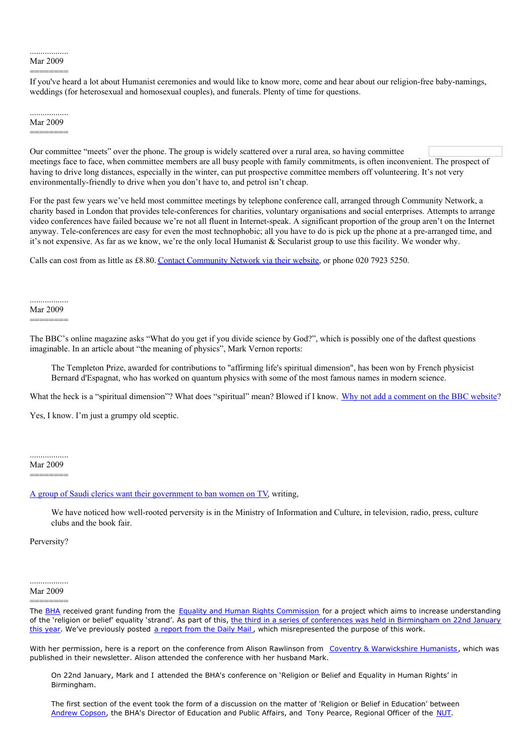..................
Mar 2009
========

If you've heard a lot about Humanist ceremonies and would like to know more, come and hear about our religion-free baby-namings, weddings (for heterosexual and homosexual couples), and funerals. Plenty of time for questions.

..................
Mar 2009
========

Our committee "meets" over the phone. The group is widely scattered over a rural area, so having committee meetings face to face, when committee members are all busy people with family commitments, is often inconvenient. The prospect of having to drive long distances, especially in the winter, can put prospective committee members off volunteering. It's not very environmentally-friendly to drive when you don't have to, and petrol isn't cheap.

For the past few years we've held most committee meetings by telephone conference call, arranged through Community Network, a charity based in London that provides tele-conferences for charities, voluntary organisations and social enterprises. Attempts to arrange video conferences have failed because we're not all fluent in Internet-speak. A significant proportion of the group aren't on the Internet anyway. Tele-conferences are easy for even the most technophobic; all you have to do is pick up the phone at a pre-arranged time, and it's not expensive. As far as we know, we're the only local Humanist & Secularist group to use this facility. We wonder why.

Calls can cost from as little as £8.80. Contact Community Network via their website, or phone 020 7923 5250.

..................
Mar 2009
========

The BBC's online magazine asks "What do you get if you divide science by God?", which is possibly one of the daftest questions imaginable. In an article about "the meaning of physics", Mark Vernon reports:

> The Templeton Prize, awarded for contributions to "affirming life's spiritual dimension", has been won by French physicist Bernard d'Espagnat, who has worked on quantum physics with some of the most famous names in modern science.

What the heck is a "spiritual dimension"? What does "spiritual" mean? Blowed if I know. Why not add a comment on the BBC website?

Yes, I know. I'm just a grumpy old sceptic.

..................
Mar 2009
========

A group of Saudi clerics want their government to ban women on TV, writing,

> We have noticed how well-rooted perversity is in the Ministry of Information and Culture, in television, radio, press, culture clubs and the book fair.

Perversity?

..................
Mar 2009
========

The BHA received grant funding from the Equality and Human Rights Commission for a project which aims to increase understanding of the 'religion or belief' equality 'strand'. As part of this, the third in a series of conferences was held in Birmingham on 22nd January this year. We've previously posted a report from the Daily Mail, which misrepresented the purpose of this work.

With her permission, here is a report on the conference from Alison Rawlinson from Coventry & Warwickshire Humanists, which was published in their newsletter. Alison attended the conference with her husband Mark.

> On 22nd January, Mark and I attended the BHA's conference on 'Religion or Belief and Equality in Human Rights' in Birmingham.
>
> The first section of the event took the form of a discussion on the matter of 'Religion or Belief in Education' between Andrew Copson, the BHA's Director of Education and Public Affairs, and Tony Pearce, Regional Officer of the NUT.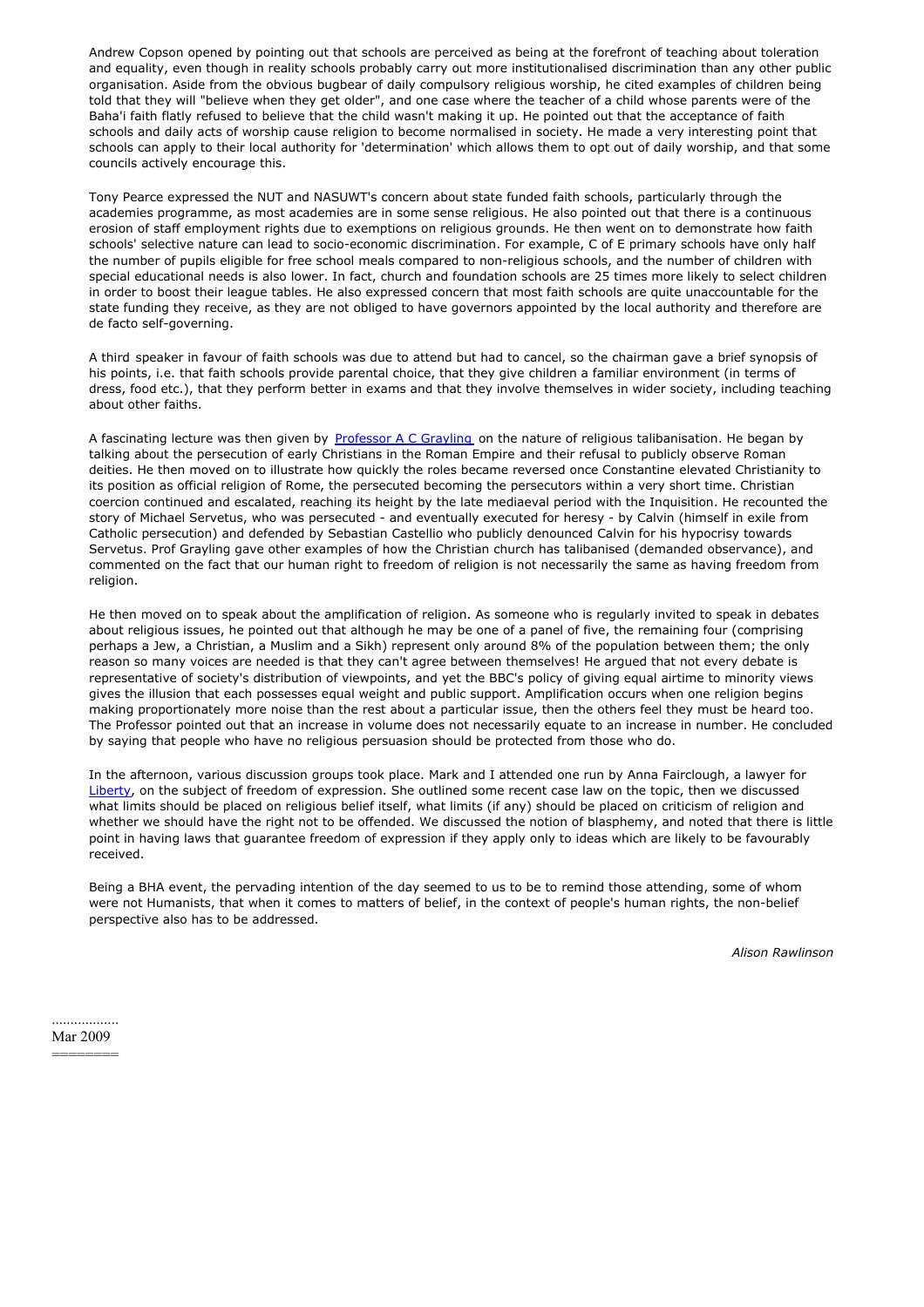Andrew Copson opened by pointing out that schools are perceived as being at the forefront of teaching about toleration and equality, even though in reality schools probably carry out more institutionalised discrimination than any other public organisation. Aside from the obvious bugbear of daily compulsory religious worship, he cited examples of children being told that they will "believe when they get older", and one case where the teacher of a child whose parents were of the Baha'i faith flatly refused to believe that the child wasn't making it up. He pointed out that the acceptance of faith schools and daily acts of worship cause religion to become normalised in society. He made a very interesting point that schools can apply to their local authority for 'determination' which allows them to opt out of daily worship, and that some councils actively encourage this.

Tony Pearce expressed the NUT and NASUWT's concern about state funded faith schools, particularly through the academies programme, as most academies are in some sense religious. He also pointed out that there is a continuous erosion of staff employment rights due to exemptions on religious grounds. He then went on to demonstrate how faith schools' selective nature can lead to socio-economic discrimination. For example, C of E primary schools have only half the number of pupils eligible for free school meals compared to non-religious schools, and the number of children with special educational needs is also lower. In fact, church and foundation schools are 25 times more likely to select children in order to boost their league tables. He also expressed concern that most faith schools are quite unaccountable for the state funding they receive, as they are not obliged to have governors appointed by the local authority and therefore are de facto self-governing.

A third speaker in favour of faith schools was due to attend but had to cancel, so the chairman gave a brief synopsis of his points, i.e. that faith schools provide parental choice, that they give children a familiar environment (in terms of dress, food etc.), that they perform better in exams and that they involve themselves in wider society, including teaching about other faiths.

A fascinating lecture was then given by Professor A C Grayling on the nature of religious talibanisation. He began by talking about the persecution of early Christians in the Roman Empire and their refusal to publicly observe Roman deities. He then moved on to illustrate how quickly the roles became reversed once Constantine elevated Christianity to its position as official religion of Rome, the persecuted becoming the persecutors within a very short time. Christian coercion continued and escalated, reaching its height by the late mediaeval period with the Inquisition. He recounted the story of Michael Servetus, who was persecuted - and eventually executed for heresy - by Calvin (himself in exile from Catholic persecution) and defended by Sebastian Castellio who publicly denounced Calvin for his hypocrisy towards Servetus. Prof Grayling gave other examples of how the Christian church has talibanised (demanded observance), and commented on the fact that our human right to freedom of religion is not necessarily the same as having freedom from religion.

He then moved on to speak about the amplification of religion. As someone who is regularly invited to speak in debates about religious issues, he pointed out that although he may be one of a panel of five, the remaining four (comprising perhaps a Jew, a Christian, a Muslim and a Sikh) represent only around 8% of the population between them; the only reason so many voices are needed is that they can't agree between themselves! He argued that not every debate is representative of society's distribution of viewpoints, and yet the BBC's policy of giving equal airtime to minority views gives the illusion that each possesses equal weight and public support. Amplification occurs when one religion begins making proportionately more noise than the rest about a particular issue, then the others feel they must be heard too. The Professor pointed out that an increase in volume does not necessarily equate to an increase in number. He concluded by saying that people who have no religious persuasion should be protected from those who do.

In the afternoon, various discussion groups took place. Mark and I attended one run by Anna Fairclough, a lawyer for Liberty, on the subject of freedom of expression. She outlined some recent case law on the topic, then we discussed what limits should be placed on religious belief itself, what limits (if any) should be placed on criticism of religion and whether we should have the right not to be offended. We discussed the notion of blasphemy, and noted that there is little point in having laws that guarantee freedom of expression if they apply only to ideas which are likely to be favourably received.

Being a BHA event, the pervading intention of the day seemed to us to be to remind those attending, some of whom were not Humanists, that when it comes to matters of belief, in the context of people's human rights, the non-belief perspective also has to be addressed.

*Alison Rawlinson*

..................

Mar 2009

========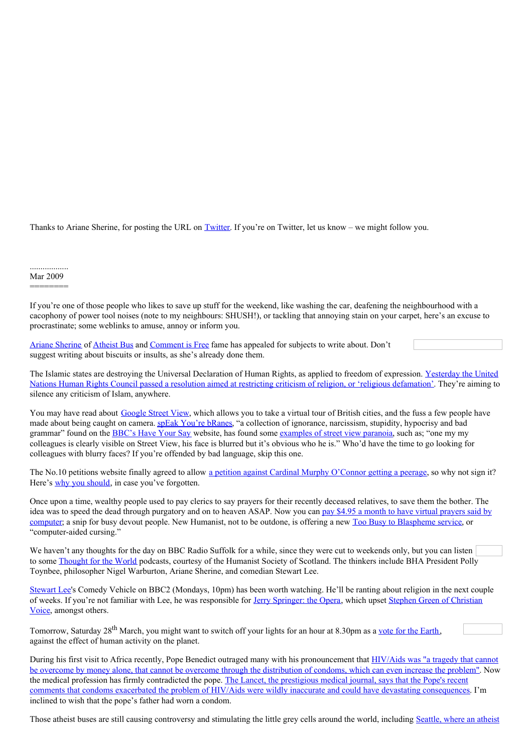Thanks to Ariane Sherine, for posting the URL on Twitter. If you're on Twitter, let us know – we might follow you.

..................
Mar 2009
========

If you're one of those people who likes to save up stuff for the weekend, like washing the car, deafening the neighbourhood with a cacophony of power tool noises (note to my neighbours: SHUSH!), or tackling that annoying stain on your carpet, here's an excuse to procrastinate; some weblinks to amuse, annoy or inform you.

Ariane Sherine of Atheist Bus and Comment is Free fame has appealed for subjects to write about. Don't suggest writing about biscuits or insults, as she's already done them.

The Islamic states are destroying the Universal Declaration of Human Rights, as applied to freedom of expression. Yesterday the United Nations Human Rights Council passed a resolution aimed at restricting criticism of religion, or 'religious defamation'. They're aiming to silence any criticism of Islam, anywhere.

You may have read about Google Street View, which allows you to take a virtual tour of British cities, and the fuss a few people have made about being caught on camera. spEak You're bRanes, "a collection of ignorance, narcissism, stupidity, hypocrisy and bad grammar" found on the BBC's Have Your Say website, has found some examples of street view paranoia, such as; "one my my colleagues is clearly visible on Street View, his face is blurred but it's obvious who he is." Who'd have the time to go looking for colleagues with blurry faces? If you're offended by bad language, skip this one.

The No.10 petitions website finally agreed to allow a petition against Cardinal Murphy O'Connor getting a peerage, so why not sign it? Here's why you should, in case you've forgotten.

Once upon a time, wealthy people used to pay clerics to say prayers for their recently deceased relatives, to save them the bother. The idea was to speed the dead through purgatory and on to heaven ASAP. Now you can pay $4.95 a month to have virtual prayers said by computer; a snip for busy devout people. New Humanist, not to be outdone, is offering a new Too Busy to Blaspheme service, or "computer-aided cursing."

We haven't any thoughts for the day on BBC Radio Suffolk for a while, since they were cut to weekends only, but you can listen to some Thought for the World podcasts, courtesy of the Humanist Society of Scotland. The thinkers include BHA President Polly Toynbee, philosopher Nigel Warburton, Ariane Sherine, and comedian Stewart Lee.

Stewart Lee's Comedy Vehicle on BBC2 (Mondays, 10pm) has been worth watching. He'll be ranting about religion in the next couple of weeks. If you're not familiar with Lee, he was responsible for Jerry Springer: the Opera, which upset Stephen Green of Christian Voice, amongst others.

Tomorrow, Saturday 28th March, you might want to switch off your lights for an hour at 8.30pm as a vote for the Earth, against the effect of human activity on the planet.

During his first visit to Africa recently, Pope Benedict outraged many with his pronouncement that HIV/Aids was "a tragedy that cannot be overcome by money alone, that cannot be overcome through the distribution of condoms, which can even increase the problem". Now the medical profession has firmly contradicted the pope. The Lancet, the prestigious medical journal, says that the Pope's recent comments that condoms exacerbated the problem of HIV/Aids were wildly inaccurate and could have devastating consequences. I'm inclined to wish that the pope's father had worn a condom.

Those atheist buses are still causing controversy and stimulating the little grey cells around the world, including Seattle, where an atheist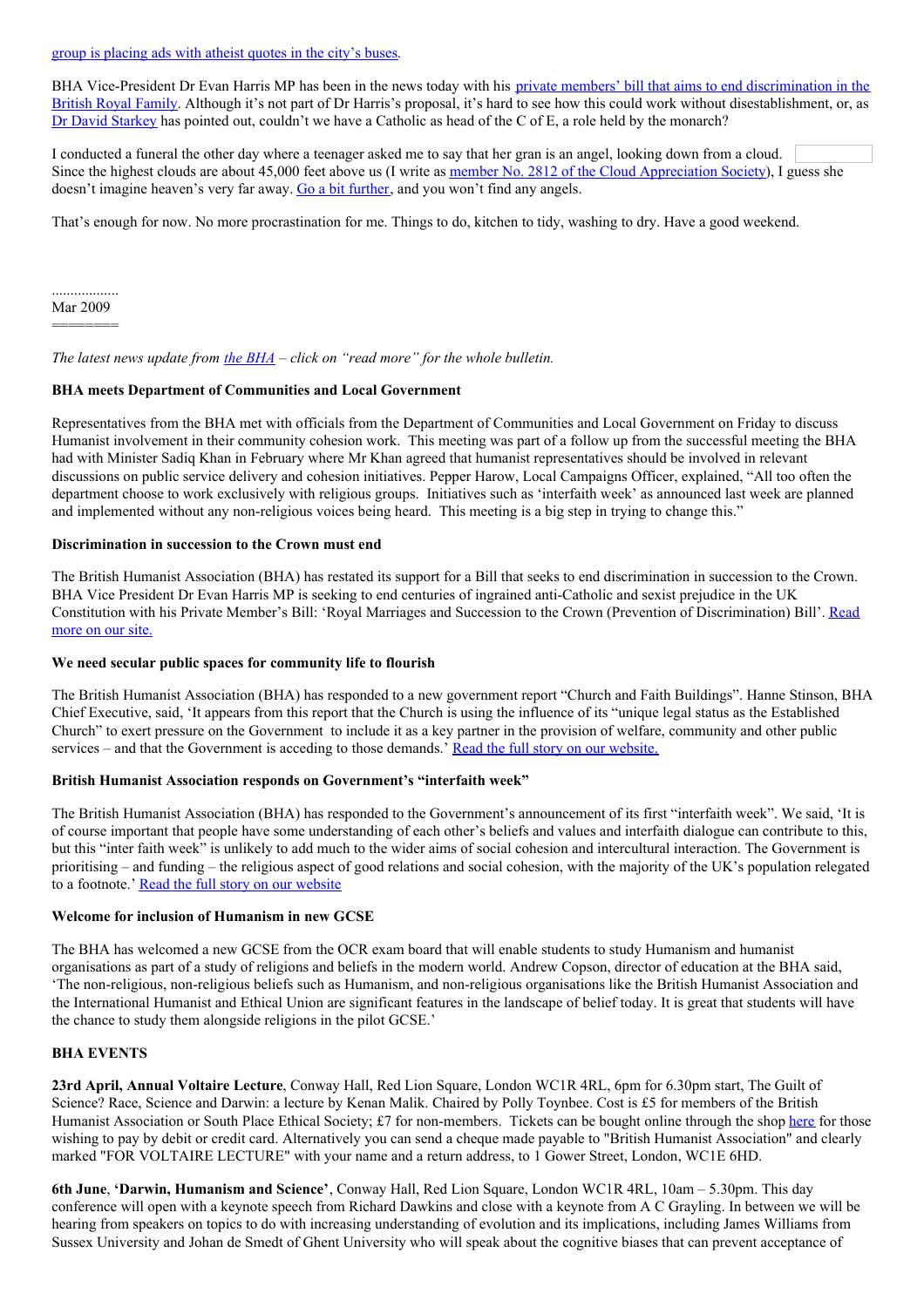group is placing ads with atheist quotes in the city's buses.

BHA Vice-President Dr Evan Harris MP has been in the news today with his private members' bill that aims to end discrimination in the British Royal Family. Although it's not part of Dr Harris's proposal, it's hard to see how this could work without disestablishment, or, as Dr David Starkey has pointed out, couldn't we have a Catholic as head of the C of E, a role held by the monarch?

I conducted a funeral the other day where a teenager asked me to say that her gran is an angel, looking down from a cloud. Since the highest clouds are about 45,000 feet above us (I write as member No. 2812 of the Cloud Appreciation Society), I guess she doesn't imagine heaven's very far away. Go a bit further, and you won't find any angels.

That's enough for now. No more procrastination for me. Things to do, kitchen to tidy, washing to dry. Have a good weekend.

..................

Mar 2009

========

*The latest news update from the BHA – click on "read more" for the whole bulletin.*

**BHA meets Department of Communities and Local Government**

Representatives from the BHA met with officials from the Department of Communities and Local Government on Friday to discuss Humanist involvement in their community cohesion work. This meeting was part of a follow up from the successful meeting the BHA had with Minister Sadiq Khan in February where Mr Khan agreed that humanist representatives should be involved in relevant discussions on public service delivery and cohesion initiatives. Pepper Harow, Local Campaigns Officer, explained, "All too often the department choose to work exclusively with religious groups. Initiatives such as 'interfaith week' as announced last week are planned and implemented without any non-religious voices being heard. This meeting is a big step in trying to change this."

**Discrimination in succession to the Crown must end**

The British Humanist Association (BHA) has restated its support for a Bill that seeks to end discrimination in succession to the Crown. BHA Vice President Dr Evan Harris MP is seeking to end centuries of ingrained anti-Catholic and sexist prejudice in the UK Constitution with his Private Member's Bill: 'Royal Marriages and Succession to the Crown (Prevention of Discrimination) Bill'. Read more on our site.

**We need secular public spaces for community life to flourish**

The British Humanist Association (BHA) has responded to a new government report "Church and Faith Buildings". Hanne Stinson, BHA Chief Executive, said, 'It appears from this report that the Church is using the influence of its "unique legal status as the Established Church" to exert pressure on the Government to include it as a key partner in the provision of welfare, community and other public services – and that the Government is acceding to those demands.' Read the full story on our website.

**British Humanist Association responds on Government's "interfaith week"**

The British Humanist Association (BHA) has responded to the Government's announcement of its first "interfaith week". We said, 'It is of course important that people have some understanding of each other's beliefs and values and interfaith dialogue can contribute to this, but this "inter faith week" is unlikely to add much to the wider aims of social cohesion and intercultural interaction. The Government is prioritising – and funding – the religious aspect of good relations and social cohesion, with the majority of the UK's population relegated to a footnote.' Read the full story on our website

**Welcome for inclusion of Humanism in new GCSE**

The BHA has welcomed a new GCSE from the OCR exam board that will enable students to study Humanism and humanist organisations as part of a study of religions and beliefs in the modern world. Andrew Copson, director of education at the BHA said, 'The non-religious, non-religious beliefs such as Humanism, and non-religious organisations like the British Humanist Association and the International Humanist and Ethical Union are significant features in the landscape of belief today. It is great that students will have the chance to study them alongside religions in the pilot GCSE.'

**BHA EVENTS**

**23rd April, Annual Voltaire Lecture**, Conway Hall, Red Lion Square, London WC1R 4RL, 6pm for 6.30pm start, The Guilt of Science? Race, Science and Darwin: a lecture by Kenan Malik. Chaired by Polly Toynbee. Cost is £5 for members of the British Humanist Association or South Place Ethical Society; £7 for non-members. Tickets can be bought online through the shop here for those wishing to pay by debit or credit card. Alternatively you can send a cheque made payable to "British Humanist Association" and clearly marked "FOR VOLTAIRE LECTURE" with your name and a return address, to 1 Gower Street, London, WC1E 6HD.

**6th June**, **'Darwin, Humanism and Science'**, Conway Hall, Red Lion Square, London WC1R 4RL, 10am – 5.30pm. This day conference will open with a keynote speech from Richard Dawkins and close with a keynote from A C Grayling. In between we will be hearing from speakers on topics to do with increasing understanding of evolution and its implications, including James Williams from Sussex University and Johan de Smedt of Ghent University who will speak about the cognitive biases that can prevent acceptance of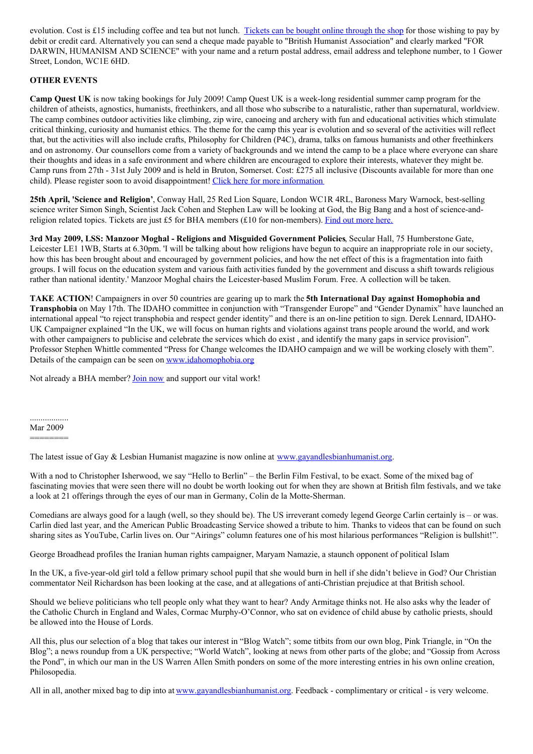evolution. Cost is £15 including coffee and tea but not lunch. [Tickets can be bought online through the shop] for those wishing to pay by debit or credit card. Alternatively you can send a cheque made payable to "British Humanist Association" and clearly marked "FOR DARWIN, HUMANISM AND SCIENCE" with your name and a return postal address, email address and telephone number, to 1 Gower Street, London, WC1E 6HD.

**OTHER EVENTS**

**Camp Quest UK** is now taking bookings for July 2009! Camp Quest UK is a week-long residential summer camp program for the children of atheists, agnostics, humanists, freethinkers, and all those who subscribe to a naturalistic, rather than supernatural, worldview. The camp combines outdoor activities like climbing, zip wire, canoeing and archery with fun and educational activities which stimulate critical thinking, curiosity and humanist ethics. The theme for the camp this year is evolution and so several of the activities will reflect that, but the activities will also include crafts, Philosophy for Children (P4C), drama, talks on famous humanists and other freethinkers and on astronomy. Our counsellors come from a variety of backgrounds and we intend the camp to be a place where everyone can share their thoughts and ideas in a safe environment and where children are encouraged to explore their interests, whatever they might be. Camp runs from 27th - 31st July 2009 and is held in Bruton, Somerset. Cost: £275 all inclusive (Discounts available for more than one child). Please register soon to avoid disappointment! [Click here for more information]

**25th April, 'Science and Religion'**, Conway Hall, 25 Red Lion Square, London WC1R 4RL, Baroness Mary Warnock, best-selling science writer Simon Singh, Scientist Jack Cohen and Stephen Law will be looking at God, the Big Bang and a host of science-and-religion related topics. Tickets are just £5 for BHA members (£10 for non-members). [Find out more here.]

**3rd May 2009, LSS: Manzoor Moghal - Religions and Misguided Government Policies**, Secular Hall, 75 Humberstone Gate, Leicester LE1 1WB, Starts at 6.30pm. 'I will be talking about how religions have begun to acquire an inappropriate role in our society, how this has been brought about and encouraged by government policies, and how the net effect of this is a fragmentation into faith groups. I will focus on the education system and various faith activities funded by the government and discuss a shift towards religious rather than national identity.' Manzoor Moghal chairs the Leicester-based Muslim Forum. Free. A collection will be taken.

**TAKE ACTION**! Campaigners in over 50 countries are gearing up to mark the **5th International Day against Homophobia and Transphobia** on May 17th. The IDAHO committee in conjunction with "Transgender Europe" and "Gender Dynamix" have launched an international appeal "to reject transphobia and respect gender identity" and there is an on-line petition to sign. Derek Lennard, IDAHO-UK Campaigner explained "In the UK, we will focus on human rights and violations against trans people around the world, and work with other campaigners to publicise and celebrate the services which do exist , and identify the many gaps in service provision". Professor Stephen Whittle commented "Press for Change welcomes the IDAHO campaign and we will be working closely with them". Details of the campaign can be seen on [www.idahomophobia.org]

Not already a BHA member? [Join now] and support our vital work!

..................
Mar 2009
========

The latest issue of Gay & Lesbian Humanist magazine is now online at [www.gayandlesbianhumanist.org].

With a nod to Christopher Isherwood, we say "Hello to Berlin" – the Berlin Film Festival, to be exact. Some of the mixed bag of fascinating movies that were seen there will no doubt be worth looking out for when they are shown at British film festivals, and we take a look at 21 offerings through the eyes of our man in Germany, Colin de la Motte-Sherman.

Comedians are always good for a laugh (well, so they should be). The US irreverant comedy legend George Carlin certainly is – or was. Carlin died last year, and the American Public Broadcasting Service showed a tribute to him. Thanks to videos that can be found on such sharing sites as YouTube, Carlin lives on. Our "Airings" column features one of his most hilarious performances "Religion is bullshit!".

George Broadhead profiles the Iranian human rights campaigner, Maryam Namazie, a staunch opponent of political Islam

In the UK, a five-year-old girl told a fellow primary school pupil that she would burn in hell if she didn't believe in God? Our Christian commentator Neil Richardson has been looking at the case, and at allegations of anti-Christian prejudice at that British school.

Should we believe politicians who tell people only what they want to hear? Andy Armitage thinks not. He also asks why the leader of the Catholic Church in England and Wales, Cormac Murphy-O'Connor, who sat on evidence of child abuse by catholic priests, should be allowed into the House of Lords.

All this, plus our selection of a blog that takes our interest in "Blog Watch"; some titbits from our own blog, Pink Triangle, in "On the Blog"; a news roundup from a UK perspective; "World Watch", looking at news from other parts of the globe; and "Gossip from Across the Pond", in which our man in the US Warren Allen Smith ponders on some of the more interesting entries in his own online creation, Philosopedia.

All in all, another mixed bag to dip into at [www.gayandlesbianhumanist.org]. Feedback - complimentary or critical - is very welcome.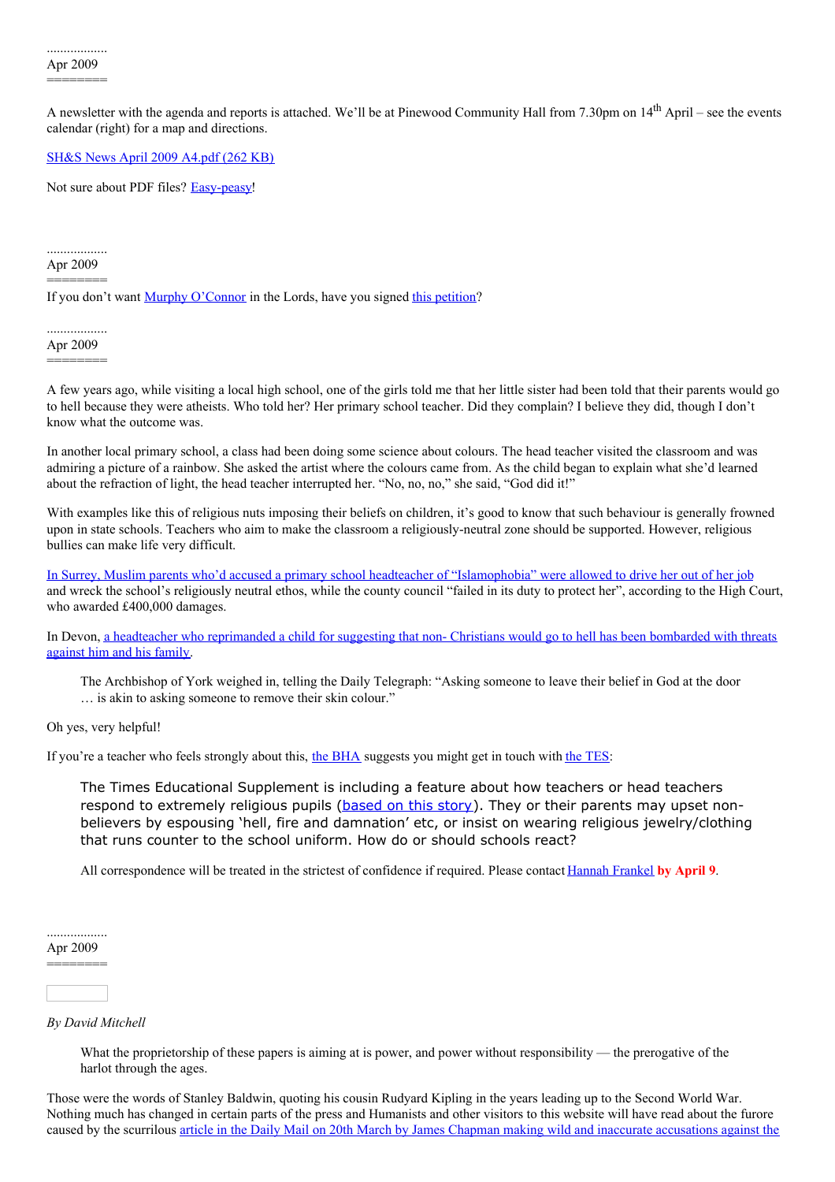..................
Apr 2009
========

A newsletter with the agenda and reports is attached. We'll be at Pinewood Community Hall from 7.30pm on 14th April – see the events calendar (right) for a map and directions.

[SH&S News April 2009 A4.pdf (262 KB)]

Not sure about PDF files? [Easy-peasy]!

..................
Apr 2009
========

If you don't want [Murphy O'Connor] in the Lords, have you signed [this petition]?

..................
Apr 2009
========

A few years ago, while visiting a local high school, one of the girls told me that her little sister had been told that their parents would go to hell because they were atheists. Who told her? Her primary school teacher. Did they complain? I believe they did, though I don't know what the outcome was.

In another local primary school, a class had been doing some science about colours. The head teacher visited the classroom and was admiring a picture of a rainbow. She asked the artist where the colours came from. As the child began to explain what she'd learned about the refraction of light, the head teacher interrupted her. "No, no, no," she said, "God did it!"

With examples like this of religious nuts imposing their beliefs on children, it's good to know that such behaviour is generally frowned upon in state schools. Teachers who aim to make the classroom a religiously-neutral zone should be supported. However, religious bullies can make life very difficult.

[In Surrey, Muslim parents who'd accused a primary school headteacher of "Islamophobia" were allowed to drive her out of her job] and wreck the school's religiously neutral ethos, while the county council "failed in its duty to protect her", according to the High Court, who awarded £400,000 damages.

In Devon, [a headteacher who reprimanded a child for suggesting that non- Christians would go to hell has been bombarded with threats against him and his family].

> The Archbishop of York weighed in, telling the Daily Telegraph: "Asking someone to leave their belief in God at the door … is akin to asking someone to remove their skin colour."

Oh yes, very helpful!

If you're a teacher who feels strongly about this, [the BHA] suggests you might get in touch with [the TES]:

> The Times Educational Supplement is including a feature about how teachers or head teachers respond to extremely religious pupils ([based on this story]). They or their parents may upset non-believers by espousing 'hell, fire and damnation' etc, or insist on wearing religious jewelry/clothing that runs counter to the school uniform. How do or should schools react?
>
> All correspondence will be treated in the strictest of confidence if required. Please contact [Hannah Frankel] **by April 9**.

..................
Apr 2009
========

*By David Mitchell*

> What the proprietorship of these papers is aiming at is power, and power without responsibility — the prerogative of the harlot through the ages.

Those were the words of Stanley Baldwin, quoting his cousin Rudyard Kipling in the years leading up to the Second World War. Nothing much has changed in certain parts of the press and Humanists and other visitors to this website will have read about the furore caused by the scurrilous [article in the Daily Mail on 20th March by James Chapman making wild and inaccurate accusations against the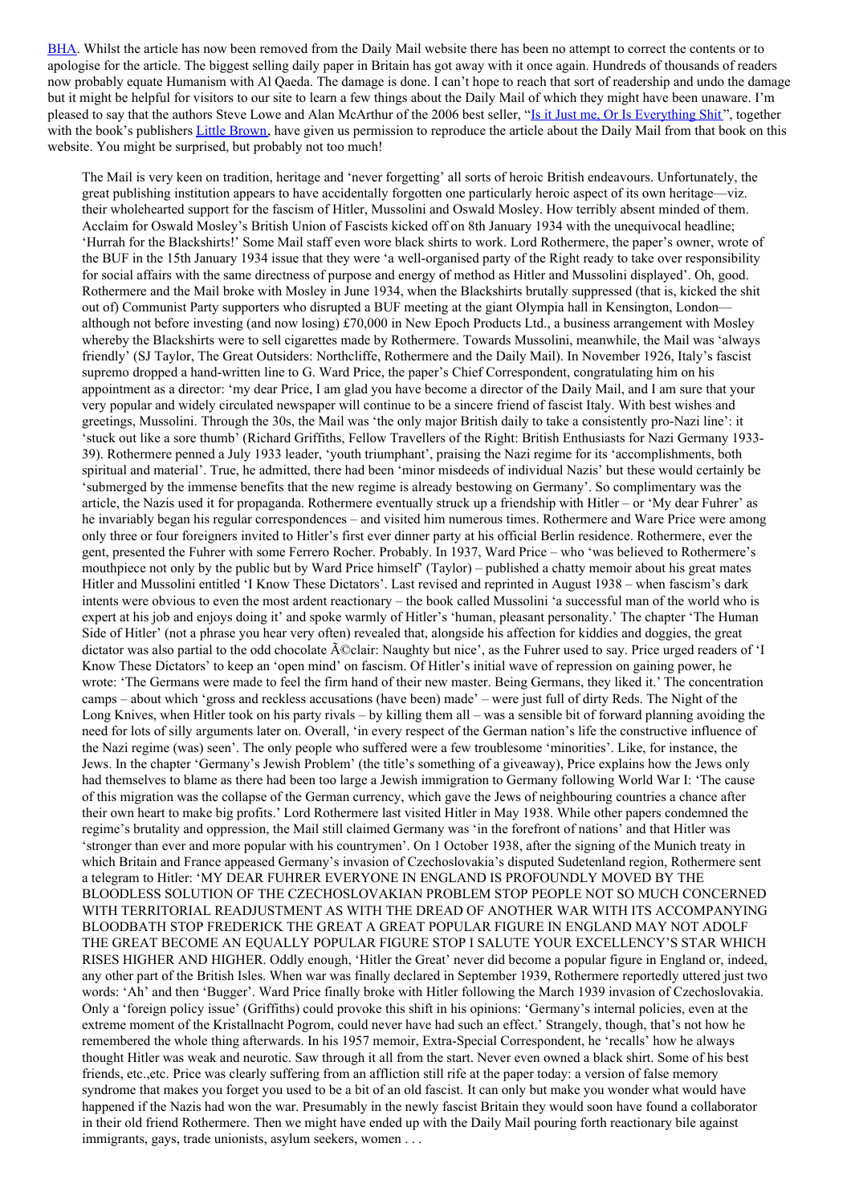[BHA](). Whilst the article has now been removed from the Daily Mail website there has been no attempt to correct the contents or to apologise for the article. The biggest selling daily paper in Britain has got away with it once again. Hundreds of thousands of readers now probably equate Humanism with Al Qaeda. The damage is done. I can't hope to reach that sort of readership and undo the damage but it might be helpful for visitors to our site to learn a few things about the Daily Mail of which they might have been unaware. I'm pleased to say that the authors Steve Lowe and Alan McArthur of the 2006 best seller, "[Is it Just me, Or Is Everything Shit]()", together with the book's publishers [Little Brown](), have given us permission to reproduce the article about the Daily Mail from that book on this website. You might be surprised, but probably not too much!

> The Mail is very keen on tradition, heritage and 'never forgetting' all sorts of heroic British endeavours. Unfortunately, the great publishing institution appears to have accidentally forgotten one particularly heroic aspect of its own heritage—viz. their wholehearted support for the fascism of Hitler, Mussolini and Oswald Mosley. How terribly absent minded of them. Acclaim for Oswald Mosley's British Union of Fascists kicked off on 8th January 1934 with the unequivocal headline; 'Hurrah for the Blackshirts!' Some Mail staff even wore black shirts to work. Lord Rothermere, the paper's owner, wrote of the BUF in the 15th January 1934 issue that they were 'a well-organised party of the Right ready to take over responsibility for social affairs with the same directness of purpose and energy of method as Hitler and Mussolini displayed'. Oh, good. Rothermere and the Mail broke with Mosley in June 1934, when the Blackshirts brutally suppressed (that is, kicked the shit out of) Communist Party supporters who disrupted a BUF meeting at the giant Olympia hall in Kensington, London—although not before investing (and now losing) £70,000 in New Epoch Products Ltd., a business arrangement with Mosley whereby the Blackshirts were to sell cigarettes made by Rothermere. Towards Mussolini, meanwhile, the Mail was 'always friendly' (SJ Taylor, The Great Outsiders: Northcliffe, Rothermere and the Daily Mail). In November 1926, Italy's fascist supremo dropped a hand-written line to G. Ward Price, the paper's Chief Correspondent, congratulating him on his appointment as a director: 'my dear Price, I am glad you have become a director of the Daily Mail, and I am sure that your very popular and widely circulated newspaper will continue to be a sincere friend of fascist Italy. With best wishes and greetings, Mussolini. Through the 30s, the Mail was 'the only major British daily to take a consistently pro-Nazi line': it 'stuck out like a sore thumb' (Richard Griffiths, Fellow Travellers of the Right: British Enthusiasts for Nazi Germany 1933-39). Rothermere penned a July 1933 leader, 'youth triumphant', praising the Nazi regime for its 'accomplishments, both spiritual and material'. True, he admitted, there had been 'minor misdeeds of individual Nazis' but these would certainly be 'submerged by the immense benefits that the new regime is already bestowing on Germany'. So complimentary was the article, the Nazis used it for propaganda. Rothermere eventually struck up a friendship with Hitler – or 'My dear Fuhrer' as he invariably began his regular correspondences – and visited him numerous times. Rothermere and Ware Price were among only three or four foreigners invited to Hitler's first ever dinner party at his official Berlin residence. Rothermere, ever the gent, presented the Fuhrer with some Ferrero Rocher. Probably. In 1937, Ward Price – who 'was believed to Rothermere's mouthpiece not only by the public but by Ward Price himself' (Taylor) – published a chatty memoir about his great mates Hitler and Mussolini entitled 'I Know These Dictators'. Last revised and reprinted in August 1938 – when fascism's dark intents were obvious to even the most ardent reactionary – the book called Mussolini 'a successful man of the world who is expert at his job and enjoys doing it' and spoke warmly of Hitler's 'human, pleasant personality.' The chapter 'The Human Side of Hitler' (not a phrase you hear very often) revealed that, alongside his affection for kiddies and doggies, the great dictator was also partial to the odd chocolate Ã©clair: Naughty but nice', as the Fuhrer used to say. Price urged readers of 'I Know These Dictators' to keep an 'open mind' on fascism. Of Hitler's initial wave of repression on gaining power, he wrote: 'The Germans were made to feel the firm hand of their new master. Being Germans, they liked it.' The concentration camps – about which 'gross and reckless accusations (have been) made' – were just full of dirty Reds. The Night of the Long Knives, when Hitler took on his party rivals – by killing them all – was a sensible bit of forward planning avoiding the need for lots of silly arguments later on. Overall, 'in every respect of the German nation's life the constructive influence of the Nazi regime (was) seen'. The only people who suffered were a few troublesome 'minorities'. Like, for instance, the Jews. In the chapter 'Germany's Jewish Problem' (the title's something of a giveaway), Price explains how the Jews only had themselves to blame as there had been too large a Jewish immigration to Germany following World War I: 'The cause of this migration was the collapse of the German currency, which gave the Jews of neighbouring countries a chance after their own heart to make big profits.' Lord Rothermere last visited Hitler in May 1938. While other papers condemned the regime's brutality and oppression, the Mail still claimed Germany was 'in the forefront of nations' and that Hitler was 'stronger than ever and more popular with his countrymen'. On 1 October 1938, after the signing of the Munich treaty in which Britain and France appeased Germany's invasion of Czechoslovakia's disputed Sudetenland region, Rothermere sent a telegram to Hitler: 'MY DEAR FUHRER EVERYONE IN ENGLAND IS PROFOUNDLY MOVED BY THE BLOODLESS SOLUTION OF THE CZECHOSLOVAKIAN PROBLEM STOP PEOPLE NOT SO MUCH CONCERNED WITH TERRITORIAL READJUSTMENT AS WITH THE DREAD OF ANOTHER WAR WITH ITS ACCOMPANYING BLOODBATH STOP FREDERICK THE GREAT A GREAT POPULAR FIGURE IN ENGLAND MAY NOT ADOLF THE GREAT BECOME AN EQUALLY POPULAR FIGURE STOP I SALUTE YOUR EXCELLENCY'S STAR WHICH RISES HIGHER AND HIGHER. Oddly enough, 'Hitler the Great' never did become a popular figure in England or, indeed, any other part of the British Isles. When war was finally declared in September 1939, Rothermere reportedly uttered just two words: 'Ah' and then 'Bugger'. Ward Price finally broke with Hitler following the March 1939 invasion of Czechoslovakia. Only a 'foreign policy issue' (Griffiths) could provoke this shift in his opinions: 'Germany's internal policies, even at the extreme moment of the Kristallnacht Pogrom, could never have had such an effect.' Strangely, though, that's not how he remembered the whole thing afterwards. In his 1957 memoir, Extra-Special Correspondent, he 'recalls' how he always thought Hitler was weak and neurotic. Saw through it all from the start. Never even owned a black shirt. Some of his best friends, etc.,etc. Price was clearly suffering from an affliction still rife at the paper today: a version of false memory syndrome that makes you forget you used to be a bit of an old fascist. It can only but make you wonder what would have happened if the Nazis had won the war. Presumably in the newly fascist Britain they would soon have found a collaborator in their old friend Rothermere. Then we might have ended up with the Daily Mail pouring forth reactionary bile against immigrants, gays, trade unionists, asylum seekers, women . . .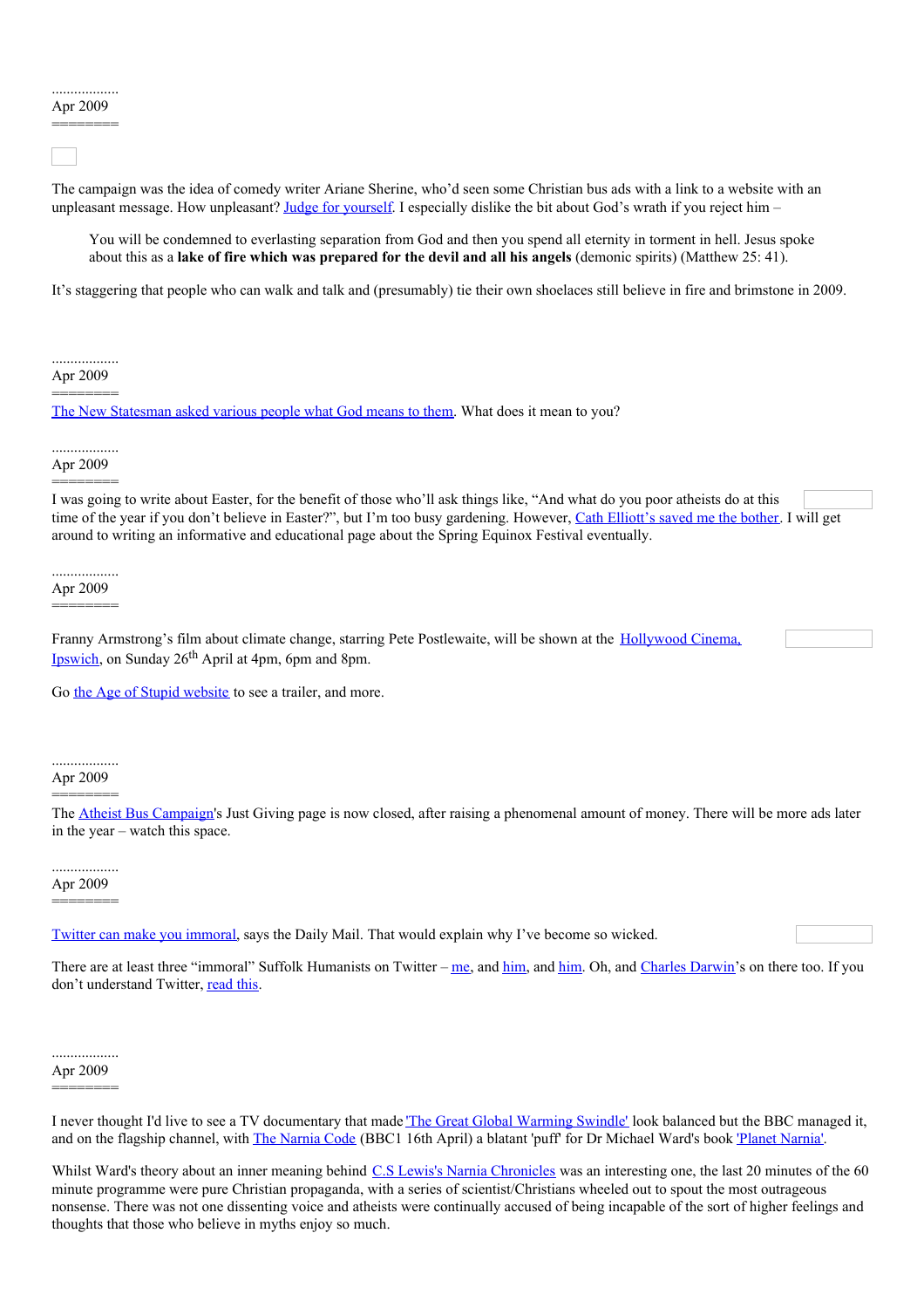..................
Apr 2009
========

The campaign was the idea of comedy writer Ariane Sherine, who'd seen some Christian bus ads with a link to a website with an unpleasant message. How unpleasant? Judge for yourself. I especially dislike the bit about God's wrath if you reject him –

> You will be condemned to everlasting separation from God and then you spend all eternity in torment in hell. Jesus spoke about this as a **lake of fire which was prepared for the devil and all his angels** (demonic spirits) (Matthew 25: 41).

It's staggering that people who can walk and talk and (presumably) tie their own shoelaces still believe in fire and brimstone in 2009.

..................
Apr 2009
========

The New Statesman asked various people what God means to them. What does it mean to you?

..................
Apr 2009
========

I was going to write about Easter, for the benefit of those who'll ask things like, "And what do you poor atheists do at this time of the year if you don't believe in Easter?", but I'm too busy gardening. However, Cath Elliott's saved me the bother. I will get around to writing an informative and educational page about the Spring Equinox Festival eventually.

..................
Apr 2009
========

Franny Armstrong's film about climate change, starring Pete Postlewaite, will be shown at the Hollywood Cinema, Ipswich, on Sunday 26th April at 4pm, 6pm and 8pm.

Go the Age of Stupid website to see a trailer, and more.

..................
Apr 2009
========

The Atheist Bus Campaign's Just Giving page is now closed, after raising a phenomenal amount of money. There will be more ads later in the year – watch this space.

..................
Apr 2009
========

Twitter can make you immoral, says the Daily Mail. That would explain why I've become so wicked.

There are at least three "immoral" Suffolk Humanists on Twitter – me, and him, and him. Oh, and Charles Darwin's on there too. If you don't understand Twitter, read this.

..................
Apr 2009
========

I never thought I'd live to see a TV documentary that made 'The Great Global Warming Swindle' look balanced but the BBC managed it, and on the flagship channel, with The Narnia Code (BBC1 16th April) a blatant 'puff' for Dr Michael Ward's book 'Planet Narnia'.

Whilst Ward's theory about an inner meaning behind C.S Lewis's Narnia Chronicles was an interesting one, the last 20 minutes of the 60 minute programme were pure Christian propaganda, with a series of scientist/Christians wheeled out to spout the most outrageous nonsense. There was not one dissenting voice and atheists were continually accused of being incapable of the sort of higher feelings and thoughts that those who believe in myths enjoy so much.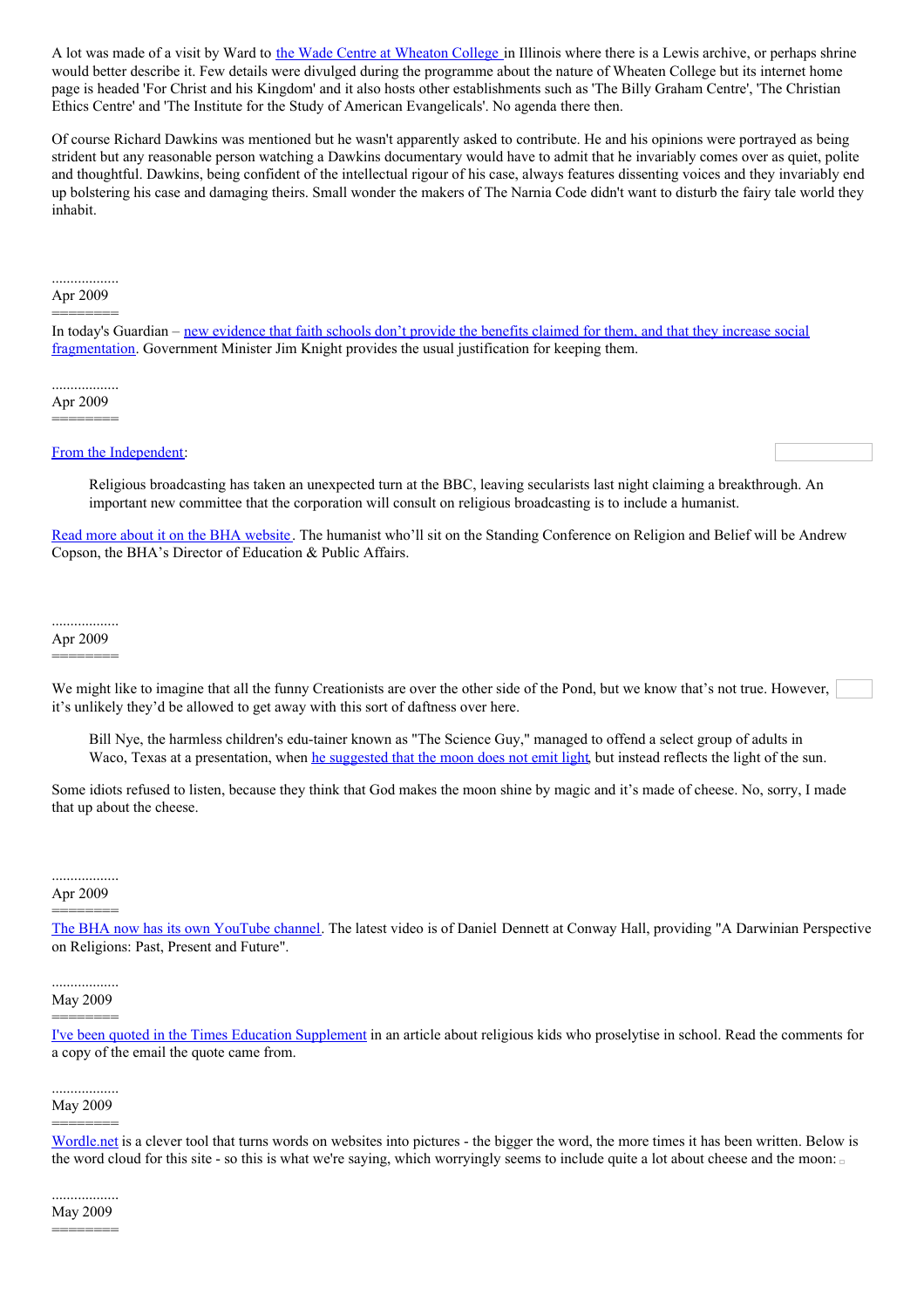A lot was made of a visit by Ward to the Wade Centre at Wheaton College in Illinois where there is a Lewis archive, or perhaps shrine would better describe it. Few details were divulged during the programme about the nature of Wheaten College but its internet home page is headed 'For Christ and his Kingdom' and it also hosts other establishments such as 'The Billy Graham Centre', 'The Christian Ethics Centre' and 'The Institute for the Study of American Evangelicals'. No agenda there then.

Of course Richard Dawkins was mentioned but he wasn't apparently asked to contribute. He and his opinions were portrayed as being strident but any reasonable person watching a Dawkins documentary would have to admit that he invariably comes over as quiet, polite and thoughtful. Dawkins, being confident of the intellectual rigour of his case, always features dissenting voices and they invariably end up bolstering his case and damaging theirs. Small wonder the makers of The Narnia Code didn't want to disturb the fairy tale world they inhabit.

..................
Apr 2009
========

In today's Guardian – new evidence that faith schools don't provide the benefits claimed for them, and that they increase social fragmentation. Government Minister Jim Knight provides the usual justification for keeping them.

..................
Apr 2009
========

From the Independent:

> Religious broadcasting has taken an unexpected turn at the BBC, leaving secularists last night claiming a breakthrough. An important new committee that the corporation will consult on religious broadcasting is to include a humanist.

Read more about it on the BHA website. The humanist who'll sit on the Standing Conference on Religion and Belief will be Andrew Copson, the BHA's Director of Education & Public Affairs.

..................
Apr 2009
========

We might like to imagine that all the funny Creationists are over the other side of the Pond, but we know that's not true. However, it's unlikely they'd be allowed to get away with this sort of daftness over here.

> Bill Nye, the harmless children's edu-tainer known as "The Science Guy," managed to offend a select group of adults in Waco, Texas at a presentation, when he suggested that the moon does not emit light, but instead reflects the light of the sun.

Some idiots refused to listen, because they think that God makes the moon shine by magic and it's made of cheese. No, sorry, I made that up about the cheese.

..................
Apr 2009
========

The BHA now has its own YouTube channel. The latest video is of Daniel Dennett at Conway Hall, providing "A Darwinian Perspective on Religions: Past, Present and Future".

..................
May 2009
========

I've been quoted in the Times Education Supplement in an article about religious kids who proselytise in school. Read the comments for a copy of the email the quote came from.

..................
May 2009
========

Wordle.net is a clever tool that turns words on websites into pictures - the bigger the word, the more times it has been written. Below is the word cloud for this site - so this is what we're saying, which worryingly seems to include quite a lot about cheese and the moon:

..................
May 2009
========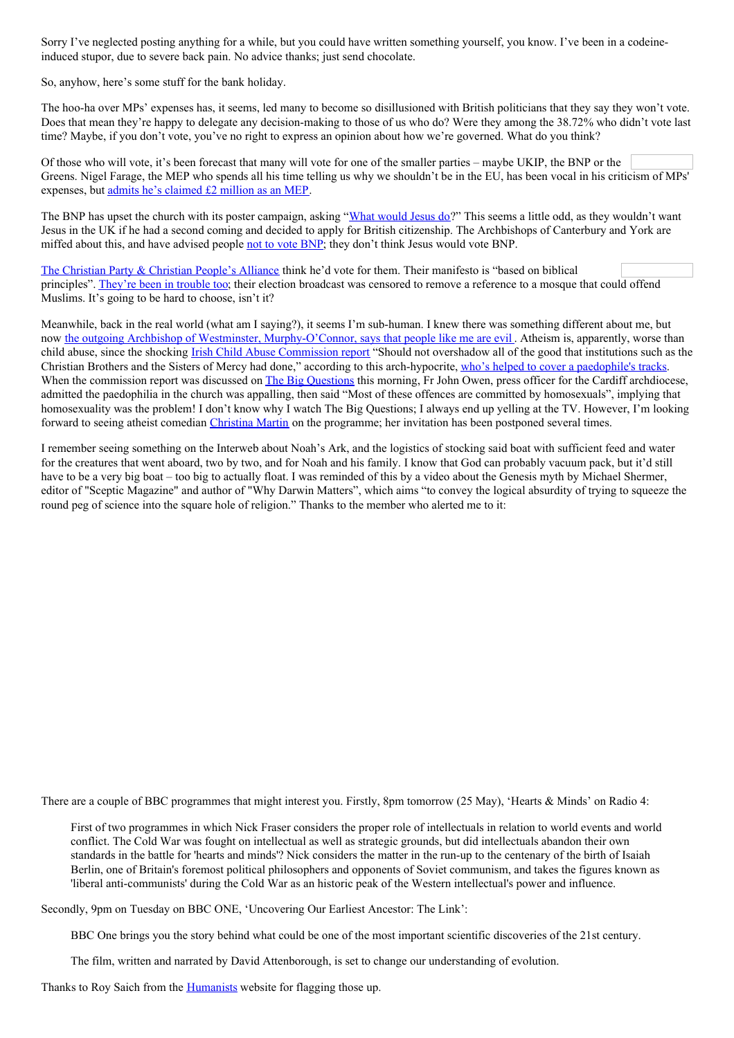Sorry I've neglected posting anything for a while, but you could have written something yourself, you know. I've been in a codeine-induced stupor, due to severe back pain. No advice thanks; just send chocolate.

So, anyhow, here's some stuff for the bank holiday.

The hoo-ha over MPs' expenses has, it seems, led many to become so disillusioned with British politicians that they say they won't vote. Does that mean they're happy to delegate any decision-making to those of us who do? Were they among the 38.72% who didn't vote last time? Maybe, if you don't vote, you've no right to express an opinion about how we're governed. What do you think?

Of those who will vote, it's been forecast that many will vote for one of the smaller parties – maybe UKIP, the BNP or the Greens. Nigel Farage, the MEP who spends all his time telling us why we shouldn't be in the EU, has been vocal in his criticism of MPs' expenses, but admits he's claimed £2 million as an MEP.

The BNP has upset the church with its poster campaign, asking "What would Jesus do?" This seems a little odd, as they wouldn't want Jesus in the UK if he had a second coming and decided to apply for British citizenship. The Archbishops of Canterbury and York are miffed about this, and have advised people not to vote BNP; they don't think Jesus would vote BNP.

The Christian Party & Christian People's Alliance think he'd vote for them. Their manifesto is "based on biblical principles". They're been in trouble too; their election broadcast was censored to remove a reference to a mosque that could offend Muslims. It's going to be hard to choose, isn't it?

Meanwhile, back in the real world (what am I saying?), it seems I'm sub-human. I knew there was something different about me, but now the outgoing Archbishop of Westminster, Murphy-O'Connor, says that people like me are evil . Atheism is, apparently, worse than child abuse, since the shocking Irish Child Abuse Commission report "Should not overshadow all of the good that institutions such as the Christian Brothers and the Sisters of Mercy had done," according to this arch-hypocrite, who's helped to cover a paedophile's tracks. When the commission report was discussed on The Big Questions this morning, Fr John Owen, press officer for the Cardiff archdiocese, admitted the paedophilia in the church was appalling, then said "Most of these offences are committed by homosexuals", implying that homosexuality was the problem! I don't know why I watch The Big Questions; I always end up yelling at the TV. However, I'm looking forward to seeing atheist comedian Christina Martin on the programme; her invitation has been postponed several times.

I remember seeing something on the Interweb about Noah's Ark, and the logistics of stocking said boat with sufficient feed and water for the creatures that went aboard, two by two, and for Noah and his family. I know that God can probably vacuum pack, but it'd still have to be a very big boat – too big to actually float. I was reminded of this by a video about the Genesis myth by Michael Shermer, editor of "Sceptic Magazine" and author of "Why Darwin Matters", which aims "to convey the logical absurdity of trying to squeeze the round peg of science into the square hole of religion." Thanks to the member who alerted me to it:

There are a couple of BBC programmes that might interest you. Firstly, 8pm tomorrow (25 May), 'Hearts & Minds' on Radio 4:

> First of two programmes in which Nick Fraser considers the proper role of intellectuals in relation to world events and world conflict. The Cold War was fought on intellectual as well as strategic grounds, but did intellectuals abandon their own standards in the battle for 'hearts and minds'? Nick considers the matter in the run-up to the centenary of the birth of Isaiah Berlin, one of Britain's foremost political philosophers and opponents of Soviet communism, and takes the figures known as 'liberal anti-communists' during the Cold War as an historic peak of the Western intellectual's power and influence.

Secondly, 9pm on Tuesday on BBC ONE, 'Uncovering Our Earliest Ancestor: The Link':

> BBC One brings you the story behind what could be one of the most important scientific discoveries of the 21st century.
>
> The film, written and narrated by David Attenborough, is set to change our understanding of evolution.

Thanks to Roy Saich from the Humanists website for flagging those up.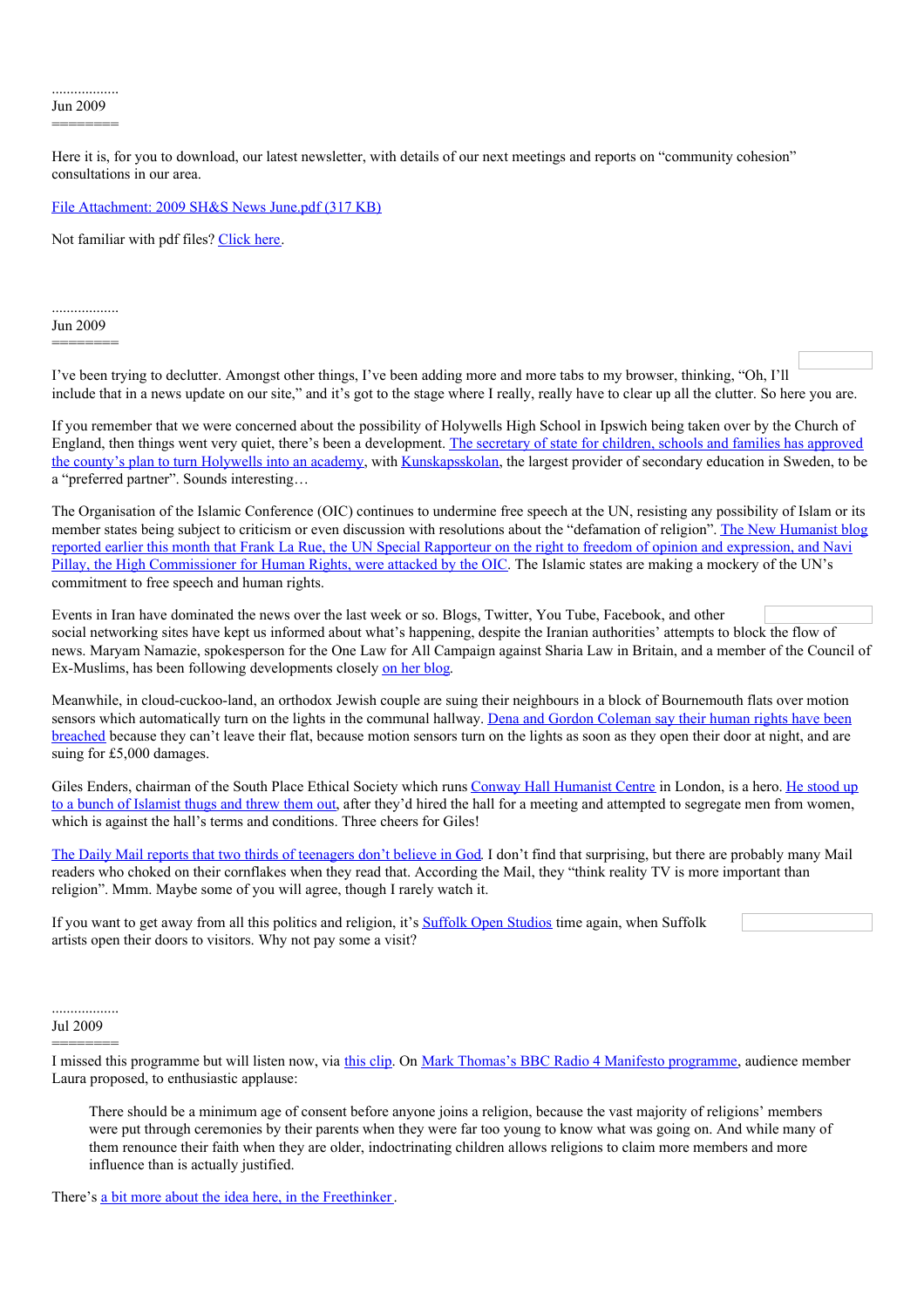..................
Jun 2009
========

Here it is, for you to download, our latest newsletter, with details of our next meetings and reports on "community cohesion" consultations in our area.

File Attachment: 2009 SH&S News June.pdf (317 KB)

Not familiar with pdf files? Click here.

..................
Jun 2009
========

I've been trying to declutter. Amongst other things, I've been adding more and more tabs to my browser, thinking, "Oh, I'll include that in a news update on our site," and it's got to the stage where I really, really have to clear up all the clutter. So here you are.

If you remember that we were concerned about the possibility of Holywells High School in Ipswich being taken over by the Church of England, then things went very quiet, there's been a development. The secretary of state for children, schools and families has approved the county's plan to turn Holywells into an academy, with Kunskapsskolan, the largest provider of secondary education in Sweden, to be a "preferred partner". Sounds interesting…

The Organisation of the Islamic Conference (OIC) continues to undermine free speech at the UN, resisting any possibility of Islam or its member states being subject to criticism or even discussion with resolutions about the "defamation of religion". The New Humanist blog reported earlier this month that Frank La Rue, the UN Special Rapporteur on the right to freedom of opinion and expression, and Navi Pillay, the High Commissioner for Human Rights, were attacked by the OIC. The Islamic states are making a mockery of the UN's commitment to free speech and human rights.

Events in Iran have dominated the news over the last week or so. Blogs, Twitter, You Tube, Facebook, and other social networking sites have kept us informed about what's happening, despite the Iranian authorities' attempts to block the flow of news. Maryam Namazie, spokesperson for the One Law for All Campaign against Sharia Law in Britain, and a member of the Council of Ex-Muslims, has been following developments closely on her blog.

Meanwhile, in cloud-cuckoo-land, an orthodox Jewish couple are suing their neighbours in a block of Bournemouth flats over motion sensors which automatically turn on the lights in the communal hallway. Dena and Gordon Coleman say their human rights have been breached because they can't leave their flat, because motion sensors turn on the lights as soon as they open their door at night, and are suing for £5,000 damages.

Giles Enders, chairman of the South Place Ethical Society which runs Conway Hall Humanist Centre in London, is a hero. He stood up to a bunch of Islamist thugs and threw them out, after they'd hired the hall for a meeting and attempted to segregate men from women, which is against the hall's terms and conditions. Three cheers for Giles!

The Daily Mail reports that two thirds of teenagers don't believe in God. I don't find that surprising, but there are probably many Mail readers who choked on their cornflakes when they read that. According the Mail, they "think reality TV is more important than religion". Mmm. Maybe some of you will agree, though I rarely watch it.

If you want to get away from all this politics and religion, it's Suffolk Open Studios time again, when Suffolk artists open their doors to visitors. Why not pay some a visit?

..................
Jul 2009
========

I missed this programme but will listen now, via this clip. On Mark Thomas's BBC Radio 4 Manifesto programme, audience member Laura proposed, to enthusiastic applause:

> There should be a minimum age of consent before anyone joins a religion, because the vast majority of religions' members were put through ceremonies by their parents when they were far too young to know what was going on. And while many of them renounce their faith when they are older, indoctrinating children allows religions to claim more members and more influence than is actually justified.

There's a bit more about the idea here, in the Freethinker.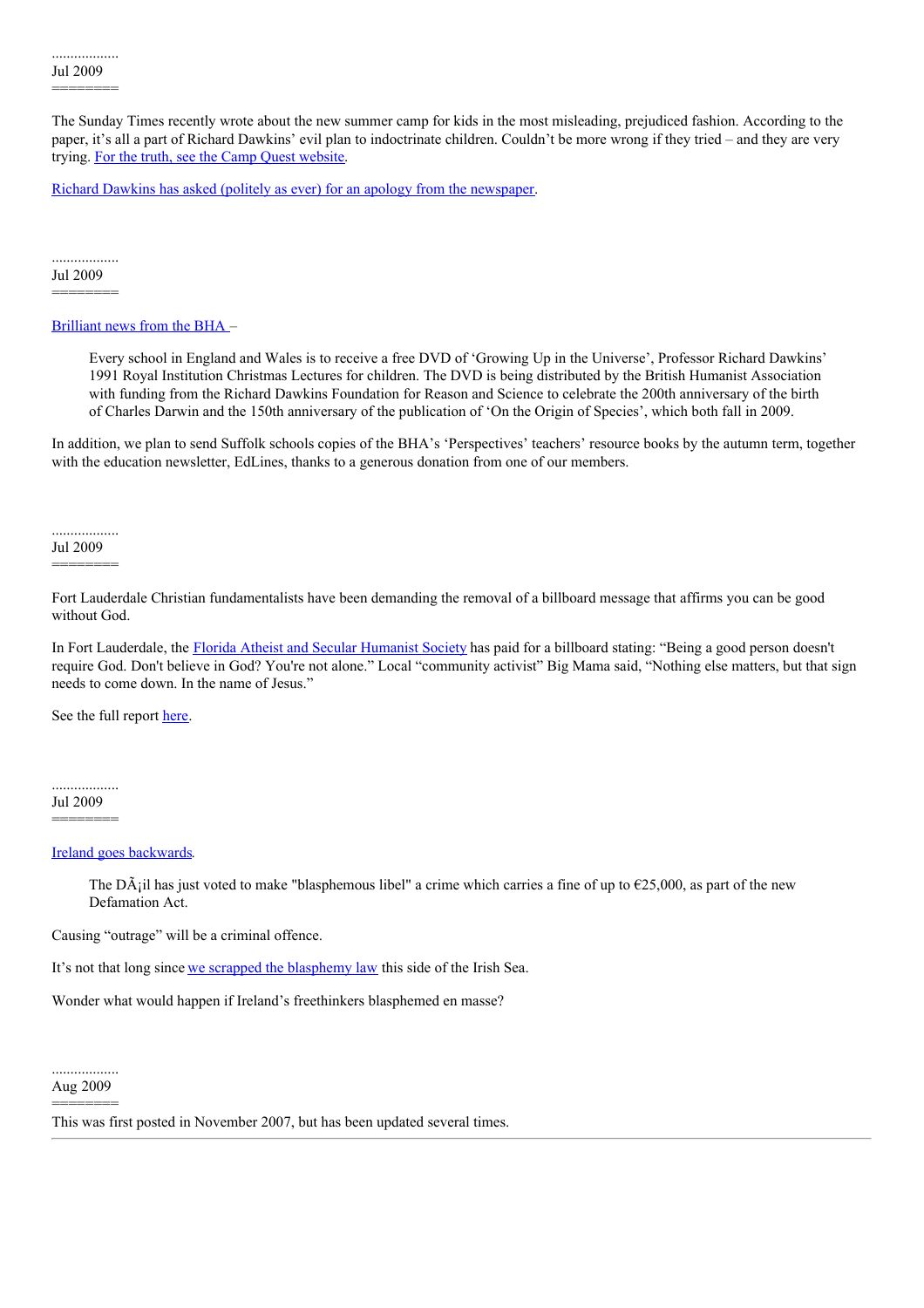..................
Jul 2009
========

The Sunday Times recently wrote about the new summer camp for kids in the most misleading, prejudiced fashion. According to the paper, it's all a part of Richard Dawkins' evil plan to indoctrinate children. Couldn't be more wrong if they tried – and they are very trying. For the truth, see the Camp Quest website.

Richard Dawkins has asked (politely as ever) for an apology from the newspaper.

..................
Jul 2009
========

Brilliant news from the BHA –

> Every school in England and Wales is to receive a free DVD of 'Growing Up in the Universe', Professor Richard Dawkins' 1991 Royal Institution Christmas Lectures for children. The DVD is being distributed by the British Humanist Association with funding from the Richard Dawkins Foundation for Reason and Science to celebrate the 200th anniversary of the birth of Charles Darwin and the 150th anniversary of the publication of 'On the Origin of Species', which both fall in 2009.

In addition, we plan to send Suffolk schools copies of the BHA's 'Perspectives' teachers' resource books by the autumn term, together with the education newsletter, EdLines, thanks to a generous donation from one of our members.

..................
Jul 2009
========

Fort Lauderdale Christian fundamentalists have been demanding the removal of a billboard message that affirms you can be good without God.

In Fort Lauderdale, the Florida Atheist and Secular Humanist Society has paid for a billboard stating: "Being a good person doesn't require God. Don't believe in God? You're not alone." Local "community activist" Big Mama said, "Nothing else matters, but that sign needs to come down. In the name of Jesus."

See the full report here.

..................
Jul 2009
========

Ireland goes backwards.

> The DÃ¡il has just voted to make "blasphemous libel" a crime which carries a fine of up to €25,000, as part of the new Defamation Act.

Causing "outrage" will be a criminal offence.

It's not that long since we scrapped the blasphemy law this side of the Irish Sea.

Wonder what would happen if Ireland's freethinkers blasphemed en masse?

..................
Aug 2009
========

This was first posted in November 2007, but has been updated several times.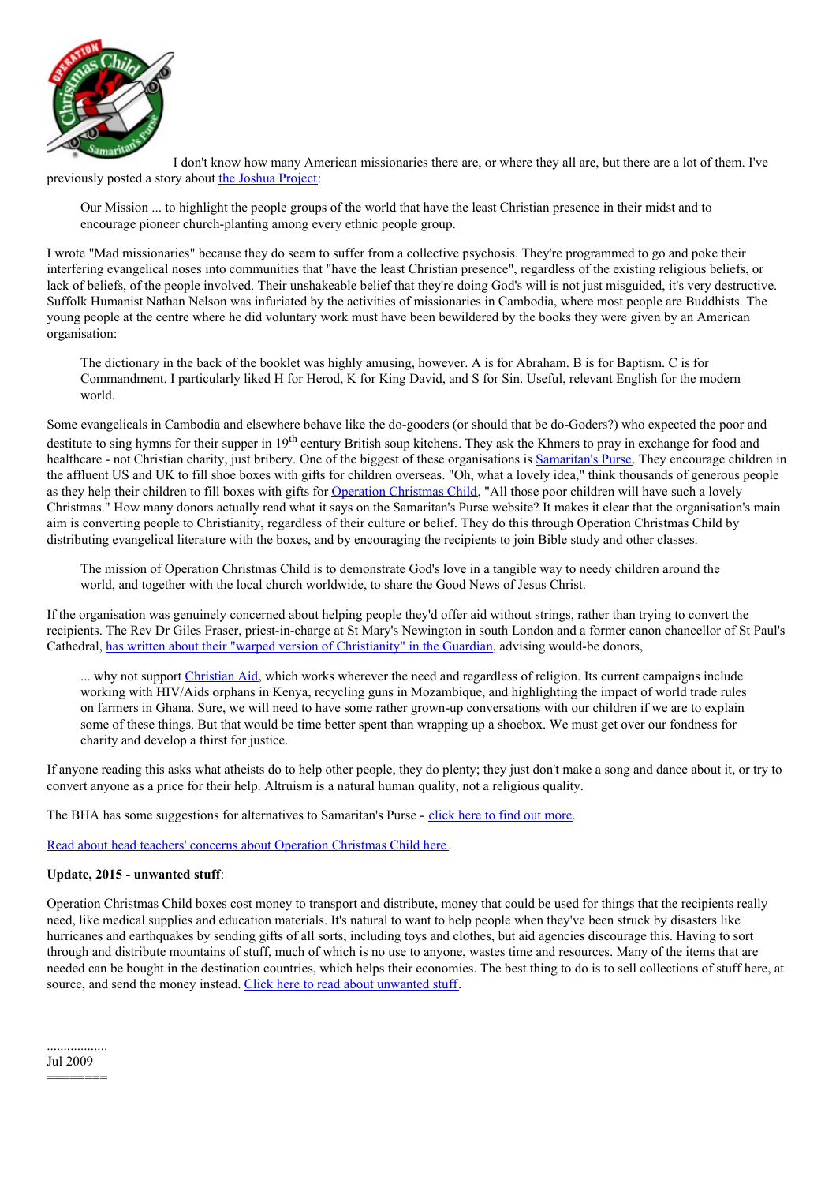I don't know how many American missionaries there are, or where they all are, but there are a lot of them. I've previously posted a story about the Joshua Project:

> Our Mission ... to highlight the people groups of the world that have the least Christian presence in their midst and to encourage pioneer church-planting among every ethnic people group.

I wrote "Mad missionaries" because they do seem to suffer from a collective psychosis. They're programmed to go and poke their interfering evangelical noses into communities that "have the least Christian presence", regardless of the existing religious beliefs, or lack of beliefs, of the people involved. Their unshakeable belief that they're doing God's will is not just misguided, it's very destructive. Suffolk Humanist Nathan Nelson was infuriated by the activities of missionaries in Cambodia, where most people are Buddhists. The young people at the centre where he did voluntary work must have been bewildered by the books they were given by an American organisation:

> The dictionary in the back of the booklet was highly amusing, however. A is for Abraham. B is for Baptism. C is for Commandment. I particularly liked H for Herod, K for King David, and S for Sin. Useful, relevant English for the modern world.

Some evangelicals in Cambodia and elsewhere behave like the do-gooders (or should that be do-Goders?) who expected the poor and destitute to sing hymns for their supper in 19th century British soup kitchens. They ask the Khmers to pray in exchange for food and healthcare - not Christian charity, just bribery. One of the biggest of these organisations is Samaritan's Purse. They encourage children in the affluent US and UK to fill shoe boxes with gifts for children overseas. "Oh, what a lovely idea," think thousands of generous people as they help their children to fill boxes with gifts for Operation Christmas Child, "All those poor children will have such a lovely Christmas." How many donors actually read what it says on the Samaritan's Purse website? It makes it clear that the organisation's main aim is converting people to Christianity, regardless of their culture or belief. They do this through Operation Christmas Child by distributing evangelical literature with the boxes, and by encouraging the recipients to join Bible study and other classes.

> The mission of Operation Christmas Child is to demonstrate God's love in a tangible way to needy children around the world, and together with the local church worldwide, to share the Good News of Jesus Christ.

If the organisation was genuinely concerned about helping people they'd offer aid without strings, rather than trying to convert the recipients. The Rev Dr Giles Fraser, priest-in-charge at St Mary's Newington in south London and a former canon chancellor of St Paul's Cathedral, has written about their "warped version of Christianity" in the Guardian, advising would-be donors,

> ... why not support Christian Aid, which works wherever the need and regardless of religion. Its current campaigns include working with HIV/Aids orphans in Kenya, recycling guns in Mozambique, and highlighting the impact of world trade rules on farmers in Ghana. Sure, we will need to have some rather grown-up conversations with our children if we are to explain some of these things. But that would be time better spent than wrapping up a shoebox. We must get over our fondness for charity and develop a thirst for justice.

If anyone reading this asks what atheists do to help other people, they do plenty; they just don't make a song and dance about it, or try to convert anyone as a price for their help. Altruism is a natural human quality, not a religious quality.

The BHA has some suggestions for alternatives to Samaritan's Purse - click here to find out more.

Read about head teachers' concerns about Operation Christmas Child here.

**Update, 2015 - unwanted stuff**:

Operation Christmas Child boxes cost money to transport and distribute, money that could be used for things that the recipients really need, like medical supplies and education materials. It's natural to want to help people when they've been struck by disasters like hurricanes and earthquakes by sending gifts of all sorts, including toys and clothes, but aid agencies discourage this. Having to sort through and distribute mountains of stuff, much of which is no use to anyone, wastes time and resources. Many of the items that are needed can be bought in the destination countries, which helps their economies. The best thing to do is to sell collections of stuff here, at source, and send the money instead. Click here to read about unwanted stuff.

..................
Jul 2009
========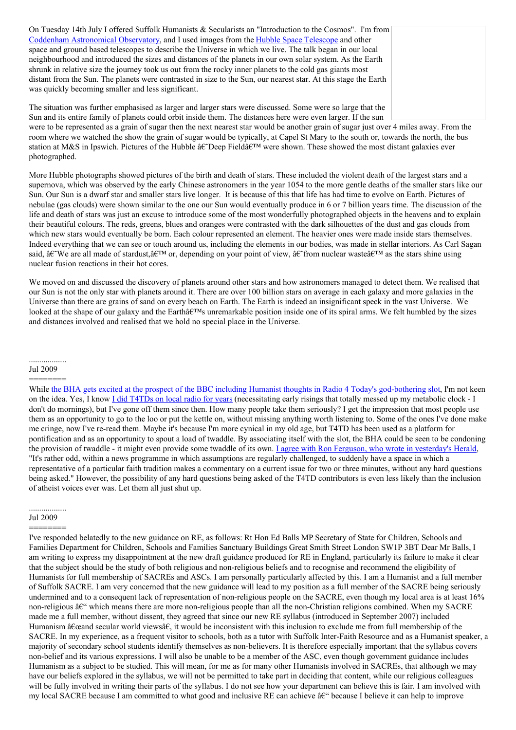On Tuesday 14th July I offered Suffolk Humanists & Secularists an "Introduction to the Cosmos". I'm from Coddenham Astronomical Observatory, and I used images from the Hubble Space Telescope and other space and ground based telescopes to describe the Universe in which we live. The talk began in our local neighbourhood and introduced the sizes and distances of the planets in our own solar system. As the Earth shrunk in relative size the journey took us out from the rocky inner planets to the cold gas giants most distant from the Sun. The planets were contrasted in size to the Sun, our nearest star. At this stage the Earth was quickly becoming smaller and less significant.

The situation was further emphasised as larger and larger stars were discussed. Some were so large that the Sun and its entire family of planets could orbit inside them. The distances here were even larger. If the sun were to be represented as a grain of sugar then the next nearest star would be another grain of sugar just over 4 miles away. From the room where we watched the show the grain of sugar would be typically, at Capel St Mary to the south or, towards the north, the bus station at M&S in Ipswich. Pictures of the Hubble â€˜Deep Fieldâ€™ were shown. These showed the most distant galaxies ever photographed.

More Hubble photographs showed pictures of the birth and death of stars. These included the violent death of the largest stars and a supernova, which was observed by the early Chinese astronomers in the year 1054 to the more gentle deaths of the smaller stars like our Sun. Our Sun is a dwarf star and smaller stars live longer. It is because of this that life has had time to evolve on Earth. Pictures of nebulae (gas clouds) were shown similar to the one our Sun would eventually produce in 6 or 7 billion years time. The discussion of the life and death of stars was just an excuse to introduce some of the most wonderfully photographed objects in the heavens and to explain their beautiful colours. The reds, greens, blues and oranges were contrasted with the dark silhouettes of the dust and gas clouds from which new stars would eventually be born. Each colour represented an element. The heavier ones were made inside stars themselves. Indeed everything that we can see or touch around us, including the elements in our bodies, was made in stellar interiors. As Carl Sagan said, â€˜We are all made of stardust,â€™ or, depending on your point of view, â€˜from nuclear wasteâ€™ as the stars shine using nuclear fusion reactions in their hot cores.

We moved on and discussed the discovery of planets around other stars and how astronomers managed to detect them. We realised that our Sun is not the only star with planets around it. There are over 100 billion stars on average in each galaxy and more galaxies in the Universe than there are grains of sand on every beach on Earth. The Earth is indeed an insignificant speck in the vast Universe. We looked at the shape of our galaxy and the Earthâ€™s unremarkable position inside one of its spiral arms. We felt humbled by the sizes and distances involved and realised that we hold no special place in the Universe.

..................
Jul 2009
========

While the BHA gets excited at the prospect of the BBC including Humanist thoughts in Radio 4 Today's god-bothering slot, I'm not keen on the idea. Yes, I know I did T4TDs on local radio for years (necessitating early risings that totally messed up my metabolic clock - I don't do mornings), but I've gone off them since then. How many people take them seriously? I get the impression that most people use them as an opportunity to go to the loo or put the kettle on, without missing anything worth listening to. Some of the ones I've done make me cringe, now I've re-read them. Maybe it's because I'm more cynical in my old age, but T4TD has been used as a platform for pontification and as an opportunity to spout a load of twaddle. By associating itself with the slot, the BHA could be seen to be condoning the provision of twaddle - it might even provide some twaddle of its own. I agree with Ron Ferguson, who wrote in yesterday's Herald, "It's rather odd, within a news programme in which assumptions are regularly challenged, to suddenly have a space in which a representative of a particular faith tradition makes a commentary on a current issue for two or three minutes, without any hard questions being asked." However, the possibility of any hard questions being asked of the T4TD contributors is even less likely than the inclusion of atheist voices ever was. Let them all just shut up.

..................
Jul 2009
========

I've responded belatedly to the new guidance on RE, as follows: Rt Hon Ed Balls MP Secretary of State for Children, Schools and Families Department for Children, Schools and Families Sanctuary Buildings Great Smith Street London SW1P 3BT Dear Mr Balls, I am writing to express my disappointment at the new draft guidance produced for RE in England, particularly its failure to make it clear that the subject should be the study of both religious and non-religious beliefs and to recognise and recommend the eligibility of Humanists for full membership of SACREs and ASCs. I am personally particularly affected by this. I am a Humanist and a full member of Suffolk SACRE. I am very concerned that the new guidance will lead to my position as a full member of the SACRE being seriously undermined and to a consequent lack of representation of non-religious people on the SACRE, even though my local area is at least 16% non-religious â€“ which means there are more non-religious people than all the non-Christian religions combined. When my SACRE made me a full member, without dissent, they agreed that since our new RE syllabus (introduced in September 2007) included Humanism â€œand secular world viewsâ€, it would be inconsistent with this inclusion to exclude me from full membership of the SACRE. In my experience, as a frequent visitor to schools, both as a tutor with Suffolk Inter-Faith Resource and as a Humanist speaker, a majority of secondary school students identify themselves as non-believers. It is therefore especially important that the syllabus covers non-belief and its various expressions. I will also be unable to be a member of the ASC, even though government guidance includes Humanism as a subject to be studied. This will mean, for me as for many other Humanists involved in SACREs, that although we may have our beliefs explored in the syllabus, we will not be permitted to take part in deciding that content, while our religious colleagues will be fully involved in writing their parts of the syllabus. I do not see how your department can believe this is fair. I am involved with my local SACRE because I am committed to what good and inclusive RE can achieve â€“ because I believe it can help to improve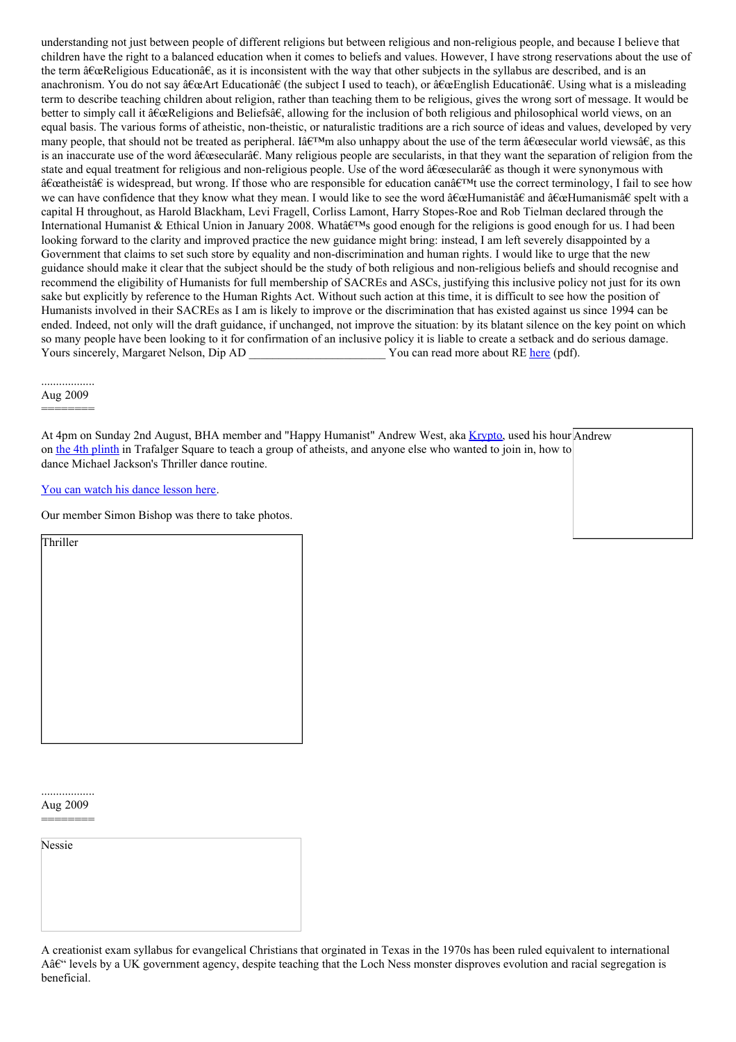understanding not just between people of different religions but between religious and non-religious people, and because I believe that children have the right to a balanced education when it comes to beliefs and values. However, I have strong reservations about the use of the term â€œReligious Educationâ€, as it is inconsistent with the way that other subjects in the syllabus are described, and is an anachronism. You do not say â€œArt Educationâ€ (the subject I used to teach), or â€œEnglish Educationâ€. Using what is a misleading term to describe teaching children about religion, rather than teaching them to be religious, gives the wrong sort of message. It would be better to simply call it â€œReligions and Beliefsâ€, allowing for the inclusion of both religious and philosophical world views, on an equal basis. The various forms of atheistic, non-theistic, or naturalistic traditions are a rich source of ideas and values, developed by very many people, that should not be treated as peripheral. Iâ€™m also unhappy about the use of the term â€œsecular world viewsâ€, as this is an inaccurate use of the word â€œsecularâ€. Many religious people are secularists, in that they want the separation of religion from the state and equal treatment for religious and non-religious people. Use of the word â€œsecularâ€ as though it were synonymous with â€œatheistâ€ is widespread, but wrong. If those who are responsible for education canâ€™t use the correct terminology, I fail to see how we can have confidence that they know what they mean. I would like to see the word â€œHumanistâ€ and â€œHumanismâ€ spelt with a capital H throughout, as Harold Blackham, Levi Fragell, Corliss Lamont, Harry Stopes-Roe and Rob Tielman declared through the International Humanist & Ethical Union in January 2008. Whatâ€™s good enough for the religions is good enough for us. I had been looking forward to the clarity and improved practice the new guidance might bring: instead, I am left severely disappointed by a Government that claims to set such store by equality and non-discrimination and human rights. I would like to urge that the new guidance should make it clear that the subject should be the study of both religious and non-religious beliefs and should recognise and recommend the eligibility of Humanists for full membership of SACREs and ASCs, justifying this inclusive policy not just for its own sake but explicitly by reference to the Human Rights Act. Without such action at this time, it is difficult to see how the position of Humanists involved in their SACREs as I am is likely to improve or the discrimination that has existed against us since 1994 can be ended. Indeed, not only will the draft guidance, if unchanged, not improve the situation: by its blatant silence on the key point on which so many people have been looking to it for confirmation of an inclusive policy it is liable to create a setback and do serious damage. Yours sincerely, Margaret Nelson, Dip AD _______________________ You can read more about RE here (pdf).

..................
Aug 2009
========

At 4pm on Sunday 2nd August, BHA member and "Happy Humanist" Andrew West, aka Krypto, used his hour on the 4th plinth in Trafalgar Square to teach a group of atheists, and anyone else who wanted to join in, how to dance Michael Jackson's Thriller dance routine.

Andrew

You can watch his dance lesson here.

Our member Simon Bishop was there to take photos.

Thriller

..................
Aug 2009
========

Nessie

A creationist exam syllabus for evangelical Christians that orginated in Texas in the 1970s has been ruled equivalent to international Aâ€“ levels by a UK government agency, despite teaching that the Loch Ness monster disproves evolution and racial segregation is beneficial.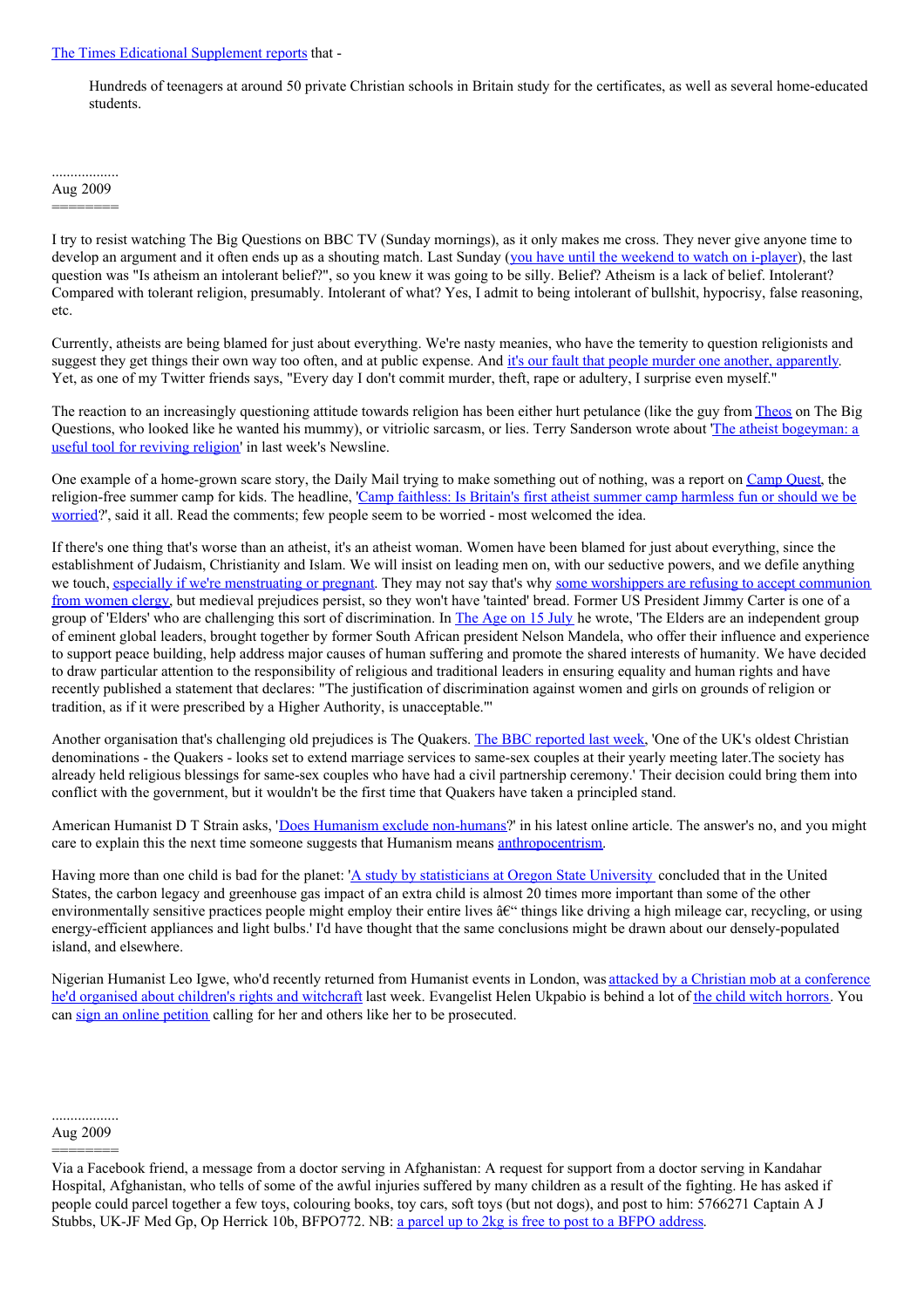The Times Educational Supplement reports that -

> Hundreds of teenagers at around 50 private Christian schools in Britain study for the certificates, as well as several home-educated students.

..................
Aug 2009
========

I try to resist watching The Big Questions on BBC TV (Sunday mornings), as it only makes me cross. They never give anyone time to develop an argument and it often ends up as a shouting match. Last Sunday (you have until the weekend to watch on i-player), the last question was "Is atheism an intolerant belief?", so you knew it was going to be silly. Belief? Atheism is a lack of belief. Intolerant? Compared with tolerant religion, presumably. Intolerant of what? Yes, I admit to being intolerant of bullshit, hypocrisy, false reasoning, etc.

Currently, atheists are being blamed for just about everything. We're nasty meanies, who have the temerity to question religionists and suggest they get things their own way too often, and at public expense. And it's our fault that people murder one another, apparently. Yet, as one of my Twitter friends says, "Every day I don't commit murder, theft, rape or adultery, I surprise even myself."

The reaction to an increasingly questioning attitude towards religion has been either hurt petulance (like the guy from Theos on The Big Questions, who looked like he wanted his mummy), or vitriolic sarcasm, or lies. Terry Sanderson wrote about 'The atheist bogeyman: a useful tool for reviving religion' in last week's Newsline.

One example of a home-grown scare story, the Daily Mail trying to make something out of nothing, was a report on Camp Quest, the religion-free summer camp for kids. The headline, 'Camp faithless: Is Britain's first atheist summer camp harmless fun or should we be worried?', said it all. Read the comments; few people seem to be worried - most welcomed the idea.

If there's one thing that's worse than an atheist, it's an atheist woman. Women have been blamed for just about everything, since the establishment of Judaism, Christianity and Islam. We will insist on leading men on, with our seductive powers, and we defile anything we touch, especially if we're menstruating or pregnant. They may not say that's why some worshippers are refusing to accept communion from women clergy, but medieval prejudices persist, so they won't have 'tainted' bread. Former US President Jimmy Carter is one of a group of 'Elders' who are challenging this sort of discrimination. In The Age on 15 July he wrote, 'The Elders are an independent group of eminent global leaders, brought together by former South African president Nelson Mandela, who offer their influence and experience to support peace building, help address major causes of human suffering and promote the shared interests of humanity. We have decided to draw particular attention to the responsibility of religious and traditional leaders in ensuring equality and human rights and have recently published a statement that declares: "The justification of discrimination against women and girls on grounds of religion or tradition, as if it were prescribed by a Higher Authority, is unacceptable."'

Another organisation that's challenging old prejudices is The Quakers. The BBC reported last week, 'One of the UK's oldest Christian denominations - the Quakers - looks set to extend marriage services to same-sex couples at their yearly meeting later.The society has already held religious blessings for same-sex couples who have had a civil partnership ceremony.' Their decision could bring them into conflict with the government, but it wouldn't be the first time that Quakers have taken a principled stand.

American Humanist D T Strain asks, 'Does Humanism exclude non-humans?' in his latest online article. The answer's no, and you might care to explain this the next time someone suggests that Humanism means anthropocentrism.

Having more than one child is bad for the planet: 'A study by statisticians at Oregon State University concluded that in the United States, the carbon legacy and greenhouse gas impact of an extra child is almost 20 times more important than some of the other environmentally sensitive practices people might employ their entire lives â€" things like driving a high mileage car, recycling, or using energy-efficient appliances and light bulbs.' I'd have thought that the same conclusions might be drawn about our densely-populated island, and elsewhere.

Nigerian Humanist Leo Igwe, who'd recently returned from Humanist events in London, was attacked by a Christian mob at a conference he'd organised about children's rights and witchcraft last week. Evangelist Helen Ukpabio is behind a lot of the child witch horrors. You can sign an online petition calling for her and others like her to be prosecuted.

..................
Aug 2009
========

Via a Facebook friend, a message from a doctor serving in Afghanistan: A request for support from a doctor serving in Kandahar Hospital, Afghanistan, who tells of some of the awful injuries suffered by many children as a result of the fighting. He has asked if people could parcel together a few toys, colouring books, toy cars, soft toys (but not dogs), and post to him: 5766271 Captain A J Stubbs, UK-JF Med Gp, Op Herrick 10b, BFPO772. NB: a parcel up to 2kg is free to post to a BFPO address.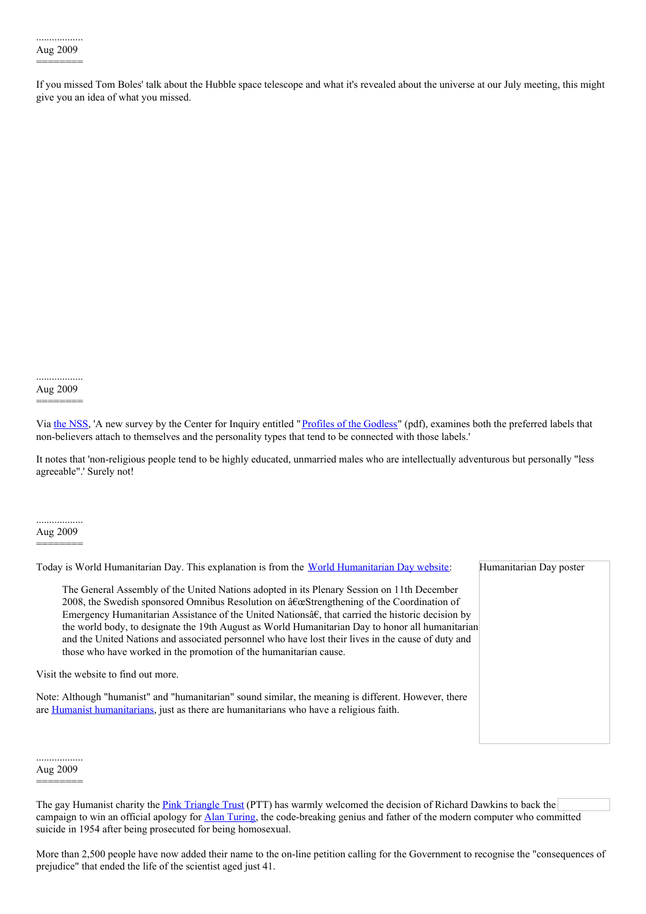..................
Aug 2009
========

If you missed Tom Boles' talk about the Hubble space telescope and what it's revealed about the universe at our July meeting, this might give you an idea of what you missed.

..................
Aug 2009
========

Via the NSS, 'A new survey by the Center for Inquiry entitled "Profiles of the Godless" (pdf), examines both the preferred labels that non-believers attach to themselves and the personality types that tend to be connected with those labels.'

It notes that 'non-religious people tend to be highly educated, unmarried males who are intellectually adventurous but personally "less agreeable".' Surely not!

..................
Aug 2009
========

Today is World Humanitarian Day. This explanation is from the World Humanitarian Day website:

Humanitarian Day poster

> The General Assembly of the United Nations adopted in its Plenary Session on 11th December 2008, the Swedish sponsored Omnibus Resolution on â€œStrengthening of the Coordination of Emergency Humanitarian Assistance of the United Nationsâ€, that carried the historic decision by the world body, to designate the 19th August as World Humanitarian Day to honor all humanitarian and the United Nations and associated personnel who have lost their lives in the cause of duty and those who have worked in the promotion of the humanitarian cause.

Visit the website to find out more.

Note: Although "humanist" and "humanitarian" sound similar, the meaning is different. However, there are Humanist humanitarians, just as there are humanitarians who have a religious faith.

..................
Aug 2009
========

The gay Humanist charity the Pink Triangle Trust (PTT) has warmly welcomed the decision of Richard Dawkins to back the campaign to win an official apology for Alan Turing, the code-breaking genius and father of the modern computer who committed suicide in 1954 after being prosecuted for being homosexual.

More than 2,500 people have now added their name to the on-line petition calling for the Government to recognise the "consequences of prejudice" that ended the life of the scientist aged just 41.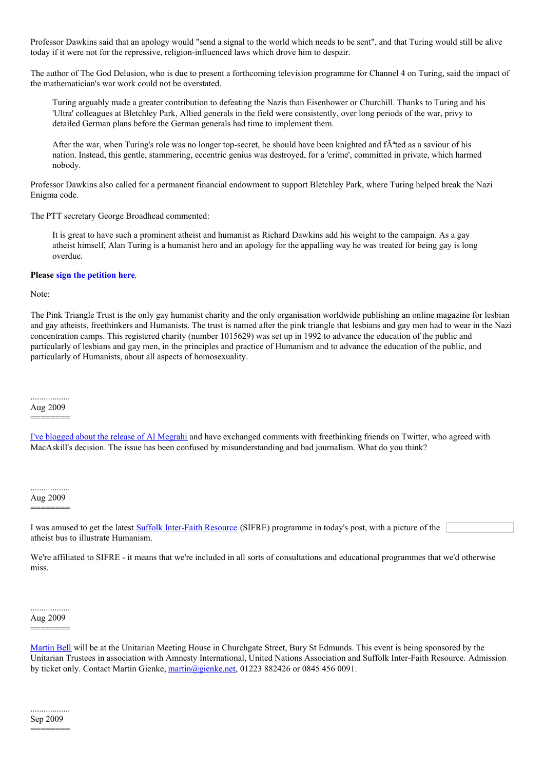Professor Dawkins said that an apology would "send a signal to the world which needs to be sent", and that Turing would still be alive today if it were not for the repressive, religion-influenced laws which drove him to despair.

The author of The God Delusion, who is due to present a forthcoming television programme for Channel 4 on Turing, said the impact of the mathematician's war work could not be overstated.

> Turing arguably made a greater contribution to defeating the Nazis than Eisenhower or Churchill. Thanks to Turing and his 'Ultra' colleagues at Bletchley Park, Allied generals in the field were consistently, over long periods of the war, privy to detailed German plans before the German generals had time to implement them.
>
> After the war, when Turing's role was no longer top-secret, he should have been knighted and fÃªted as a saviour of his nation. Instead, this gentle, stammering, eccentric genius was destroyed, for a 'crime', committed in private, which harmed nobody.

Professor Dawkins also called for a permanent financial endowment to support Bletchley Park, where Turing helped break the Nazi Enigma code.

The PTT secretary George Broadhead commented:

> It is great to have such a prominent atheist and humanist as Richard Dawkins add his weight to the campaign. As a gay atheist himself, Alan Turing is a humanist hero and an apology for the appalling way he was treated for being gay is long overdue.

**Please sign the petition here.**

Note:

The Pink Triangle Trust is the only gay humanist charity and the only organisation worldwide publishing an online magazine for lesbian and gay atheists, freethinkers and Humanists. The trust is named after the pink triangle that lesbians and gay men had to wear in the Nazi concentration camps. This registered charity (number 1015629) was set up in 1992 to advance the education of the public and particularly of lesbians and gay men, in the principles and practice of Humanism and to advance the education of the public, and particularly of Humanists, about all aspects of homosexuality.

..................
Aug 2009
========

I've blogged about the release of Al Megrahi and have exchanged comments with freethinking friends on Twitter, who agreed with MacAskill's decision. The issue has been confused by misunderstanding and bad journalism. What do you think?

..................
Aug 2009
========

I was amused to get the latest Suffolk Inter-Faith Resource (SIFRE) programme in today's post, with a picture of the atheist bus to illustrate Humanism.

We're affiliated to SIFRE - it means that we're included in all sorts of consultations and educational programmes that we'd otherwise miss.

..................
Aug 2009
========

Martin Bell will be at the Unitarian Meeting House in Churchgate Street, Bury St Edmunds. This event is being sponsored by the Unitarian Trustees in association with Amnesty International, United Nations Association and Suffolk Inter-Faith Resource. Admission by ticket only. Contact Martin Gienke, martin@gienke.net, 01223 882426 or 0845 456 0091.

..................
Sep 2009
========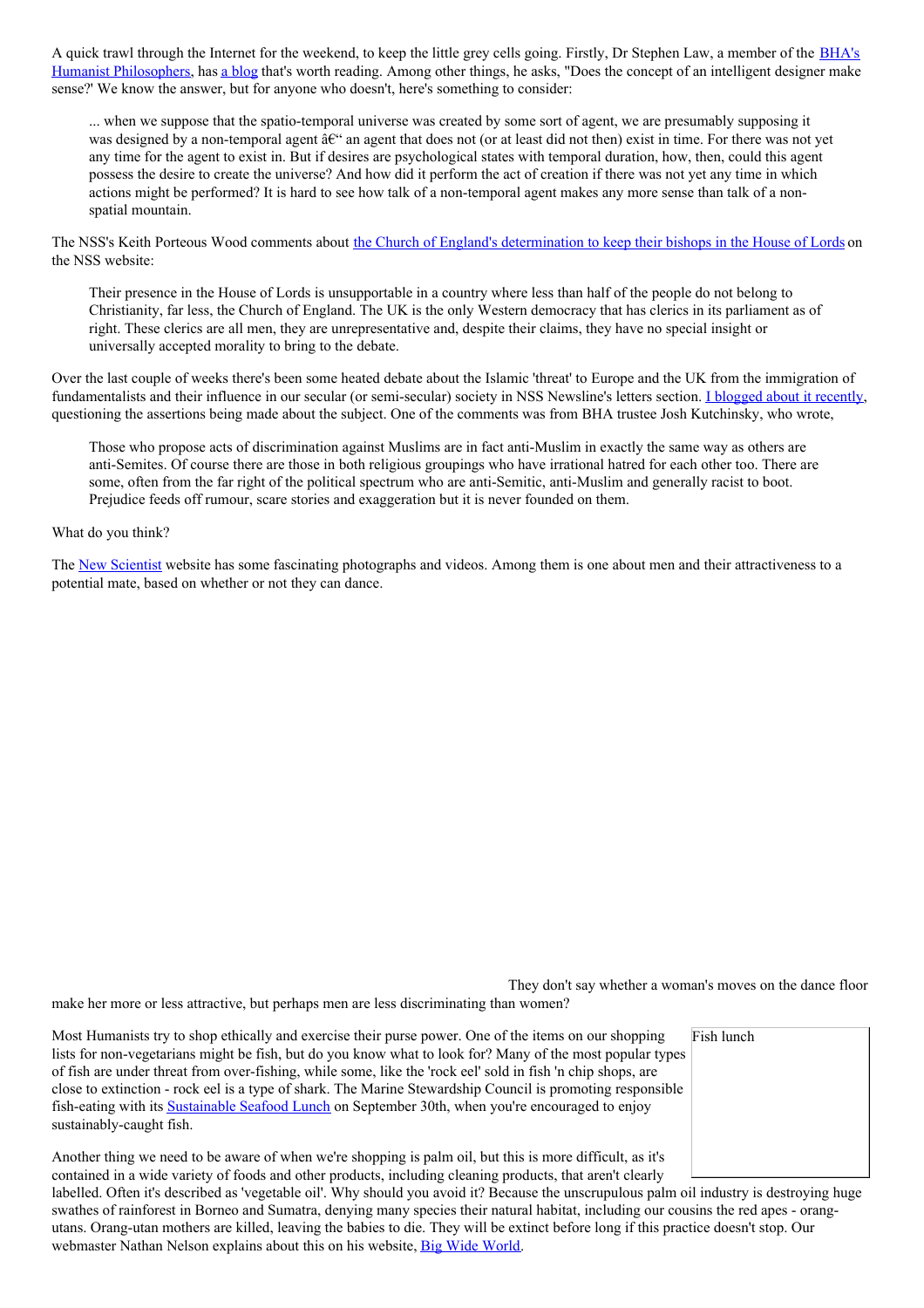A quick trawl through the Internet for the weekend, to keep the little grey cells going. Firstly, Dr Stephen Law, a member of the BHA's Humanist Philosophers, has a blog that's worth reading. Among other things, he asks, "Does the concept of an intelligent designer make sense?' We know the answer, but for anyone who doesn't, here's something to consider:

> ... when we suppose that the spatio-temporal universe was created by some sort of agent, we are presumably supposing it was designed by a non-temporal agent â€“ an agent that does not (or at least did not then) exist in time. For there was not yet any time for the agent to exist in. But if desires are psychological states with temporal duration, how, then, could this agent possess the desire to create the universe? And how did it perform the act of creation if there was not yet any time in which actions might be performed? It is hard to see how talk of a non-temporal agent makes any more sense than talk of a non-spatial mountain.

The NSS's Keith Porteous Wood comments about the Church of England's determination to keep their bishops in the House of Lords on the NSS website:

> Their presence in the House of Lords is unsupportable in a country where less than half of the people do not belong to Christianity, far less, the Church of England. The UK is the only Western democracy that has clerics in its parliament as of right. These clerics are all men, they are unrepresentative and, despite their claims, they have no special insight or universally accepted morality to bring to the debate.

Over the last couple of weeks there's been some heated debate about the Islamic 'threat' to Europe and the UK from the immigration of fundamentalists and their influence in our secular (or semi-secular) society in NSS Newsline's letters section. I blogged about it recently, questioning the assertions being made about the subject. One of the comments was from BHA trustee Josh Kutchinsky, who wrote,

> Those who propose acts of discrimination against Muslims are in fact anti-Muslim in exactly the same way as others are anti-Semites. Of course there are those in both religious groupings who have irrational hatred for each other too. There are some, often from the far right of the political spectrum who are anti-Semitic, anti-Muslim and generally racist to boot. Prejudice feeds off rumour, scare stories and exaggeration but it is never founded on them.

What do you think?

The New Scientist website has some fascinating photographs and videos. Among them is one about men and their attractiveness to a potential mate, based on whether or not they can dance.

They don't say whether a woman's moves on the dance floor make her more or less attractive, but perhaps men are less discriminating than women?

Most Humanists try to shop ethically and exercise their purse power. One of the items on our shopping lists for non-vegetarians might be fish, but do you know what to look for? Many of the most popular types of fish are under threat from over-fishing, while some, like the 'rock eel' sold in fish 'n chip shops, are close to extinction - rock eel is a type of shark. The Marine Stewardship Council is promoting responsible fish-eating with its Sustainable Seafood Lunch on September 30th, when you're encouraged to enjoy sustainably-caught fish.

Fish lunch

Another thing we need to be aware of when we're shopping is palm oil, but this is more difficult, as it's contained in a wide variety of foods and other products, including cleaning products, that aren't clearly labelled. Often it's described as 'vegetable oil'. Why should you avoid it? Because the unscrupulous palm oil industry is destroying huge swathes of rainforest in Borneo and Sumatra, denying many species their natural habitat, including our cousins the red apes - orang-utans. Orang-utan mothers are killed, leaving the babies to die. They will be extinct before long if this practice doesn't stop. Our webmaster Nathan Nelson explains about this on his website, Big Wide World.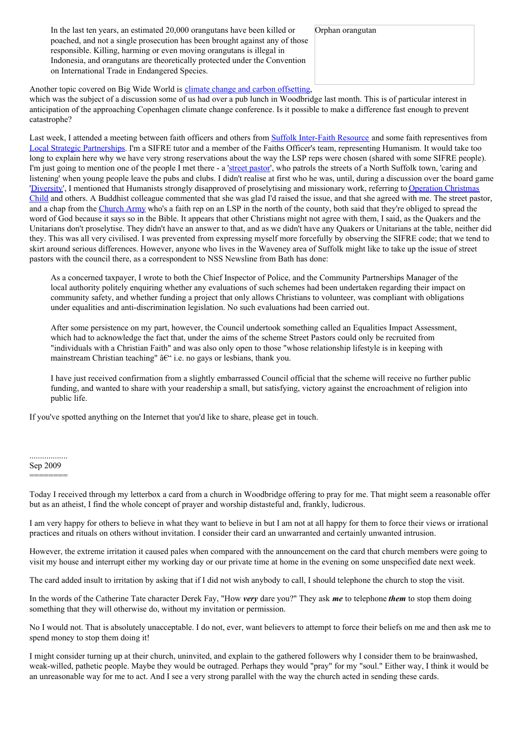In the last ten years, an estimated 20,000 orangutans have been killed or poached, and not a single prosecution has been brought against any of those responsible. Killing, harming or even moving orangutans is illegal in Indonesia, and orangutans are theoretically protected under the Convention on International Trade in Endangered Species.

Orphan orangutan

Another topic covered on Big Wide World is climate change and carbon offsetting, which was the subject of a discussion some of us had over a pub lunch in Woodbridge last month. This is of particular interest in anticipation of the approaching Copenhagen climate change conference. Is it possible to make a difference fast enough to prevent catastrophe?

Last week, I attended a meeting between faith officers and others from Suffolk Inter-Faith Resource and some faith representives from Local Strategic Partnerships. I'm a SIFRE tutor and a member of the Faiths Officer's team, representing Humanism. It would take too long to explain here why we have very strong reservations about the way the LSP reps were chosen (shared with some SIFRE people). I'm just going to mention one of the people I met there - a 'street pastor', who patrols the streets of a North Suffolk town, 'caring and listening' when young people leave the pubs and clubs. I didn't realise at first who he was, until, during a discussion over the board game 'Diversity', I mentioned that Humanists strongly disapproved of proselytising and missionary work, referring to Operation Christmas Child and others. A Buddhist colleague commented that she was glad I'd raised the issue, and that she agreed with me. The street pastor, and a chap from the Church Army who's a faith rep on an LSP in the north of the county, both said that they're obliged to spread the word of God because it says so in the Bible. It appears that other Christians might not agree with them, I said, as the Quakers and the Unitarians don't proselytise. They didn't have an answer to that, and as we didn't have any Quakers or Unitarians at the table, neither did they. This was all very civilised. I was prevented from expressing myself more forcefully by observing the SIFRE code; that we tend to skirt around serious differences. However, anyone who lives in the Waveney area of Suffolk might like to take up the issue of street pastors with the council there, as a correspondent to NSS Newsline from Bath has done:

> As a concerned taxpayer, I wrote to both the Chief Inspector of Police, and the Community Partnerships Manager of the local authority politely enquiring whether any evaluations of such schemes had been undertaken regarding their impact on community safety, and whether funding a project that only allows Christians to volunteer, was compliant with obligations under equalities and anti-discrimination legislation. No such evaluations had been carried out.
>
> After some persistence on my part, however, the Council undertook something called an Equalities Impact Assessment, which had to acknowledge the fact that, under the aims of the scheme Street Pastors could only be recruited from "individuals with a Christian Faith" and was also only open to those "whose relationship lifestyle is in keeping with mainstream Christian teaching" â€“ i.e. no gays or lesbians, thank you.
>
> I have just received confirmation from a slightly embarrassed Council official that the scheme will receive no further public funding, and wanted to share with your readership a small, but satisfying, victory against the encroachment of religion into public life.

If you've spotted anything on the Internet that you'd like to share, please get in touch.

..................
Sep 2009
========

Today I received through my letterbox a card from a church in Woodbridge offering to pray for me. That might seem a reasonable offer but as an atheist, I find the whole concept of prayer and worship distasteful and, frankly, ludicrous.

I am very happy for others to believe in what they want to believe in but I am not at all happy for them to force their views or irrational practices and rituals on others without invitation. I consider their card an unwarranted and certainly unwanted intrusion.

However, the extreme irritation it caused pales when compared with the announcement on the card that church members were going to visit my house and interrupt either my working day or our private time at home in the evening on some unspecified date next week.

The card added insult to irritation by asking that if I did not wish anybody to call, I should telephone the church to stop the visit.

In the words of the Catherine Tate character Derek Fay, "How ***very*** dare you?" They ask ***me*** to telephone ***them*** to stop them doing something that they will otherwise do, without my invitation or permission.

No I would not. That is absolutely unacceptable. I do not, ever, want believers to attempt to force their beliefs on me and then ask me to spend money to stop them doing it!

I might consider turning up at their church, uninvited, and explain to the gathered followers why I consider them to be brainwashed, weak-willed, pathetic people. Maybe they would be outraged. Perhaps they would "pray" for my "soul." Either way, I think it would be an unreasonable way for me to act. And I see a very strong parallel with the way the church acted in sending these cards.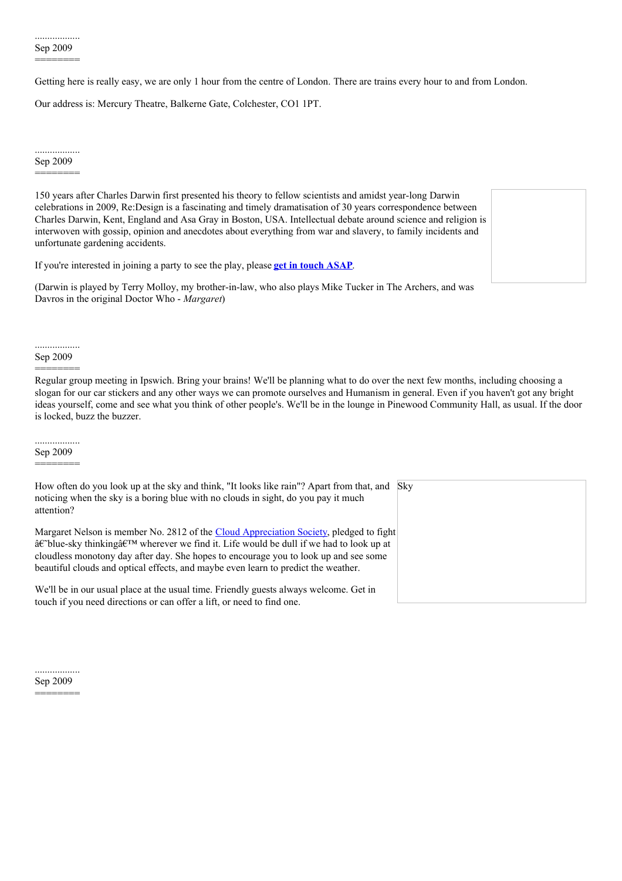..................
Sep 2009
========

Getting here is really easy, we are only 1 hour from the centre of London. There are trains every hour to and from London.

Our address is: Mercury Theatre, Balkerne Gate, Colchester, CO1 1PT.

..................
Sep 2009
========

150 years after Charles Darwin first presented his theory to fellow scientists and amidst year-long Darwin celebrations in 2009, Re:Design is a fascinating and timely dramatisation of 30 years correspondence between Charles Darwin, Kent, England and Asa Gray in Boston, USA. Intellectual debate around science and religion is interwoven with gossip, opinion and anecdotes about everything from war and slavery, to family incidents and unfortunate gardening accidents.

If you're interested in joining a party to see the play, please **get in touch ASAP**.

(Darwin is played by Terry Molloy, my brother-in-law, who also plays Mike Tucker in The Archers, and was Davros in the original Doctor Who - *Margaret*)

..................
Sep 2009
========

Regular group meeting in Ipswich. Bring your brains! We'll be planning what to do over the next few months, including choosing a slogan for our car stickers and any other ways we can promote ourselves and Humanism in general. Even if you haven't got any bright ideas yourself, come and see what you think of other people's. We'll be in the lounge in Pinewood Community Hall, as usual. If the door is locked, buzz the buzzer.

..................
Sep 2009
========

How often do you look up at the sky and think, "It looks like rain"? Apart from that, and noticing when the sky is a boring blue with no clouds in sight, do you pay it much attention?

Margaret Nelson is member No. 2812 of the Cloud Appreciation Society, pledged to fight â€˜blue-sky thinkingâ€™ wherever we find it. Life would be dull if we had to look up at cloudless monotony day after day. She hopes to encourage you to look up and see some beautiful clouds and optical effects, and maybe even learn to predict the weather.

Sky

We'll be in our usual place at the usual time. Friendly guests always welcome. Get in touch if you need directions or can offer a lift, or need to find one.

..................
Sep 2009
========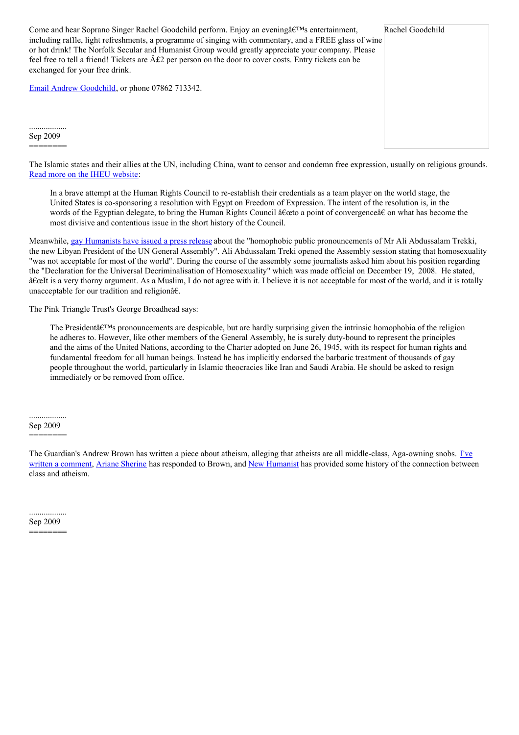Come and hear Soprano Singer Rachel Goodchild perform. Enjoy an eveningâ€™s entertainment, including raffle, light refreshments, a programme of singing with commentary, and a FREE glass of wine or hot drink! The Norfolk Secular and Humanist Group would greatly appreciate your company. Please feel free to tell a friend! Tickets are Â£2 per person on the door to cover costs. Entry tickets can be exchanged for your free drink.

Rachel Goodchild

Email Andrew Goodchild, or phone 07862 713342.

..................
Sep 2009
========

The Islamic states and their allies at the UN, including China, want to censor and condemn free expression, usually on religious grounds. Read more on the IHEU website:

> In a brave attempt at the Human Rights Council to re-establish their credentials as a team player on the world stage, the United States is co-sponsoring a resolution with Egypt on Freedom of Expression. The intent of the resolution is, in the words of the Egyptian delegate, to bring the Human Rights Council â€œto a point of convergenceâ€ on what has become the most divisive and contentious issue in the short history of the Council.

Meanwhile, gay Humanists have issued a press release about the "homophobic public pronouncements of Mr Ali Abdussalam Trekki, the new Libyan President of the UN General Assembly". Ali Abdussalam Treki opened the Assembly session stating that homosexuality "was not acceptable for most of the world". During the course of the assembly some journalists asked him about his position regarding the "Declaration for the Universal Decriminalisation of Homosexuality" which was made official on December 19, 2008. He stated, â€œIt is a very thorny argument. As a Muslim, I do not agree with it. I believe it is not acceptable for most of the world, and it is totally unacceptable for our tradition and religionâ€.

The Pink Triangle Trust's George Broadhead says:

> The Presidentâ€™s pronouncements are despicable, but are hardly surprising given the intrinsic homophobia of the religion he adheres to. However, like other members of the General Assembly, he is surely duty-bound to represent the principles and the aims of the United Nations, according to the Charter adopted on June 26, 1945, with its respect for human rights and fundamental freedom for all human beings. Instead he has implicitly endorsed the barbaric treatment of thousands of gay people throughout the world, particularly in Islamic theocracies like Iran and Saudi Arabia. He should be asked to resign immediately or be removed from office.

..................
Sep 2009
========

The Guardian's Andrew Brown has written a piece about atheism, alleging that atheists are all middle-class, Aga-owning snobs. I've written a comment, Ariane Sherine has responded to Brown, and New Humanist has provided some history of the connection between class and atheism.

..................
Sep 2009
========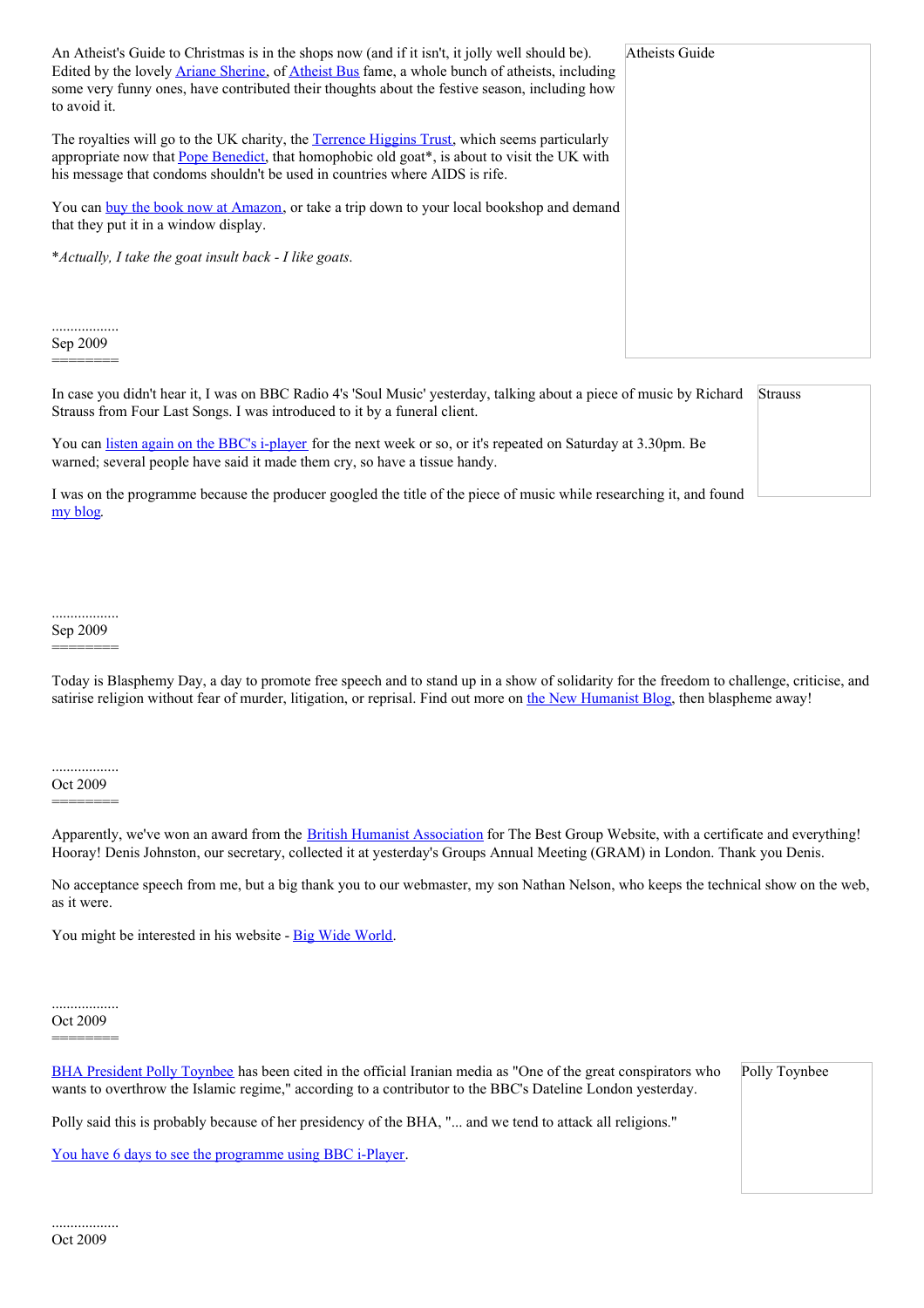An Atheist's Guide to Christmas is in the shops now (and if it isn't, it jolly well should be). Edited by the lovely Ariane Sherine, of Atheist Bus fame, a whole bunch of atheists, including some very funny ones, have contributed their thoughts about the festive season, including how to avoid it.

Atheists Guide

The royalties will go to the UK charity, the Terrence Higgins Trust, which seems particularly appropriate now that Pope Benedict, that homophobic old goat*, is about to visit the UK with his message that condoms shouldn't be used in countries where AIDS is rife.

You can buy the book now at Amazon, or take a trip down to your local bookshop and demand that they put it in a window display.

*Actually, I take the goat insult back - I like goats.*

..................
Sep 2009
========

In case you didn't hear it, I was on BBC Radio 4's 'Soul Music' yesterday, talking about a piece of music by Richard Strauss from Four Last Songs. I was introduced to it by a funeral client.

Strauss

You can listen again on the BBC's i-player for the next week or so, or it's repeated on Saturday at 3.30pm. Be warned; several people have said it made them cry, so have a tissue handy.

I was on the programme because the producer googled the title of the piece of music while researching it, and found my blog.

..................
Sep 2009
========

Today is Blasphemy Day, a day to promote free speech and to stand up in a show of solidarity for the freedom to challenge, criticise, and satirise religion without fear of murder, litigation, or reprisal. Find out more on the New Humanist Blog, then blaspheme away!

..................
Oct 2009
========

Apparently, we've won an award from the British Humanist Association for The Best Group Website, with a certificate and everything! Hooray! Denis Johnston, our secretary, collected it at yesterday's Groups Annual Meeting (GRAM) in London. Thank you Denis.

No acceptance speech from me, but a big thank you to our webmaster, my son Nathan Nelson, who keeps the technical show on the web, as it were.

You might be interested in his website - Big Wide World.

..................
Oct 2009
========

BHA President Polly Toynbee has been cited in the official Iranian media as "One of the great conspirators who wants to overthrow the Islamic regime," according to a contributor to the BBC's Dateline London yesterday.

Polly Toynbee

Polly said this is probably because of her presidency of the BHA, "... and we tend to attack all religions."

You have 6 days to see the programme using BBC i-Player.

..................
Oct 2009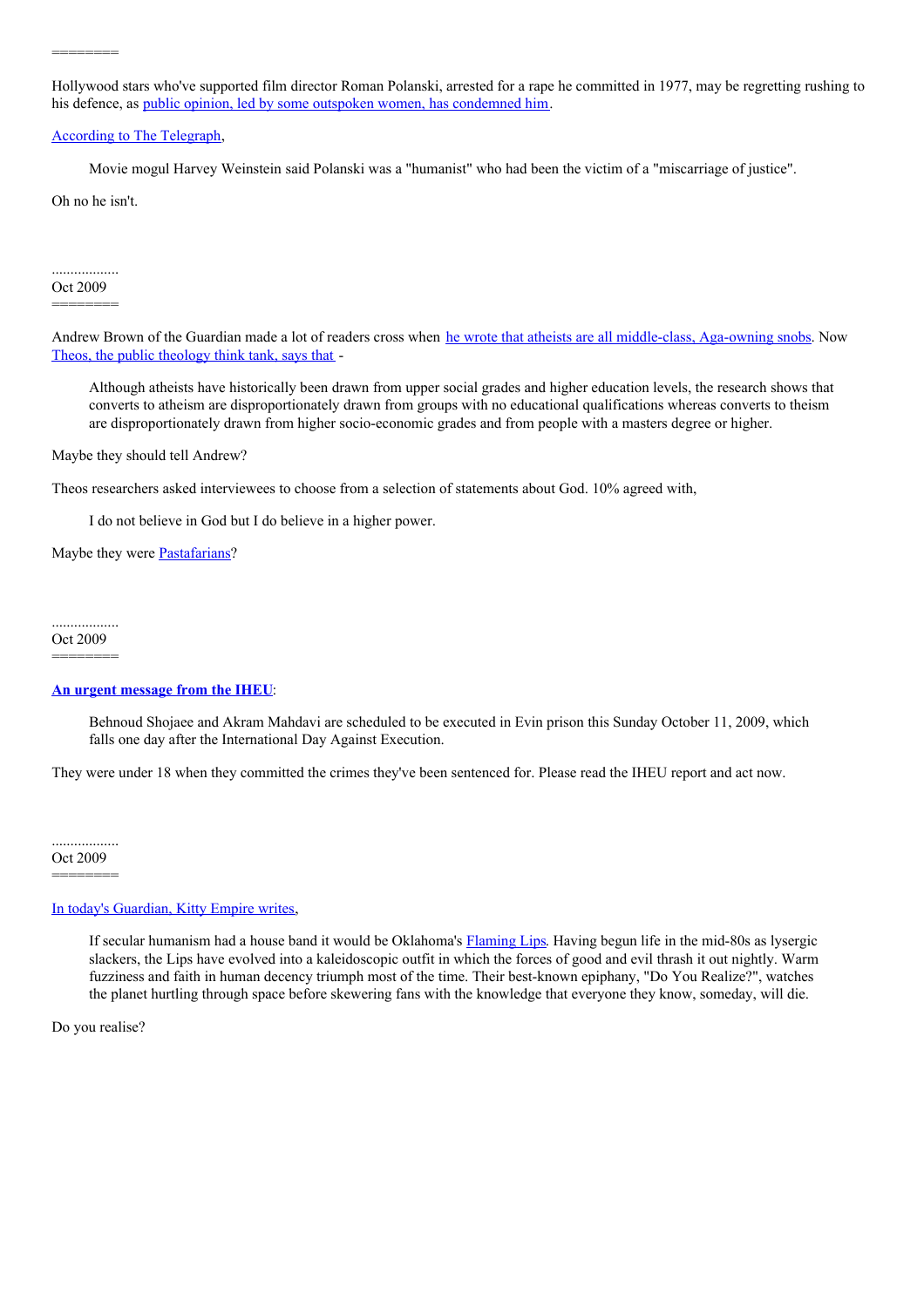========

Hollywood stars who've supported film director Roman Polanski, arrested for a rape he committed in 1977, may be regretting rushing to his defence, as public opinion, led by some outspoken women, has condemned him.

According to The Telegraph,

> Movie mogul Harvey Weinstein said Polanski was a "humanist" who had been the victim of a "miscarriage of justice".

Oh no he isn't.

..................
Oct 2009
========

Andrew Brown of the Guardian made a lot of readers cross when he wrote that atheists are all middle-class, Aga-owning snobs. Now Theos, the public theology think tank, says that -

> Although atheists have historically been drawn from upper social grades and higher education levels, the research shows that converts to atheism are disproportionately drawn from groups with no educational qualifications whereas converts to theism are disproportionately drawn from higher socio-economic grades and from people with a masters degree or higher.

Maybe they should tell Andrew?

Theos researchers asked interviewees to choose from a selection of statements about God. 10% agreed with,

> I do not believe in God but I do believe in a higher power.

Maybe they were Pastafarians?

..................
Oct 2009
========

**An urgent message from the IHEU**:

> Behnoud Shojaee and Akram Mahdavi are scheduled to be executed in Evin prison this Sunday October 11, 2009, which falls one day after the International Day Against Execution.

They were under 18 when they committed the crimes they've been sentenced for. Please read the IHEU report and act now.

..................
Oct 2009
========

In today's Guardian, Kitty Empire writes,

> If secular humanism had a house band it would be Oklahoma's Flaming Lips. Having begun life in the mid-80s as lysergic slackers, the Lips have evolved into a kaleidoscopic outfit in which the forces of good and evil thrash it out nightly. Warm fuzziness and faith in human decency triumph most of the time. Their best-known epiphany, "Do You Realize?", watches the planet hurtling through space before skewering fans with the knowledge that everyone they know, someday, will die.

Do you realise?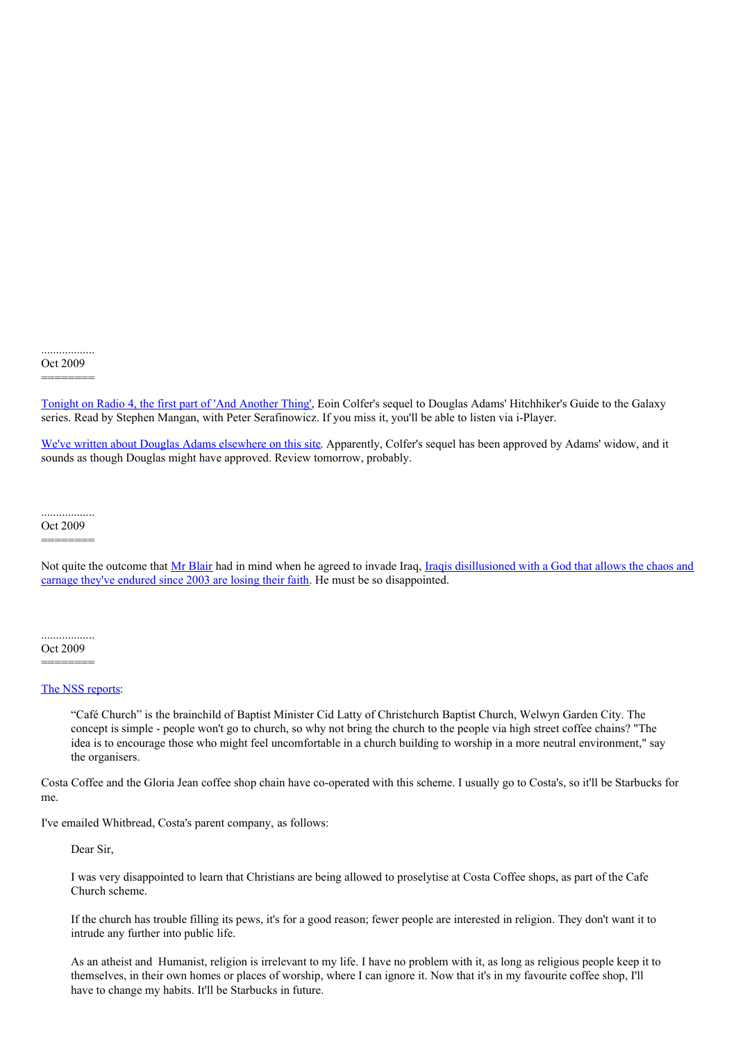..................
Oct 2009
========

Tonight on Radio 4, the first part of 'And Another Thing', Eoin Colfer's sequel to Douglas Adams' Hitchhiker's Guide to the Galaxy series. Read by Stephen Mangan, with Peter Serafinowicz. If you miss it, you'll be able to listen via i-Player.

We've written about Douglas Adams elsewhere on this site. Apparently, Colfer's sequel has been approved by Adams' widow, and it sounds as though Douglas might have approved. Review tomorrow, probably.

..................
Oct 2009
========

Not quite the outcome that Mr Blair had in mind when he agreed to invade Iraq, Iraqis disillusioned with a God that allows the chaos and carnage they've endured since 2003 are losing their faith. He must be so disappointed.

..................
Oct 2009
========

The NSS reports:

> “Café Church” is the brainchild of Baptist Minister Cid Latty of Christchurch Baptist Church, Welwyn Garden City. The concept is simple - people won't go to church, so why not bring the church to the people via high street coffee chains? "The idea is to encourage those who might feel uncomfortable in a church building to worship in a more neutral environment," say the organisers.

Costa Coffee and the Gloria Jean coffee shop chain have co-operated with this scheme. I usually go to Costa's, so it'll be Starbucks for me.

I've emailed Whitbread, Costa's parent company, as follows:

> Dear Sir,
>
> I was very disappointed to learn that Christians are being allowed to proselytise at Costa Coffee shops, as part of the Cafe Church scheme.
>
> If the church has trouble filling its pews, it's for a good reason; fewer people are interested in religion. They don't want it to intrude any further into public life.
>
> As an atheist and Humanist, religion is irrelevant to my life. I have no problem with it, as long as religious people keep it to themselves, in their own homes or places of worship, where I can ignore it. Now that it's in my favourite coffee shop, I'll have to change my habits. It'll be Starbucks in future.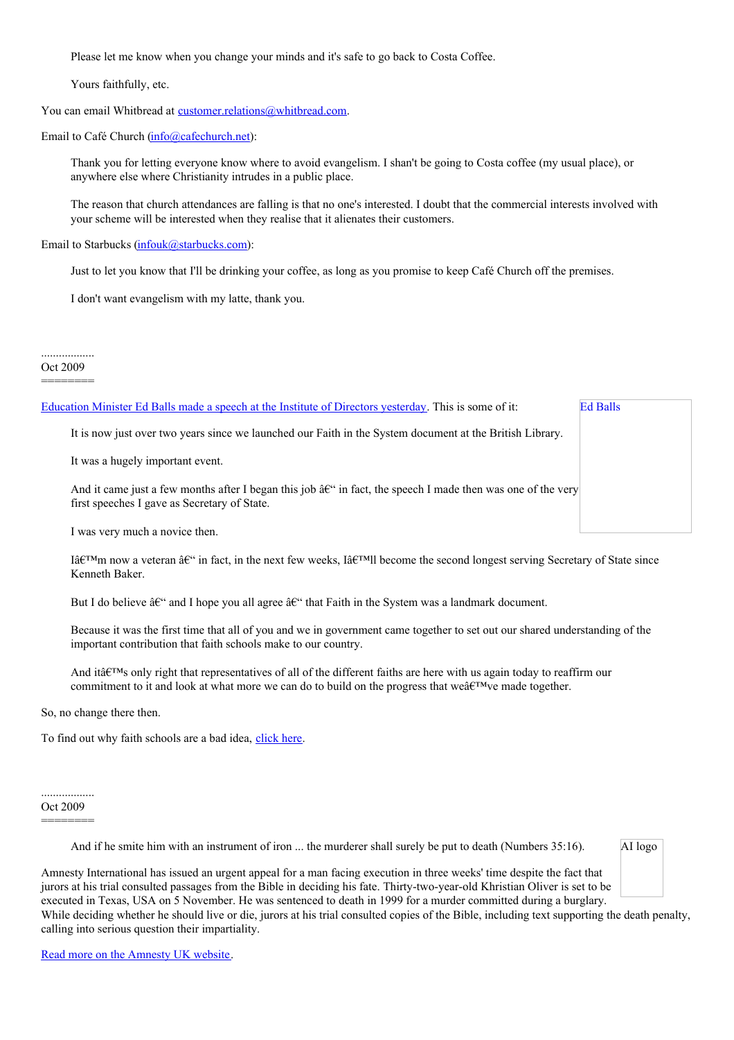> Please let me know when you change your minds and it's safe to go back to Costa Coffee.
>
> Yours faithfully, etc.

You can email Whitbread at [customer.relations@whitbread.com](mailto:customer.relations@whitbread.com).

Email to Café Church ([info@cafechurch.net](mailto:info@cafechurch.net)):

> Thank you for letting everyone know where to avoid evangelism. I shan't be going to Costa coffee (my usual place), or anywhere else where Christianity intrudes in a public place.
>
> The reason that church attendances are falling is that no one's interested. I doubt that the commercial interests involved with your scheme will be interested when they realise that it alienates their customers.

Email to Starbucks ([infouk@starbucks.com](mailto:infouk@starbucks.com)):

> Just to let you know that I'll be drinking your coffee, as long as you promise to keep Café Church off the premises.
>
> I don't want evangelism with my latte, thank you.

..................
Oct 2009
========

[Education Minister Ed Balls made a speech at the Institute of Directors yesterday](). This is some of it:

Ed Balls

> It is now just over two years since we launched our Faith in the System document at the British Library.
>
> It was a hugely important event.
>
> And it came just a few months after I began this job â€“ in fact, the speech I made then was one of the very first speeches I gave as Secretary of State.
>
> I was very much a novice then.
>
> Iâ€™m now a veteran â€“ in fact, in the next few weeks, Iâ€™ll become the second longest serving Secretary of State since Kenneth Baker.
>
> But I do believe â€“ and I hope you all agree â€“ that Faith in the System was a landmark document.
>
> Because it was the first time that all of you and we in government came together to set out our shared understanding of the important contribution that faith schools make to our country.
>
> And itâ€™s only right that representatives of all of the different faiths are here with us again today to reaffirm our commitment to it and look at what more we can do to build on the progress that weâ€™ve made together.

So, no change there then.

To find out why faith schools are a bad idea, [click here]().

..................
Oct 2009
========

> And if he smite him with an instrument of iron ... the murderer shall surely be put to death (Numbers 35:16).

AI logo

Amnesty International has issued an urgent appeal for a man facing execution in three weeks' time despite the fact that jurors at his trial consulted passages from the Bible in deciding his fate. Thirty-two-year-old Khristian Oliver is set to be executed in Texas, USA on 5 November. He was sentenced to death in 1999 for a murder committed during a burglary. While deciding whether he should live or die, jurors at his trial consulted copies of the Bible, including text supporting the death penalty, calling into serious question their impartiality.

[Read more on the Amnesty UK website]().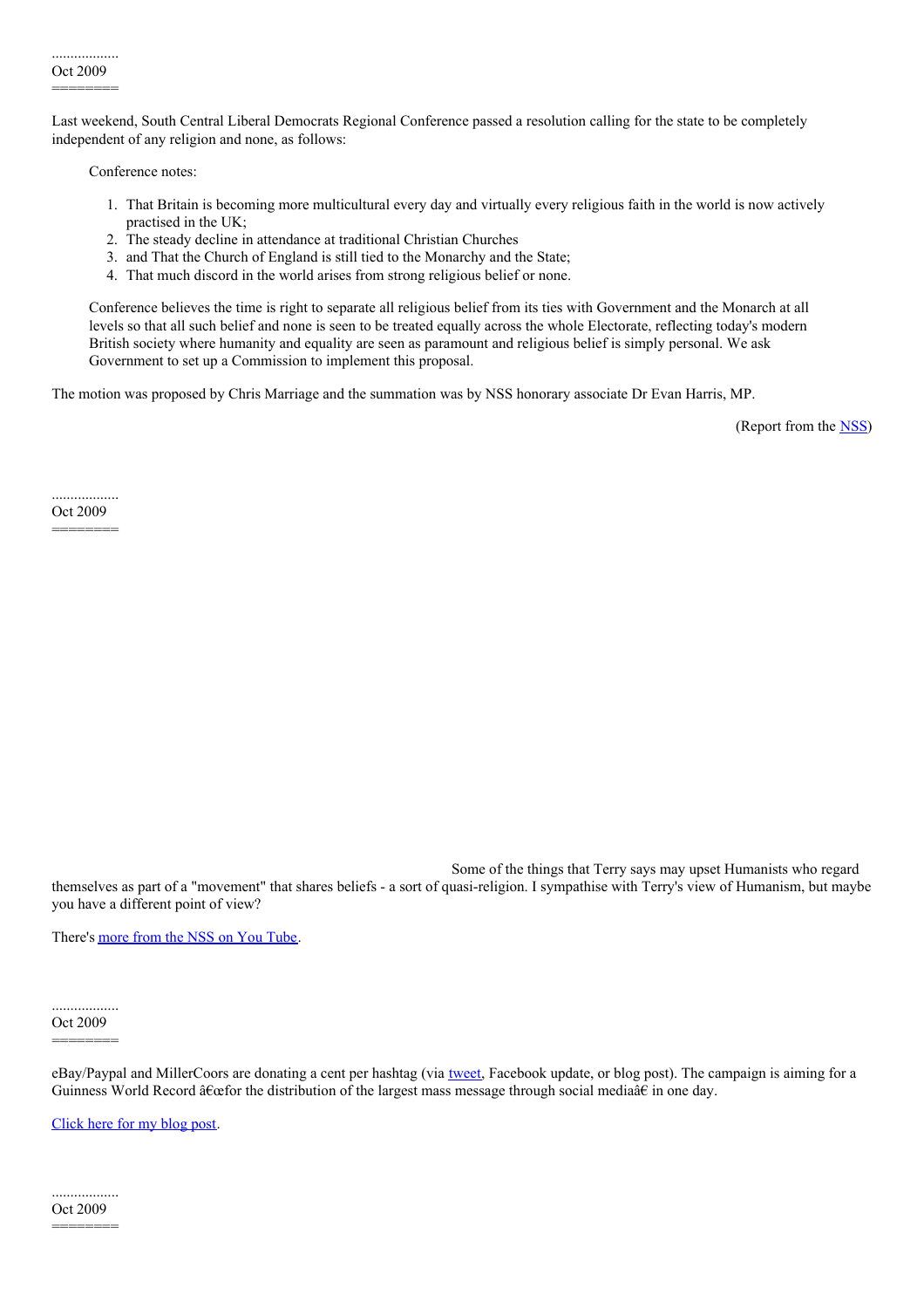..................
Oct 2009
========

Last weekend, South Central Liberal Democrats Regional Conference passed a resolution calling for the state to be completely independent of any religion and none, as follows:

> Conference notes:
>
> 1. That Britain is becoming more multicultural every day and virtually every religious faith in the world is now actively practised in the UK;
> 2. The steady decline in attendance at traditional Christian Churches
> 3. and That the Church of England is still tied to the Monarchy and the State;
> 4. That much discord in the world arises from strong religious belief or none.
>
> Conference believes the time is right to separate all religious belief from its ties with Government and the Monarch at all levels so that all such belief and none is seen to be treated equally across the whole Electorate, reflecting today's modern British society where humanity and equality are seen as paramount and religious belief is simply personal. We ask Government to set up a Commission to implement this proposal.

The motion was proposed by Chris Marriage and the summation was by NSS honorary associate Dr Evan Harris, MP.

(Report from the NSS)

..................
Oct 2009
========

Some of the things that Terry says may upset Humanists who regard themselves as part of a "movement" that shares beliefs - a sort of quasi-religion. I sympathise with Terry's view of Humanism, but maybe you have a different point of view?

There's more from the NSS on You Tube.

..................
Oct 2009
========

eBay/Paypal and MillerCoors are donating a cent per hashtag (via tweet, Facebook update, or blog post). The campaign is aiming for a Guinness World Record â€œfor the distribution of the largest mass message through social mediaâ€ in one day.

Click here for my blog post.

..................
Oct 2009
========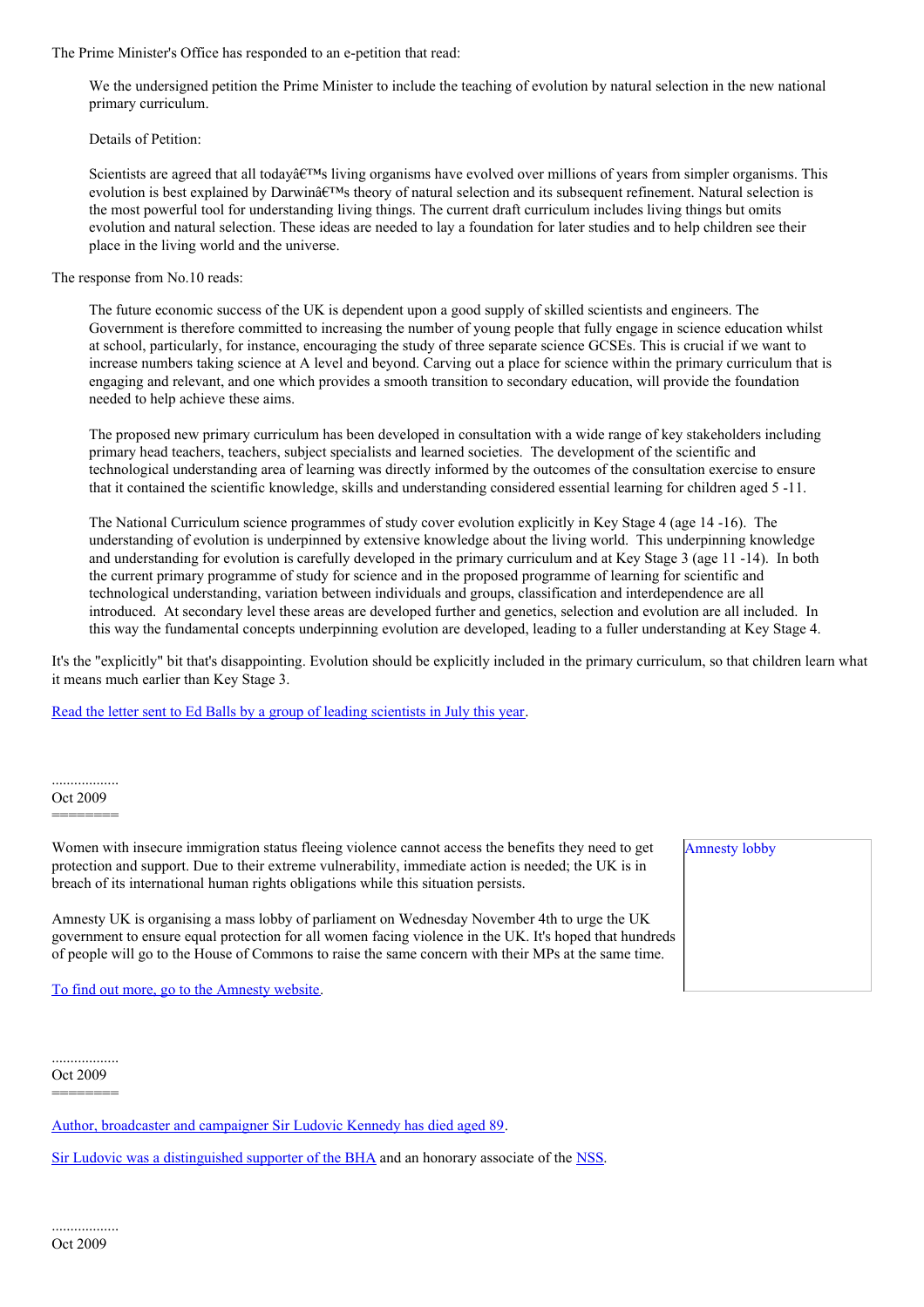The Prime Minister's Office has responded to an e-petition that read:

> We the undersigned petition the Prime Minister to include the teaching of evolution by natural selection in the new national primary curriculum.
>
> Details of Petition:
>
> Scientists are agreed that all todayâ€™s living organisms have evolved over millions of years from simpler organisms. This evolution is best explained by Darwinâ€™s theory of natural selection and its subsequent refinement. Natural selection is the most powerful tool for understanding living things. The current draft curriculum includes living things but omits evolution and natural selection. These ideas are needed to lay a foundation for later studies and to help children see their place in the living world and the universe.

The response from No.10 reads:

> The future economic success of the UK is dependent upon a good supply of skilled scientists and engineers. The Government is therefore committed to increasing the number of young people that fully engage in science education whilst at school, particularly, for instance, encouraging the study of three separate science GCSEs. This is crucial if we want to increase numbers taking science at A level and beyond. Carving out a place for science within the primary curriculum that is engaging and relevant, and one which provides a smooth transition to secondary education, will provide the foundation needed to help achieve these aims.
>
> The proposed new primary curriculum has been developed in consultation with a wide range of key stakeholders including primary head teachers, teachers, subject specialists and learned societies. The development of the scientific and technological understanding area of learning was directly informed by the outcomes of the consultation exercise to ensure that it contained the scientific knowledge, skills and understanding considered essential learning for children aged 5 -11.
>
> The National Curriculum science programmes of study cover evolution explicitly in Key Stage 4 (age 14 -16). The understanding of evolution is underpinned by extensive knowledge about the living world. This underpinning knowledge and understanding for evolution is carefully developed in the primary curriculum and at Key Stage 3 (age 11 -14). In both the current primary programme of study for science and in the proposed programme of learning for scientific and technological understanding, variation between individuals and groups, classification and interdependence are all introduced. At secondary level these areas are developed further and genetics, selection and evolution are all included. In this way the fundamental concepts underpinning evolution are developed, leading to a fuller understanding at Key Stage 4.

It's the "explicitly" bit that's disappointing. Evolution should be explicitly included in the primary curriculum, so that children learn what it means much earlier than Key Stage 3.

[Read the letter sent to Ed Balls by a group of leading scientists in July this year](#).

..................
Oct 2009
========

Women with insecure immigration status fleeing violence cannot access the benefits they need to get protection and support. Due to their extreme vulnerability, immediate action is needed; the UK is in breach of its international human rights obligations while this situation persists.

Amnesty UK is organising a mass lobby of parliament on Wednesday November 4th to urge the UK government to ensure equal protection for all women facing violence in the UK. It's hoped that hundreds of people will go to the House of Commons to raise the same concern with their MPs at the same time.

Amnesty lobby

[To find out more, go to the Amnesty website](#).

..................
Oct 2009
========

[Author, broadcaster and campaigner Sir Ludovic Kennedy has died aged 89](#).

[Sir Ludovic was a distinguished supporter of the BHA](#) and an honorary associate of the [NSS](#).

..................
Oct 2009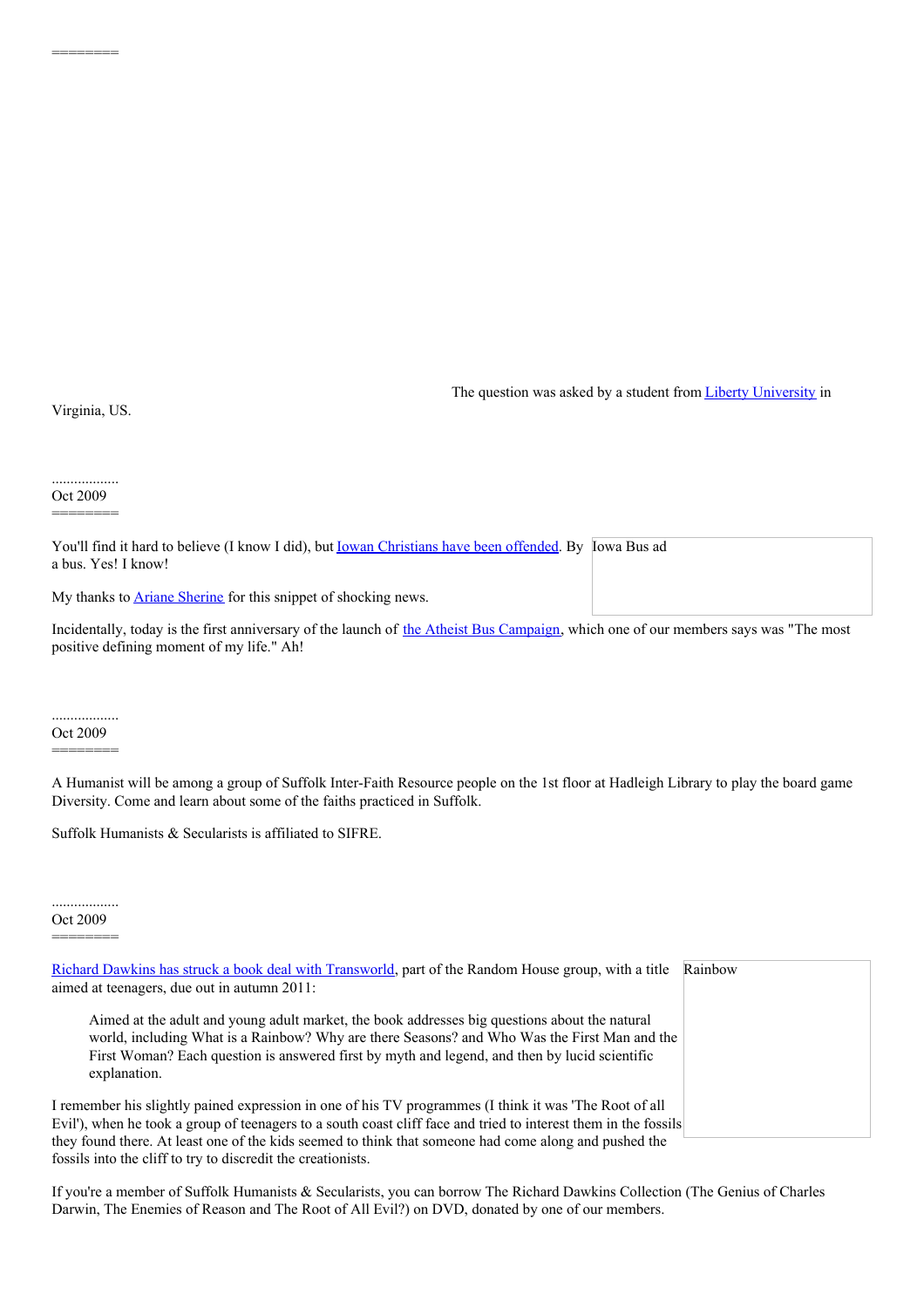========

The question was asked by a student from [Liberty University](#) in Virginia, US.

..................
Oct 2009
========

You'll find it hard to believe (I know I did), but [Iowan Christians have been offended](#). By a bus. Yes! I know!

Iowa Bus ad

My thanks to [Ariane Sherine](#) for this snippet of shocking news.

Incidentally, today is the first anniversary of the launch of [the Atheist Bus Campaign](#), which one of our members says was "The most positive defining moment of my life." Ah!

..................
Oct 2009
========

A Humanist will be among a group of Suffolk Inter-Faith Resource people on the 1st floor at Hadleigh Library to play the board game Diversity. Come and learn about some of the faiths practiced in Suffolk.

Suffolk Humanists & Secularists is affiliated to SIFRE.

..................
Oct 2009
========

[Richard Dawkins has struck a book deal with Transworld](#), part of the Random House group, with a title aimed at teenagers, due out in autumn 2011:

Rainbow

> Aimed at the adult and young adult market, the book addresses big questions about the natural world, including What is a Rainbow? Why are there Seasons? and Who Was the First Man and the First Woman? Each question is answered first by myth and legend, and then by lucid scientific explanation.

I remember his slightly pained expression in one of his TV programmes (I think it was 'The Root of all Evil'), when he took a group of teenagers to a south coast cliff face and tried to interest them in the fossils they found there. At least one of the kids seemed to think that someone had come along and pushed the fossils into the cliff to try to discredit the creationists.

If you're a member of Suffolk Humanists & Secularists, you can borrow The Richard Dawkins Collection (The Genius of Charles Darwin, The Enemies of Reason and The Root of All Evil?) on DVD, donated by one of our members.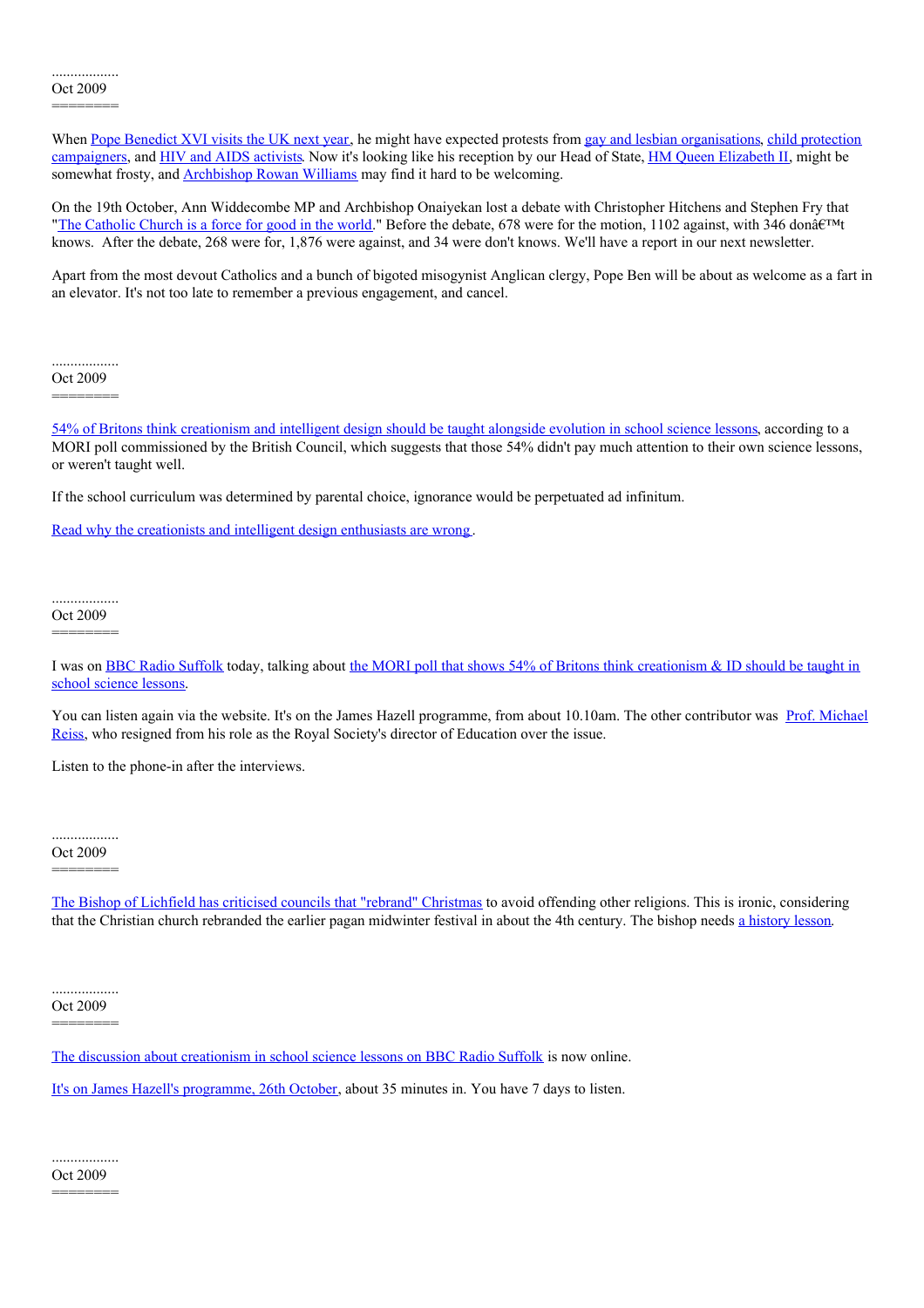..................
Oct 2009
========

When Pope Benedict XVI visits the UK next year, he might have expected protests from gay and lesbian organisations, child protection campaigners, and HIV and AIDS activists. Now it's looking like his reception by our Head of State, HM Queen Elizabeth II, might be somewhat frosty, and Archbishop Rowan Williams may find it hard to be welcoming.

On the 19th October, Ann Widdecombe MP and Archbishop Onaiyekan lost a debate with Christopher Hitchens and Stephen Fry that "The Catholic Church is a force for good in the world." Before the debate, 678 were for the motion, 1102 against, with 346 donâ€™t knows. After the debate, 268 were for, 1,876 were against, and 34 were don't knows. We'll have a report in our next newsletter.

Apart from the most devout Catholics and a bunch of bigoted misogynist Anglican clergy, Pope Ben will be about as welcome as a fart in an elevator. It's not too late to remember a previous engagement, and cancel.

..................
Oct 2009
========

54% of Britons think creationism and intelligent design should be taught alongside evolution in school science lessons, according to a MORI poll commissioned by the British Council, which suggests that those 54% didn't pay much attention to their own science lessons, or weren't taught well.

If the school curriculum was determined by parental choice, ignorance would be perpetuated ad infinitum.

Read why the creationists and intelligent design enthusiasts are wrong .

..................
Oct 2009
========

I was on BBC Radio Suffolk today, talking about the MORI poll that shows 54% of Britons think creationism & ID should be taught in school science lessons.

You can listen again via the website. It's on the James Hazell programme, from about 10.10am. The other contributor was Prof. Michael Reiss, who resigned from his role as the Royal Society's director of Education over the issue.

Listen to the phone-in after the interviews.

..................
Oct 2009
========

The Bishop of Lichfield has criticised councils that "rebrand" Christmas to avoid offending other religions. This is ironic, considering that the Christian church rebranded the earlier pagan midwinter festival in about the 4th century. The bishop needs a history lesson.

..................
Oct 2009
========

The discussion about creationism in school science lessons on BBC Radio Suffolk is now online.

It's on James Hazell's programme, 26th October, about 35 minutes in. You have 7 days to listen.

..................
Oct 2009
========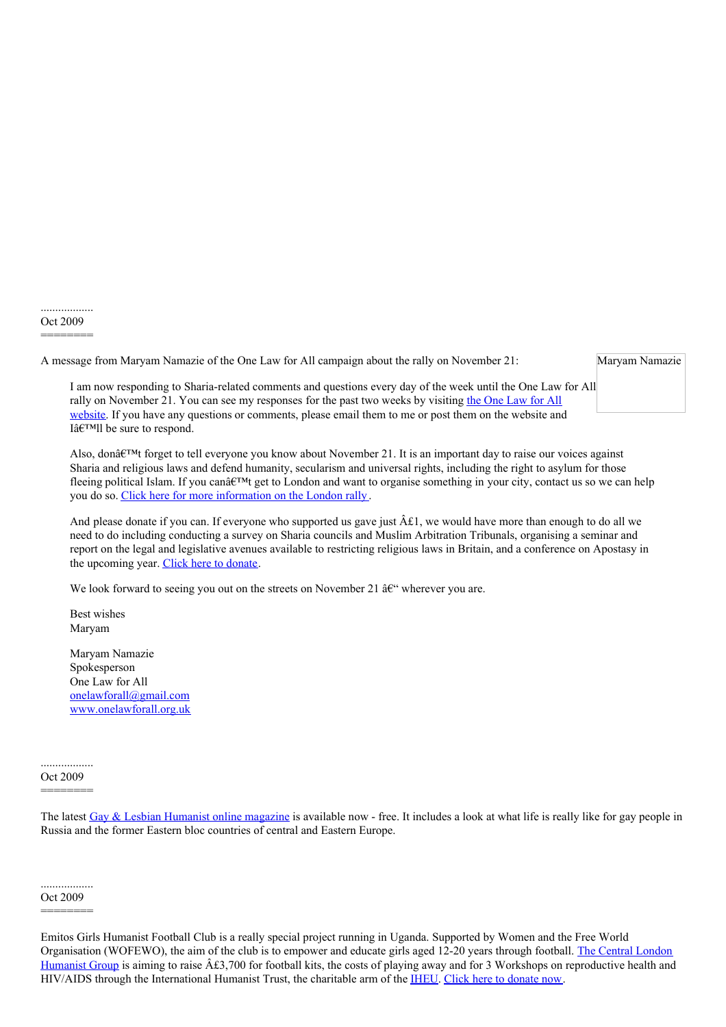..................
Oct 2009
========

A message from Maryam Namazie of the One Law for All campaign about the rally on November 21:

Maryam Namazie

> I am now responding to Sharia-related comments and questions every day of the week until the One Law for All rally on November 21. You can see my responses for the past two weeks by visiting the One Law for All website. If you have any questions or comments, please email them to me or post them on the website and Iâ€™ll be sure to respond.
>
> Also, donâ€™t forget to tell everyone you know about November 21. It is an important day to raise our voices against Sharia and religious laws and defend humanity, secularism and universal rights, including the right to asylum for those fleeing political Islam. If you canâ€™t get to London and want to organise something in your city, contact us so we can help you do so. Click here for more information on the London rally.
>
> And please donate if you can. If everyone who supported us gave just Â£1, we would have more than enough to do all we need to do including conducting a survey on Sharia councils and Muslim Arbitration Tribunals, organising a seminar and report on the legal and legislative avenues available to restricting religious laws in Britain, and a conference on Apostasy in the upcoming year. Click here to donate.
>
> We look forward to seeing you out on the streets on November 21 â€“ wherever you are.
>
> Best wishes
> Maryam
>
> Maryam Namazie
> Spokesperson
> One Law for All
> onelawforall@gmail.com
> www.onelawforall.org.uk

..................
Oct 2009
========

The latest Gay & Lesbian Humanist online magazine is available now - free. It includes a look at what life is really like for gay people in Russia and the former Eastern bloc countries of central and Eastern Europe.

..................
Oct 2009
========

Emitos Girls Humanist Football Club is a really special project running in Uganda. Supported by Women and the Free World Organisation (WOFEWO), the aim of the club is to empower and educate girls aged 12-20 years through football. The Central London Humanist Group is aiming to raise Â£3,700 for football kits, the costs of playing away and for 3 Workshops on reproductive health and HIV/AIDS through the International Humanist Trust, the charitable arm of the IHEU. Click here to donate now.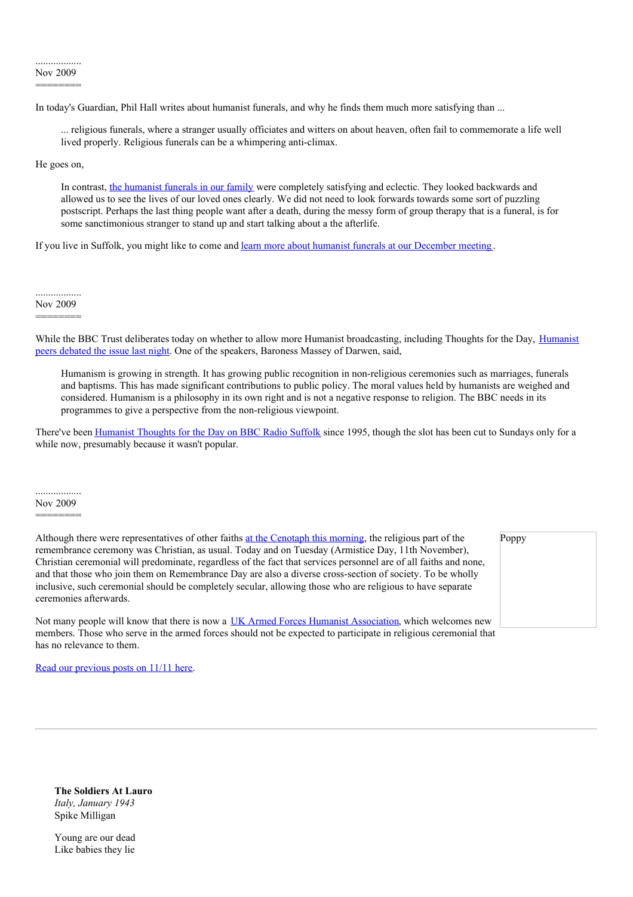..................
Nov 2009
========

In today's Guardian, Phil Hall writes about humanist funerals, and why he finds them much more satisfying than ...

> ... religious funerals, where a stranger usually officiates and witters on about heaven, often fail to commemorate a life well lived properly. Religious funerals can be a whimpering anti-climax.

He goes on,

> In contrast, the humanist funerals in our family were completely satisfying and eclectic. They looked backwards and allowed us to see the lives of our loved ones clearly. We did not need to look forwards towards some sort of puzzling postscript. Perhaps the last thing people want after a death, during the messy form of group therapy that is a funeral, is for some sanctimonious stranger to stand up and start talking about a the afterlife.

If you live in Suffolk, you might like to come and learn more about humanist funerals at our December meeting .

..................
Nov 2009
========

While the BBC Trust deliberates today on whether to allow more Humanist broadcasting, including Thoughts for the Day, Humanist peers debated the issue last night. One of the speakers, Baroness Massey of Darwen, said,

> Humanism is growing in strength. It has growing public recognition in non-religious ceremonies such as marriages, funerals and baptisms. This has made significant contributions to public policy. The moral values held by humanists are weighed and considered. Humanism is a philosophy in its own right and is not a negative response to religion. The BBC needs in its programmes to give a perspective from the non-religious viewpoint.

There've been Humanist Thoughts for the Day on BBC Radio Suffolk since 1995, though the slot has been cut to Sundays only for a while now, presumably because it wasn't popular.

..................
Nov 2009
========

Poppy

Although there were representatives of other faiths at the Cenotaph this morning, the religious part of the remembrance ceremony was Christian, as usual. Today and on Tuesday (Armistice Day, 11th November), Christian ceremonial will predominate, regardless of the fact that services personnel are of all faiths and none, and that those who join them on Remembrance Day are also a diverse cross-section of society. To be wholly inclusive, such ceremonial should be completely secular, allowing those who are religious to have separate ceremonies afterwards.

Not many people will know that there is now a UK Armed Forces Humanist Association, which welcomes new members. Those who serve in the armed forces should not be expected to participate in religious ceremonial that has no relevance to them.

Read our previous posts on 11/11 here.

---

**The Soldiers At Lauro**
*Italy, January 1943*
Spike Milligan

Young are our dead
Like babies they lie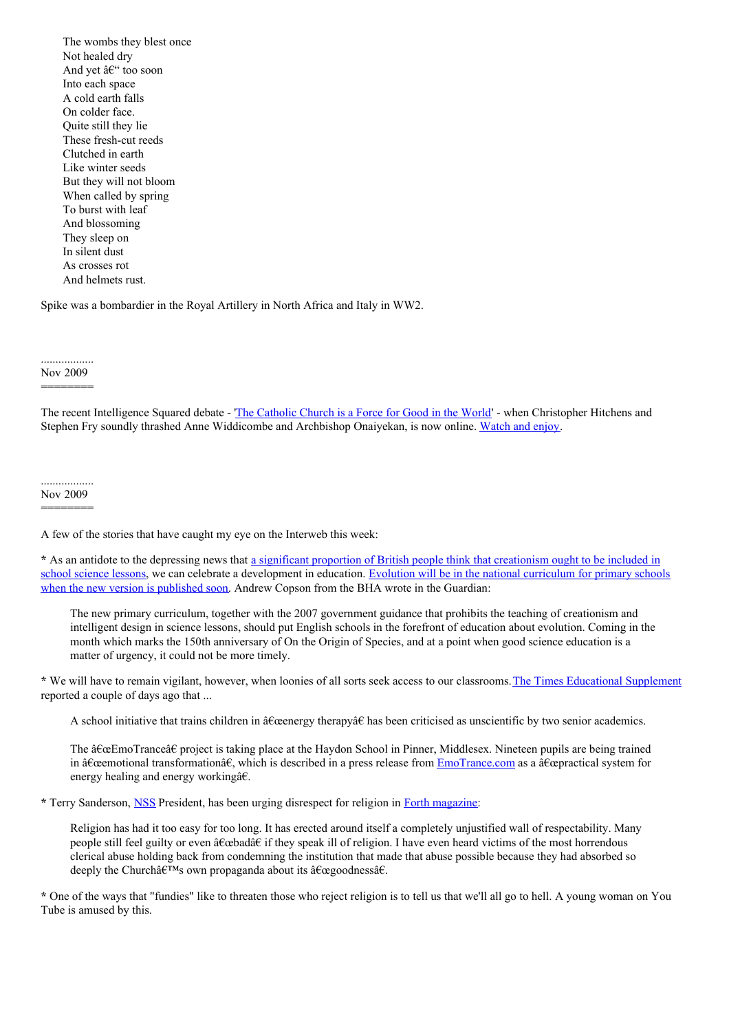> The wombs they blest once
> Not healed dry
> And yet â€“ too soon
> Into each space
> A cold earth falls
> On colder face.
> Quite still they lie
> These fresh-cut reeds
> Clutched in earth
> Like winter seeds
> But they will not bloom
> When called by spring
> To burst with leaf
> And blossoming
> They sleep on
> In silent dust
> As crosses rot
> And helmets rust.

Spike was a bombardier in the Royal Artillery in North Africa and Italy in WW2.

..................
Nov 2009
========

The recent Intelligence Squared debate - 'The Catholic Church is a Force for Good in the World' - when Christopher Hitchens and Stephen Fry soundly thrashed Anne Widdicombe and Archbishop Onaiyekan, is now online. Watch and enjoy.

..................
Nov 2009
========

A few of the stories that have caught my eye on the Interweb this week:

* As an antidote to the depressing news that a significant proportion of British people think that creationism ought to be included in school science lessons, we can celebrate a development in education. Evolution will be in the national curriculum for primary schools when the new version is published soon. Andrew Copson from the BHA wrote in the Guardian:

> The new primary curriculum, together with the 2007 government guidance that prohibits the teaching of creationism and intelligent design in science lessons, should put English schools in the forefront of education about evolution. Coming in the month which marks the 150th anniversary of On the Origin of Species, and at a point when good science education is a matter of urgency, it could not be more timely.

* We will have to remain vigilant, however, when loonies of all sorts seek access to our classrooms. The Times Educational Supplement reported a couple of days ago that ...

> A school initiative that trains children in â€œenergy therapyâ€ has been criticised as unscientific by two senior academics.
>
> The â€œEmoTranceâ€ project is taking place at the Haydon School in Pinner, Middlesex. Nineteen pupils are being trained in â€œemotional transformationâ€, which is described in a press release from EmoTrance.com as a â€œpractical system for energy healing and energy workingâ€.

* Terry Sanderson, NSS President, has been urging disrespect for religion in Forth magazine:

> Religion has had it too easy for too long. It has erected around itself a completely unjustified wall of respectability. Many people still feel guilty or even â€œbadâ€ if they speak ill of religion. I have even heard victims of the most horrendous clerical abuse holding back from condemning the institution that made that abuse possible because they had absorbed so deeply the Churchâ€™s own propaganda about its â€œgoodnessâ€.

* One of the ways that "fundies" like to threaten those who reject religion is to tell us that we'll all go to hell. A young woman on You Tube is amused by this.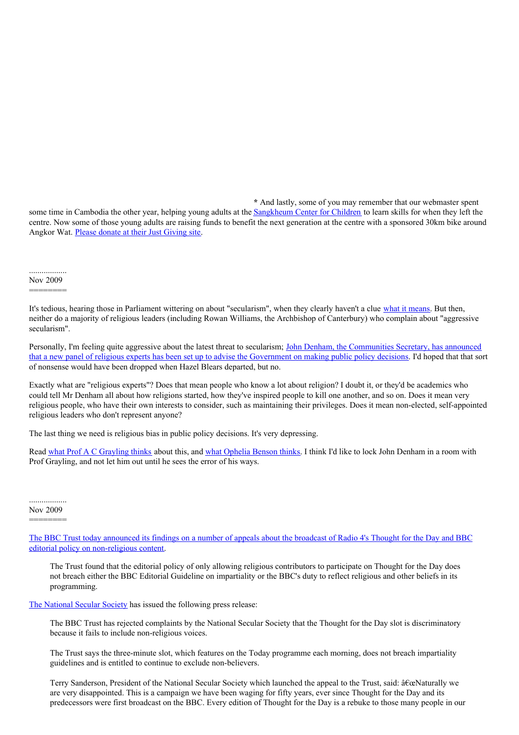* And lastly, some of you may remember that our webmaster spent some time in Cambodia the other year, helping young adults at the Sangkheum Center for Children to learn skills for when they left the centre. Now some of those young adults are raising funds to benefit the next generation at the centre with a sponsored 30km bike around Angkor Wat. Please donate at their Just Giving site.

..................
Nov 2009
========

It's tedious, hearing those in Parliament wittering on about "secularism", when they clearly haven't a clue what it means. But then, neither do a majority of religious leaders (including Rowan Williams, the Archbishop of Canterbury) who complain about "aggressive secularism".

Personally, I'm feeling quite aggressive about the latest threat to secularism; John Denham, the Communities Secretary, has announced that a new panel of religious experts has been set up to advise the Government on making public policy decisions. I'd hoped that that sort of nonsense would have been dropped when Hazel Blears departed, but no.

Exactly what are "religious experts"? Does that mean people who know a lot about religion? I doubt it, or they'd be academics who could tell Mr Denham all about how religions started, how they've inspired people to kill one another, and so on. Does it mean very religious people, who have their own interests to consider, such as maintaining their privileges. Does it mean non-elected, self-appointed religious leaders who don't represent anyone?

The last thing we need is religious bias in public policy decisions. It's very depressing.

Read what Prof A C Grayling thinks about this, and what Ophelia Benson thinks. I think I'd like to lock John Denham in a room with Prof Grayling, and not let him out until he sees the error of his ways.

..................
Nov 2009
========

The BBC Trust today announced its findings on a number of appeals about the broadcast of Radio 4's Thought for the Day and BBC editorial policy on non-religious content.

> The Trust found that the editorial policy of only allowing religious contributors to participate on Thought for the Day does not breach either the BBC Editorial Guideline on impartiality or the BBC's duty to reflect religious and other beliefs in its programming.

The National Secular Society has issued the following press release:

> The BBC Trust has rejected complaints by the National Secular Society that the Thought for the Day slot is discriminatory because it fails to include non-religious voices.
>
> The Trust says the three-minute slot, which features on the Today programme each morning, does not breach impartiality guidelines and is entitled to continue to exclude non-believers.
>
> Terry Sanderson, President of the National Secular Society which launched the appeal to the Trust, said: â€œNaturally we are very disappointed. This is a campaign we have been waging for fifty years, ever since Thought for the Day and its predecessors were first broadcast on the BBC. Every edition of Thought for the Day is a rebuke to those many people in our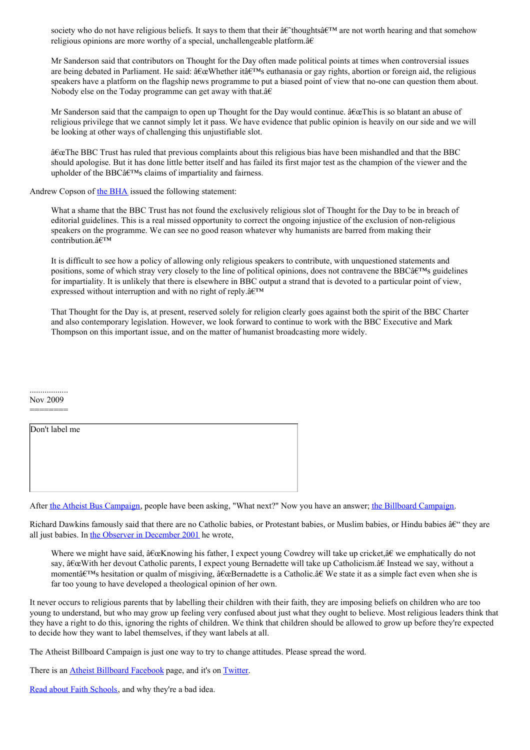> society who do not have religious beliefs. It says to them that their â€˜thoughtsâ€™ are not worth hearing and that somehow religious opinions are more worthy of a special, unchallengeable platform.â€
>
> Mr Sanderson said that contributors on Thought for the Day often made political points at times when controversial issues are being debated in Parliament. He said: â€œWhether itâ€™s euthanasia or gay rights, abortion or foreign aid, the religious speakers have a platform on the flagship news programme to put a biased point of view that no-one can question them about. Nobody else on the Today programme can get away with that.â€
>
> Mr Sanderson said that the campaign to open up Thought for the Day would continue. â€œThis is so blatant an abuse of religious privilege that we cannot simply let it pass. We have evidence that public opinion is heavily on our side and we will be looking at other ways of challenging this unjustifiable slot.
>
> â€œThe BBC Trust has ruled that previous complaints about this religious bias have been mishandled and that the BBC should apologise. But it has done little better itself and has failed its first major test as the champion of the viewer and the upholder of the BBCâ€™s claims of impartiality and fairness.

Andrew Copson of the BHA issued the following statement:

> What a shame that the BBC Trust has not found the exclusively religious slot of Thought for the Day to be in breach of editorial guidelines. This is a real missed opportunity to correct the ongoing injustice of the exclusion of non-religious speakers on the programme. We can see no good reason whatever why humanists are barred from making their contribution.â€™
>
> It is difficult to see how a policy of allowing only religious speakers to contribute, with unquestioned statements and positions, some of which stray very closely to the line of political opinions, does not contravene the BBCâ€™s guidelines for impartiality. It is unlikely that there is elsewhere in BBC output a strand that is devoted to a particular point of view, expressed without interruption and with no right of reply.â€™
>
> That Thought for the Day is, at present, reserved solely for religion clearly goes against both the spirit of the BBC Charter and also contemporary legislation. However, we look forward to continue to work with the BBC Executive and Mark Thompson on this important issue, and on the matter of humanist broadcasting more widely.

..................
Nov 2009
========

Don't label me

After the Atheist Bus Campaign, people have been asking, "What next?" Now you have an answer; the Billboard Campaign.

Richard Dawkins famously said that there are no Catholic babies, or Protestant babies, or Muslim babies, or Hindu babies â€“ they are all just babies. In the Observer in December 2001 he wrote,

> Where we might have said, â€œKnowing his father, I expect young Cowdrey will take up cricket,â€ we emphatically do not say, â€œWith her devout Catholic parents, I expect young Bernadette will take up Catholicism.â€ Instead we say, without a momentâ€™s hesitation or qualm of misgiving, â€œBernadette is a Catholic.â€ We state it as a simple fact even when she is far too young to have developed a theological opinion of her own.

It never occurs to religious parents that by labelling their children with their faith, they are imposing beliefs on children who are too young to understand, but who may grow up feeling very confused about just what they ought to believe. Most religious leaders think that they have a right to do this, ignoring the rights of children. We think that children should be allowed to grow up before they're expected to decide how they want to label themselves, if they want labels at all.

The Atheist Billboard Campaign is just one way to try to change attitudes. Please spread the word.

There is an Atheist Billboard Facebook page, and it's on Twitter.

Read about Faith Schools, and why they're a bad idea.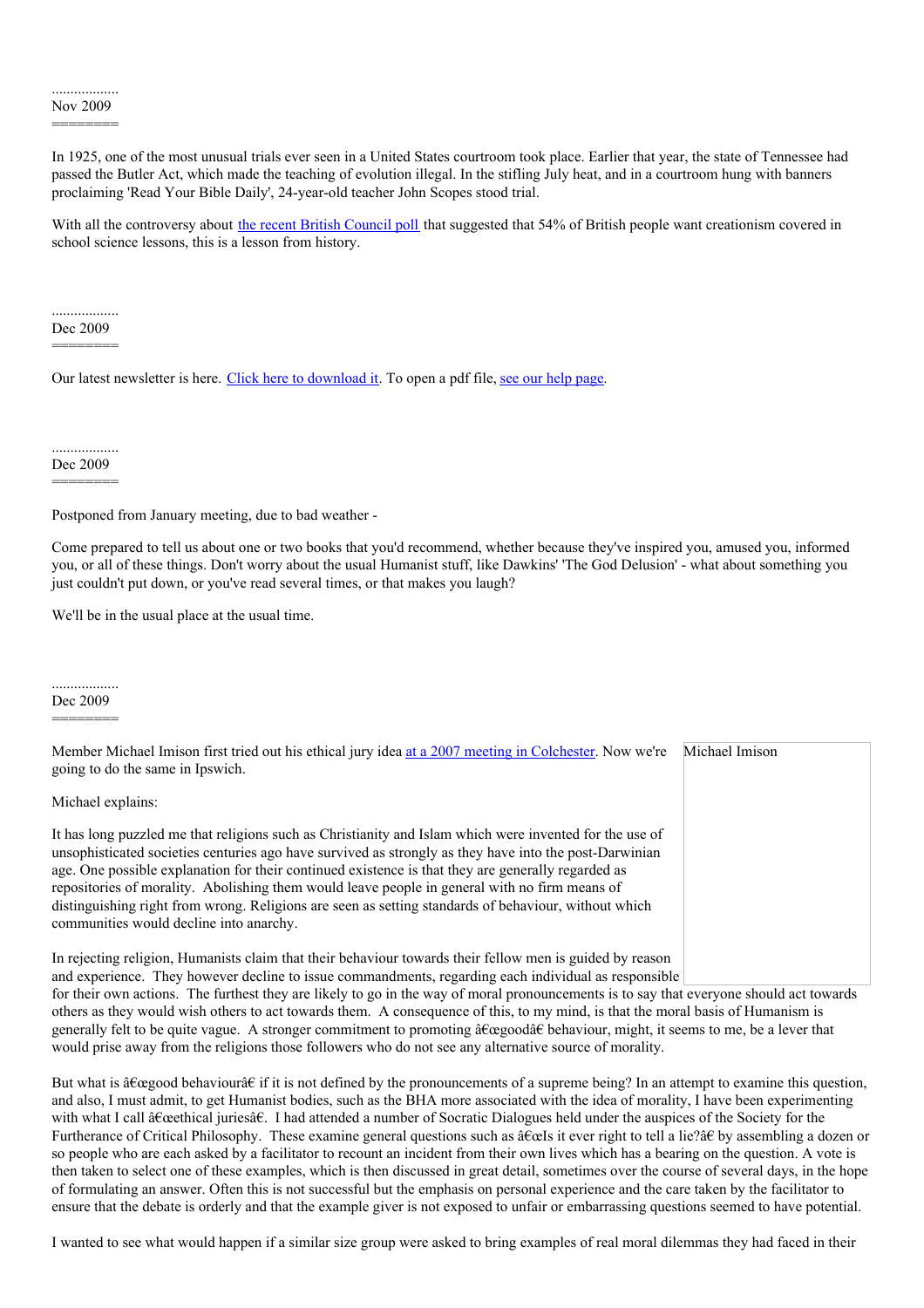..................
Nov 2009
========

In 1925, one of the most unusual trials ever seen in a United States courtroom took place. Earlier that year, the state of Tennessee had passed the Butler Act, which made the teaching of evolution illegal. In the stifling July heat, and in a courtroom hung with banners proclaiming 'Read Your Bible Daily', 24-year-old teacher John Scopes stood trial.

With all the controversy about the recent British Council poll that suggested that 54% of British people want creationism covered in school science lessons, this is a lesson from history.

..................
Dec 2009
========

Our latest newsletter is here. Click here to download it. To open a pdf file, see our help page.

..................
Dec 2009
========

Postponed from January meeting, due to bad weather -

Come prepared to tell us about one or two books that you'd recommend, whether because they've inspired you, amused you, informed you, or all of these things. Don't worry about the usual Humanist stuff, like Dawkins' 'The God Delusion' - what about something you just couldn't put down, or you've read several times, or that makes you laugh?

We'll be in the usual place at the usual time.

..................
Dec 2009
========

Member Michael Imison first tried out his ethical jury idea at a 2007 meeting in Colchester. Now we're going to do the same in Ipswich.

Michael Imison

Michael explains:

It has long puzzled me that religions such as Christianity and Islam which were invented for the use of unsophisticated societies centuries ago have survived as strongly as they have into the post-Darwinian age. One possible explanation for their continued existence is that they are generally regarded as repositories of morality. Abolishing them would leave people in general with no firm means of distinguishing right from wrong. Religions are seen as setting standards of behaviour, without which communities would decline into anarchy.

In rejecting religion, Humanists claim that their behaviour towards their fellow men is guided by reason and experience. They however decline to issue commandments, regarding each individual as responsible for their own actions. The furthest they are likely to go in the way of moral pronouncements is to say that everyone should act towards others as they would wish others to act towards them. A consequence of this, to my mind, is that the moral basis of Humanism is generally felt to be quite vague. A stronger commitment to promoting â€œgoodâ€ behaviour, might, it seems to me, be a lever that would prise away from the religions those followers who do not see any alternative source of morality.

But what is â€œgood behaviourâ€ if it is not defined by the pronouncements of a supreme being? In an attempt to examine this question, and also, I must admit, to get Humanist bodies, such as the BHA more associated with the idea of morality, I have been experimenting with what I call â€œethical juriesâ€. I had attended a number of Socratic Dialogues held under the auspices of the Society for the Furtherance of Critical Philosophy. These examine general questions such as â€œIs it ever right to tell a lie?â€ by assembling a dozen or so people who are each asked by a facilitator to recount an incident from their own lives which has a bearing on the question. A vote is then taken to select one of these examples, which is then discussed in great detail, sometimes over the course of several days, in the hope of formulating an answer. Often this is not successful but the emphasis on personal experience and the care taken by the facilitator to ensure that the debate is orderly and that the example giver is not exposed to unfair or embarrassing questions seemed to have potential.

I wanted to see what would happen if a similar size group were asked to bring examples of real moral dilemmas they had faced in their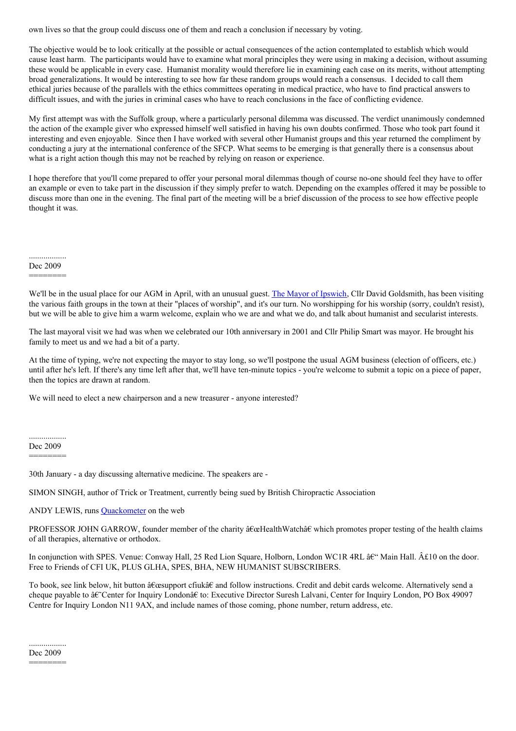own lives so that the group could discuss one of them and reach a conclusion if necessary by voting.

The objective would be to look critically at the possible or actual consequences of the action contemplated to establish which would cause least harm. The participants would have to examine what moral principles they were using in making a decision, without assuming these would be applicable in every case. Humanist morality would therefore lie in examining each case on its merits, without attempting broad generalizations. It would be interesting to see how far these random groups would reach a consensus. I decided to call them ethical juries because of the parallels with the ethics committees operating in medical practice, who have to find practical answers to difficult issues, and with the juries in criminal cases who have to reach conclusions in the face of conflicting evidence.

My first attempt was with the Suffolk group, where a particularly personal dilemma was discussed. The verdict unanimously condemned the action of the example giver who expressed himself well satisfied in having his own doubts confirmed. Those who took part found it interesting and even enjoyable. Since then I have worked with several other Humanist groups and this year returned the compliment by conducting a jury at the international conference of the SFCP. What seems to be emerging is that generally there is a consensus about what is a right action though this may not be reached by relying on reason or experience.

I hope therefore that you'll come prepared to offer your personal moral dilemmas though of course no-one should feel they have to offer an example or even to take part in the discussion if they simply prefer to watch. Depending on the examples offered it may be possible to discuss more than one in the evening. The final part of the meeting will be a brief discussion of the process to see how effective people thought it was.

..................

Dec 2009
========

We'll be in the usual place for our AGM in April, with an unusual guest. The Mayor of Ipswich, Cllr David Goldsmith, has been visiting the various faith groups in the town at their "places of worship", and it's our turn. No worshipping for his worship (sorry, couldn't resist), but we will be able to give him a warm welcome, explain who we are and what we do, and talk about humanist and secularist interests.

The last mayoral visit we had was when we celebrated our 10th anniversary in 2001 and Cllr Philip Smart was mayor. He brought his family to meet us and we had a bit of a party.

At the time of typing, we're not expecting the mayor to stay long, so we'll postpone the usual AGM business (election of officers, etc.) until after he's left. If there's any time left after that, we'll have ten-minute topics - you're welcome to submit a topic on a piece of paper, then the topics are drawn at random.

We will need to elect a chairperson and a new treasurer - anyone interested?

..................

Dec 2009
========

30th January - a day discussing alternative medicine. The speakers are -

SIMON SINGH, author of Trick or Treatment, currently being sued by British Chiropractic Association

ANDY LEWIS, runs Quackometer on the web

PROFESSOR JOHN GARROW, founder member of the charity â€œHealthWatchâ€ which promotes proper testing of the health claims of all therapies, alternative or orthodox.

In conjunction with SPES. Venue: Conway Hall, 25 Red Lion Square, Holborn, London WC1R 4RL â€“ Main Hall. Â£10 on the door. Free to Friends of CFI UK, PLUS GLHA, SPES, BHA, NEW HUMANIST SUBSCRIBERS.

To book, see link below, hit button â€œsupport cfiukâ€ and follow instructions. Credit and debit cards welcome. Alternatively send a cheque payable to â€˜Center for Inquiry Londonâ€ to: Executive Director Suresh Lalvani, Center for Inquiry London, PO Box 49097 Centre for Inquiry London N11 9AX, and include names of those coming, phone number, return address, etc.

..................

Dec 2009
========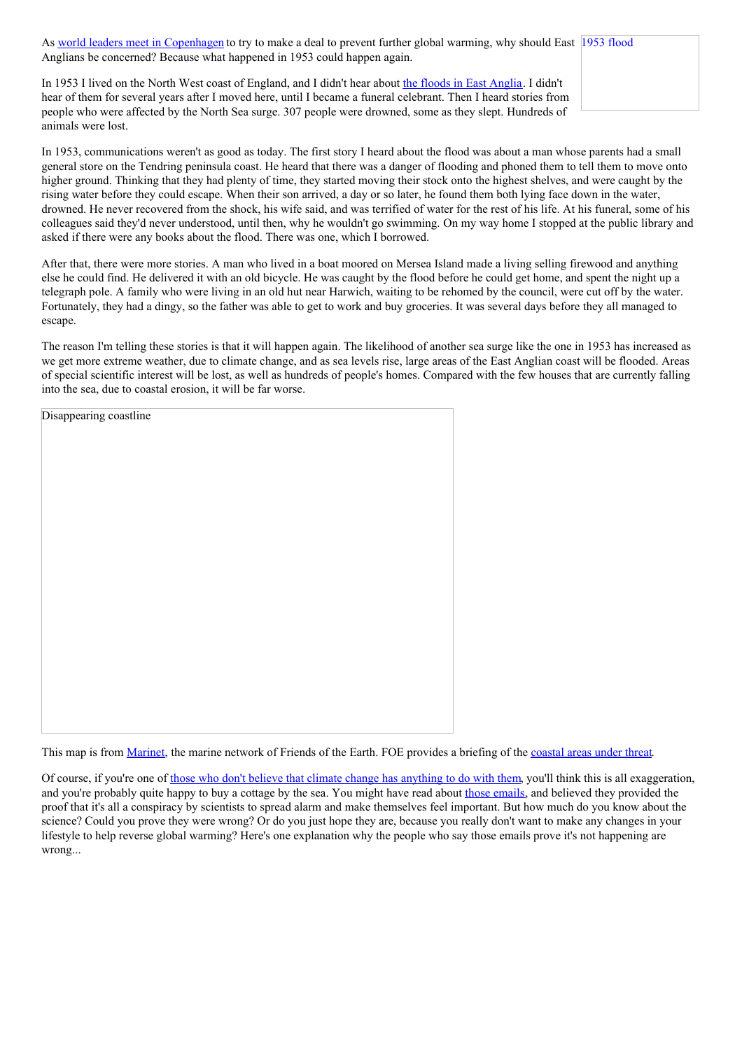As [world leaders meet in Copenhagen](#) to try to make a deal to prevent further global warming, why should East Anglians be concerned? Because what happened in 1953 could happen again.

[1953 flood](#)

In 1953 I lived on the North West coast of England, and I didn't hear about [the floods in East Anglia](#). I didn't hear of them for several years after I moved here, until I became a funeral celebrant. Then I heard stories from people who were affected by the North Sea surge. 307 people were drowned, some as they slept. Hundreds of animals were lost.

In 1953, communications weren't as good as today. The first story I heard about the flood was about a man whose parents had a small general store on the Tendring peninsula coast. He heard that there was a danger of flooding and phoned them to tell them to move onto higher ground. Thinking that they had plenty of time, they started moving their stock onto the highest shelves, and were caught by the rising water before they could escape. When their son arrived, a day or so later, he found them both lying face down in the water, drowned. He never recovered from the shock, his wife said, and was terrified of water for the rest of his life. At his funeral, some of his colleagues said they'd never understood, until then, why he wouldn't go swimming. On my way home I stopped at the public library and asked if there were any books about the flood. There was one, which I borrowed.

After that, there were more stories. A man who lived in a boat moored on Mersea Island made a living selling firewood and anything else he could find. He delivered it with an old bicycle. He was caught by the flood before he could get home, and spent the night up a telegraph pole. A family who were living in an old hut near Harwich, waiting to be rehomed by the council, were cut off by the water. Fortunately, they had a dingy, so the father was able to get to work and buy groceries. It was several days before they all managed to escape.

The reason I'm telling these stories is that it will happen again. The likelihood of another sea surge like the one in 1953 has increased as we get more extreme weather, due to climate change, and as sea levels rise, large areas of the East Anglian coast will be flooded. Areas of special scientific interest will be lost, as well as hundreds of people's homes. Compared with the few houses that are currently falling into the sea, due to coastal erosion, it will be far worse.

Disappearing coastline

This map is from [Marinet](#), the marine network of Friends of the Earth. FOE provides a briefing of the [coastal areas under threat](#).

Of course, if you're one of [those who don't believe that climate change has anything to do with them](#), you'll think this is all exaggeration, and you're probably quite happy to buy a cottage by the sea. You might have read about [those emails](#), and believed they provided the proof that it's all a conspiracy by scientists to spread alarm and make themselves feel important. But how much do you know about the science? Could you prove they were wrong? Or do you just hope they are, because you really don't want to make any changes in your lifestyle to help reverse global warming? Here's one explanation why the people who say those emails prove it's not happening are wrong...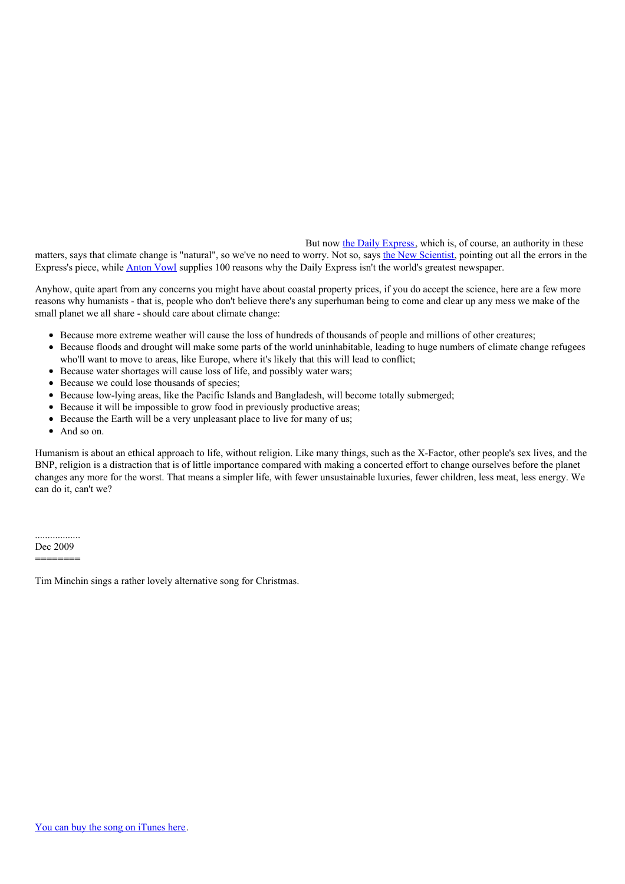But now the Daily Express, which is, of course, an authority in these matters, says that climate change is "natural", so we've no need to worry. Not so, says the New Scientist, pointing out all the errors in the Express's piece, while Anton Vowl supplies 100 reasons why the Daily Express isn't the world's greatest newspaper.

Anyhow, quite apart from any concerns you might have about coastal property prices, if you do accept the science, here are a few more reasons why humanists - that is, people who don't believe there's any superhuman being to come and clear up any mess we make of the small planet we all share - should care about climate change:

- Because more extreme weather will cause the loss of hundreds of thousands of people and millions of other creatures;
- Because floods and drought will make some parts of the world uninhabitable, leading to huge numbers of climate change refugees who'll want to move to areas, like Europe, where it's likely that this will lead to conflict;
- Because water shortages will cause loss of life, and possibly water wars;
- Because we could lose thousands of species;
- Because low-lying areas, like the Pacific Islands and Bangladesh, will become totally submerged;
- Because it will be impossible to grow food in previously productive areas;
- Because the Earth will be a very unpleasant place to live for many of us;
- And so on.

Humanism is about an ethical approach to life, without religion. Like many things, such as the X-Factor, other people's sex lives, and the BNP, religion is a distraction that is of little importance compared with making a concerted effort to change ourselves before the planet changes any more for the worst. That means a simpler life, with fewer unsustainable luxuries, fewer children, less meat, less energy. We can do it, can't we?

..................
Dec 2009
========

Tim Minchin sings a rather lovely alternative song for Christmas.

You can buy the song on iTunes here.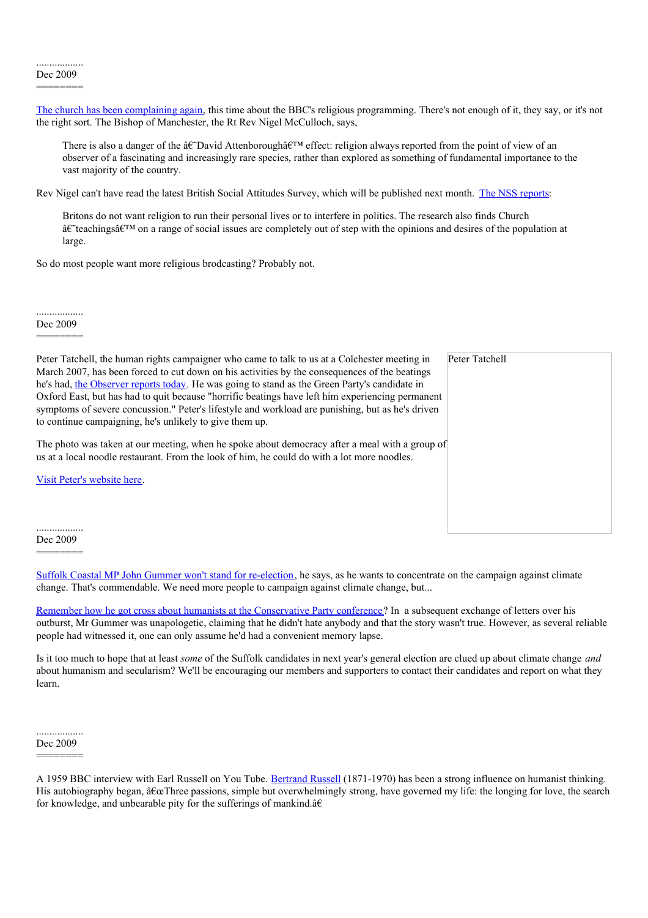..................
Dec 2009
========

The church has been complaining again, this time about the BBC's religious programming. There's not enough of it, they say, or it's not the right sort. The Bishop of Manchester, the Rt Rev Nigel McCulloch, says,

> There is also a danger of the â€˜David Attenboroughâ€™ effect: religion always reported from the point of view of an observer of a fascinating and increasingly rare species, rather than explored as something of fundamental importance to the vast majority of the country.

Rev Nigel can't have read the latest British Social Attitudes Survey, which will be published next month. The NSS reports:

> Britons do not want religion to run their personal lives or to interfere in politics. The research also finds Church â€˜teachingsâ€™ on a range of social issues are completely out of step with the opinions and desires of the population at large.

So do most people want more religious brodcasting? Probably not.

..................
Dec 2009
========

Peter Tatchell, the human rights campaigner who came to talk to us at a Colchester meeting in March 2007, has been forced to cut down on his activities by the consequences of the beatings he's had, the Observer reports today. He was going to stand as the Green Party's candidate in Oxford East, but has had to quit because "horrific beatings have left him experiencing permanent symptoms of severe concussion." Peter's lifestyle and workload are punishing, but as he's driven to continue campaigning, he's unlikely to give them up.

Peter Tatchell

The photo was taken at our meeting, when he spoke about democracy after a meal with a group of us at a local noodle restaurant. From the look of him, he could do with a lot more noodles.

Visit Peter's website here.

..................
Dec 2009
========

Suffolk Coastal MP John Gummer won't stand for re-election, he says, as he wants to concentrate on the campaign against climate change. That's commendable. We need more people to campaign against climate change, but...

Remember how he got cross about humanists at the Conservative Party conference? In a subsequent exchange of letters over his outburst, Mr Gummer was unapologetic, claiming that he didn't hate anybody and that the story wasn't true. However, as several reliable people had witnessed it, one can only assume he'd had a convenient memory lapse.

Is it too much to hope that at least *some* of the Suffolk candidates in next year's general election are clued up about climate change *and* about humanism and secularism? We'll be encouraging our members and supporters to contact their candidates and report on what they learn.

..................
Dec 2009
========

A 1959 BBC interview with Earl Russell on You Tube. Bertrand Russell (1871-1970) has been a strong influence on humanist thinking. His autobiography began, â€œThree passions, simple but overwhelmingly strong, have governed my life: the longing for love, the search for knowledge, and unbearable pity for the sufferings of mankind.â€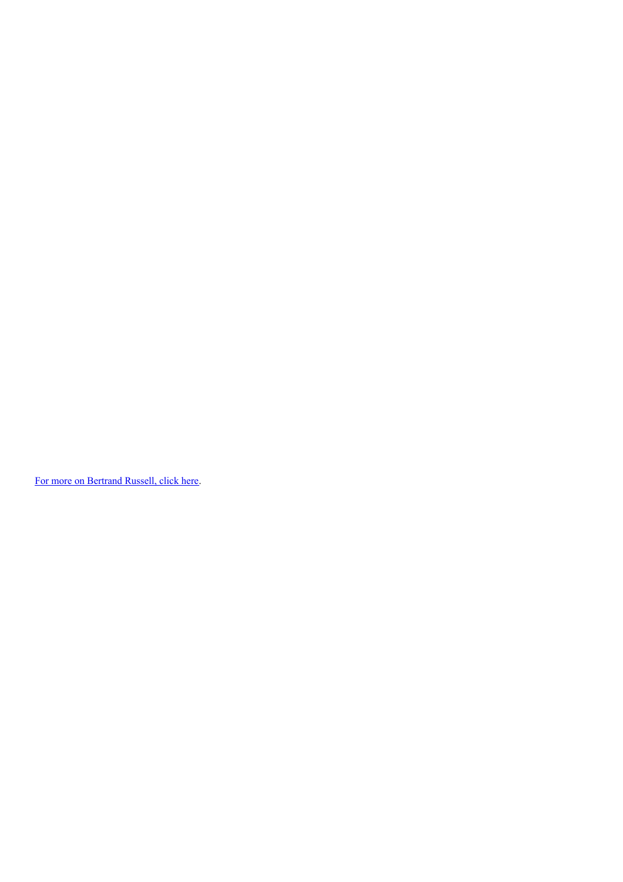[For more on Bertrand Russell, click here].